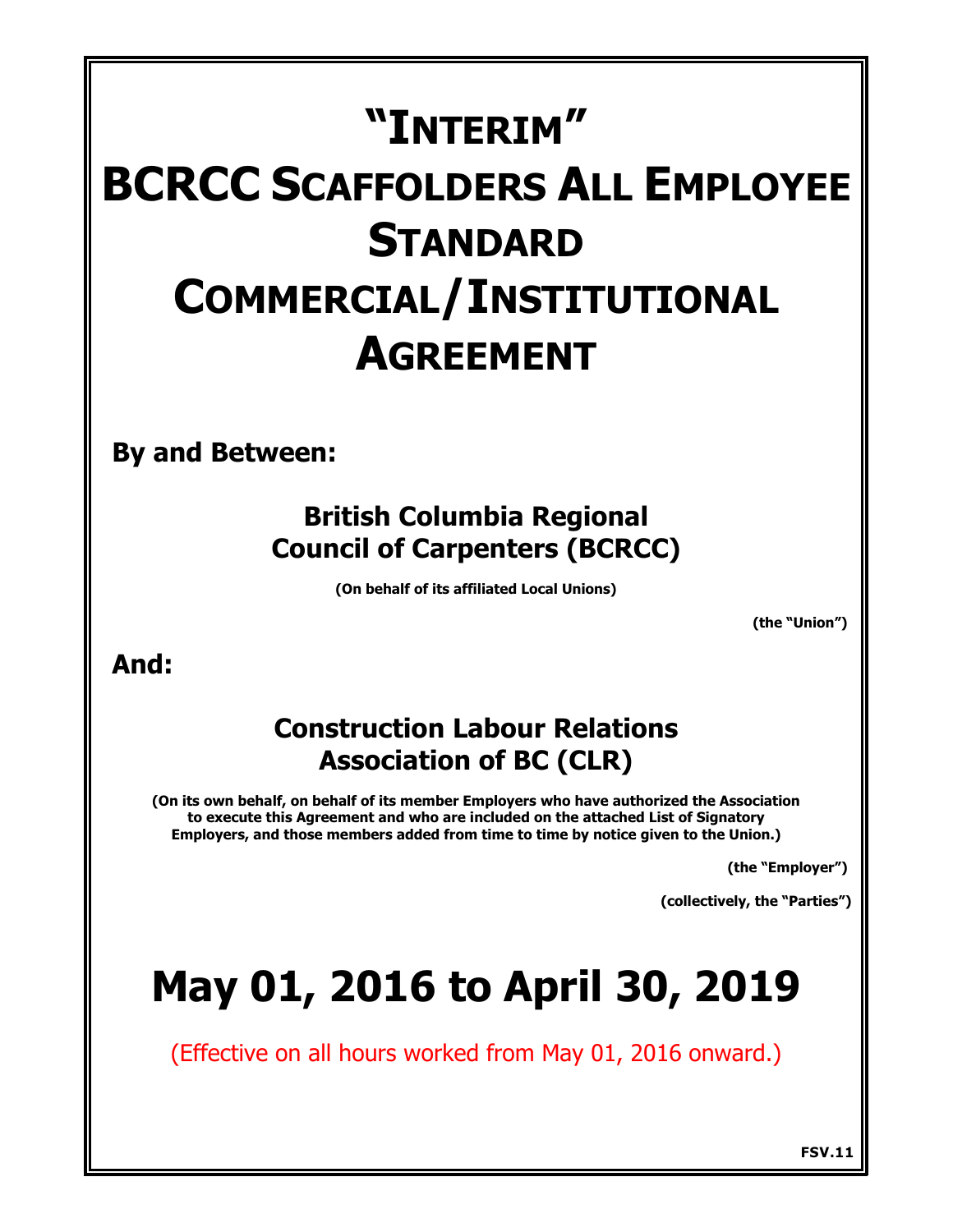# "INTERIM" BCRCC SCAFFOLDERS ALL EMPLOYEE STANDARD COMMERCIAL/INSTITUTIONAL AGREEMENT

**By and Between:**

**British Columbia Regional Council of Carpenters (BCRCC)**

**(On behalf of its affiliated Local Unions)**

**(the "Union")**

**And:**

**Construction Labour Relations Association of BC (CLR)**

**(On its own behalf, on behalf of its member Employers who have authorized the Association to execute this Agreement and who are included on the attached List of Signatory Employers, and those members added from time to time by notice given to the Union.)**

**(the "Employer")**

**(collectively, the "Parties")**

# May 01, 2016 to April 30, 2019

(Effective on all hours worked from May 01, 2016 onward.)

**FSV.11**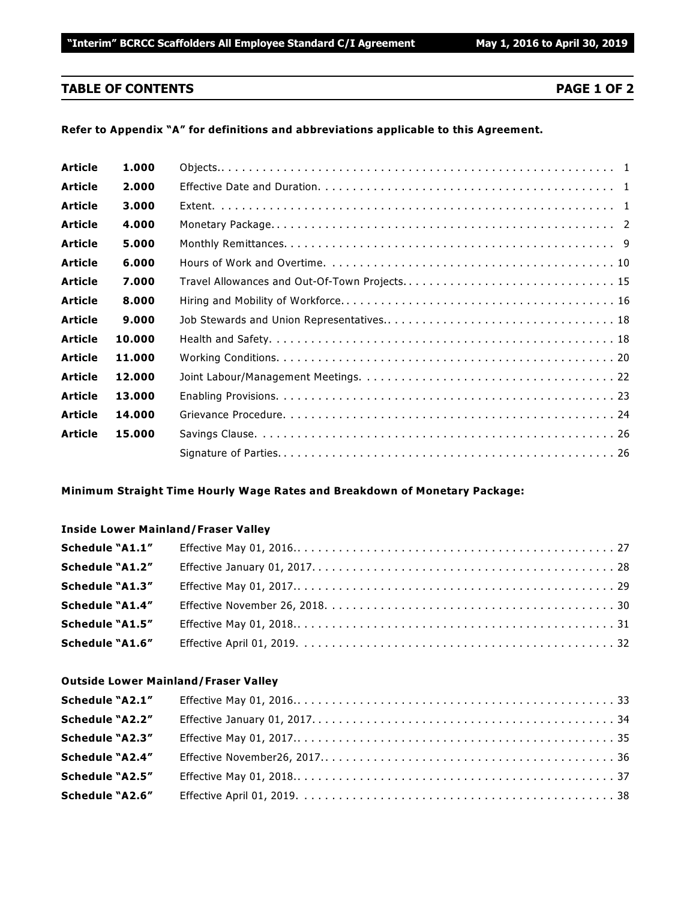## TABLE OF CONTENTS — PAGE 1 OF 2

**Refer to Appendix "A" for definitions and abbreviations applicable to this Agreement.**

| | | | |
|---|---|---|---|
| **Article** | **1.000** | Objects. | 1 |
| **Article** | **2.000** | Effective Date and Duration. | 1 |
| **Article** | **3.000** | Extent. | 1 |
| **Article** | **4.000** | Monetary Package. | 2 |
| **Article** | **5.000** | Monthly Remittances. | 9 |
| **Article** | **6.000** | Hours of Work and Overtime. | 10 |
| **Article** | **7.000** | Travel Allowances and Out-Of-Town Projects. | 15 |
| **Article** | **8.000** | Hiring and Mobility of Workforce. | 16 |
| **Article** | **9.000** | Job Stewards and Union Representatives. | 18 |
| **Article** | **10.000** | Health and Safety. | 18 |
| **Article** | **11.000** | Working Conditions. | 20 |
| **Article** | **12.000** | Joint Labour/Management Meetings. | 22 |
| **Article** | **13.000** | Enabling Provisions. | 23 |
| **Article** | **14.000** | Grievance Procedure. | 24 |
| **Article** | **15.000** | Savings Clause. | 26 |
| | | Signature of Parties. | 26 |

**Minimum Straight Time Hourly Wage Rates and Breakdown of Monetary Package:**

**Inside Lower Mainland/Fraser Valley**

| | | |
|---|---|---|
| **Schedule "A1.1"** | Effective May 01, 2016. | 27 |
| **Schedule "A1.2"** | Effective January 01, 2017. | 28 |
| **Schedule "A1.3"** | Effective May 01, 2017. | 29 |
| **Schedule "A1.4"** | Effective November 26, 2018. | 30 |
| **Schedule "A1.5"** | Effective May 01, 2018. | 31 |
| **Schedule "A1.6"** | Effective April 01, 2019. | 32 |

**Outside Lower Mainland/Fraser Valley**

| | | |
|---|---|---|
| **Schedule "A2.1"** | Effective May 01, 2016. | 33 |
| **Schedule "A2.2"** | Effective January 01, 2017. | 34 |
| **Schedule "A2.3"** | Effective May 01, 2017. | 35 |
| **Schedule "A2.4"** | Effective November26, 2017. | 36 |
| **Schedule "A2.5"** | Effective May 01, 2018. | 37 |
| **Schedule "A2.6"** | Effective April 01, 2019. | 38 |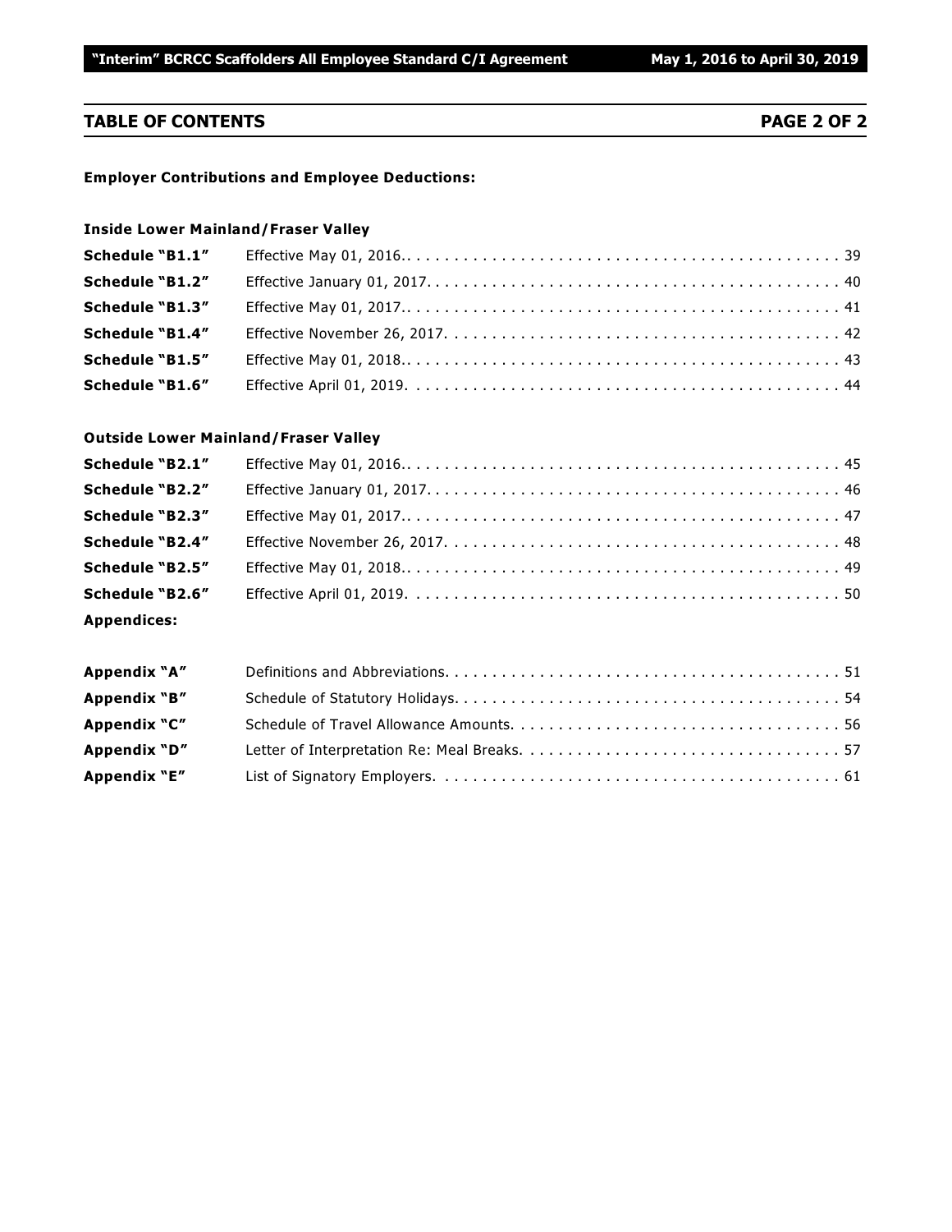## TABLE OF CONTENTS PAGE 2 OF 2

**Employer Contributions and Employee Deductions:**

**Inside Lower Mainland/Fraser Valley**

| | | |
|---|---|---|
| **Schedule "B1.1"** | Effective May 01, 2016. | 39 |
| **Schedule "B1.2"** | Effective January 01, 2017. | 40 |
| **Schedule "B1.3"** | Effective May 01, 2017. | 41 |
| **Schedule "B1.4"** | Effective November 26, 2017. | 42 |
| **Schedule "B1.5"** | Effective May 01, 2018. | 43 |
| **Schedule "B1.6"** | Effective April 01, 2019. | 44 |

**Outside Lower Mainland/Fraser Valley**

| | | |
|---|---|---|
| **Schedule "B2.1"** | Effective May 01, 2016. | 45 |
| **Schedule "B2.2"** | Effective January 01, 2017. | 46 |
| **Schedule "B2.3"** | Effective May 01, 2017. | 47 |
| **Schedule "B2.4"** | Effective November 26, 2017. | 48 |
| **Schedule "B2.5"** | Effective May 01, 2018. | 49 |
| **Schedule "B2.6"** | Effective April 01, 2019. | 50 |

**Appendices:**

| | | |
|---|---|---|
| **Appendix "A"** | Definitions and Abbreviations. | 51 |
| **Appendix "B"** | Schedule of Statutory Holidays. | 54 |
| **Appendix "C"** | Schedule of Travel Allowance Amounts. | 56 |
| **Appendix "D"** | Letter of Interpretation Re: Meal Breaks. | 57 |
| **Appendix "E"** | List of Signatory Employers. | 61 |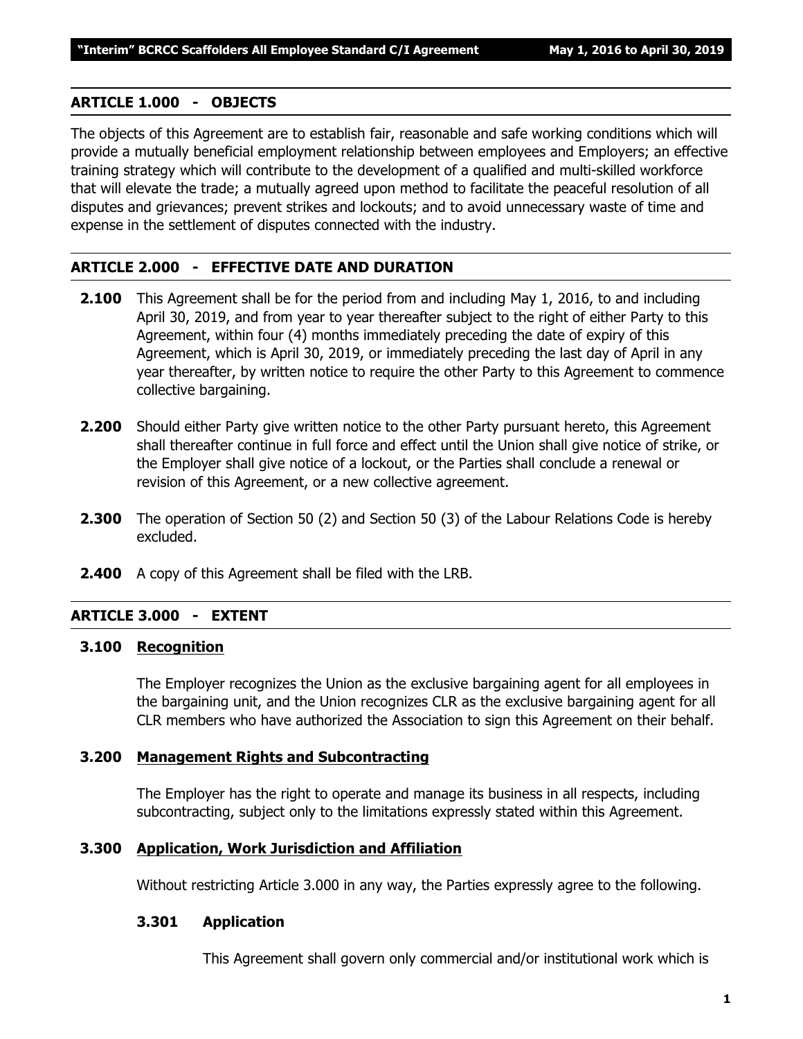## ARTICLE 1.000 - OBJECTS

The objects of this Agreement are to establish fair, reasonable and safe working conditions which will provide a mutually beneficial employment relationship between employees and Employers; an effective training strategy which will contribute to the development of a qualified and multi-skilled workforce that will elevate the trade; a mutually agreed upon method to facilitate the peaceful resolution of all disputes and grievances; prevent strikes and lockouts; and to avoid unnecessary waste of time and expense in the settlement of disputes connected with the industry.

## ARTICLE 2.000 - EFFECTIVE DATE AND DURATION

**2.100** This Agreement shall be for the period from and including May 1, 2016, to and including April 30, 2019, and from year to year thereafter subject to the right of either Party to this Agreement, within four (4) months immediately preceding the date of expiry of this Agreement, which is April 30, 2019, or immediately preceding the last day of April in any year thereafter, by written notice to require the other Party to this Agreement to commence collective bargaining.

**2.200** Should either Party give written notice to the other Party pursuant hereto, this Agreement shall thereafter continue in full force and effect until the Union shall give notice of strike, or the Employer shall give notice of a lockout, or the Parties shall conclude a renewal or revision of this Agreement, or a new collective agreement.

**2.300** The operation of Section 50 (2) and Section 50 (3) of the Labour Relations Code is hereby excluded.

**2.400** A copy of this Agreement shall be filed with the LRB.

## ARTICLE 3.000 - EXTENT

### 3.100 Recognition

The Employer recognizes the Union as the exclusive bargaining agent for all employees in the bargaining unit, and the Union recognizes CLR as the exclusive bargaining agent for all CLR members who have authorized the Association to sign this Agreement on their behalf.

### 3.200 Management Rights and Subcontracting

The Employer has the right to operate and manage its business in all respects, including subcontracting, subject only to the limitations expressly stated within this Agreement.

### 3.300 Application, Work Jurisdiction and Affiliation

Without restricting Article 3.000 in any way, the Parties expressly agree to the following.

#### 3.301 Application

This Agreement shall govern only commercial and/or institutional work which is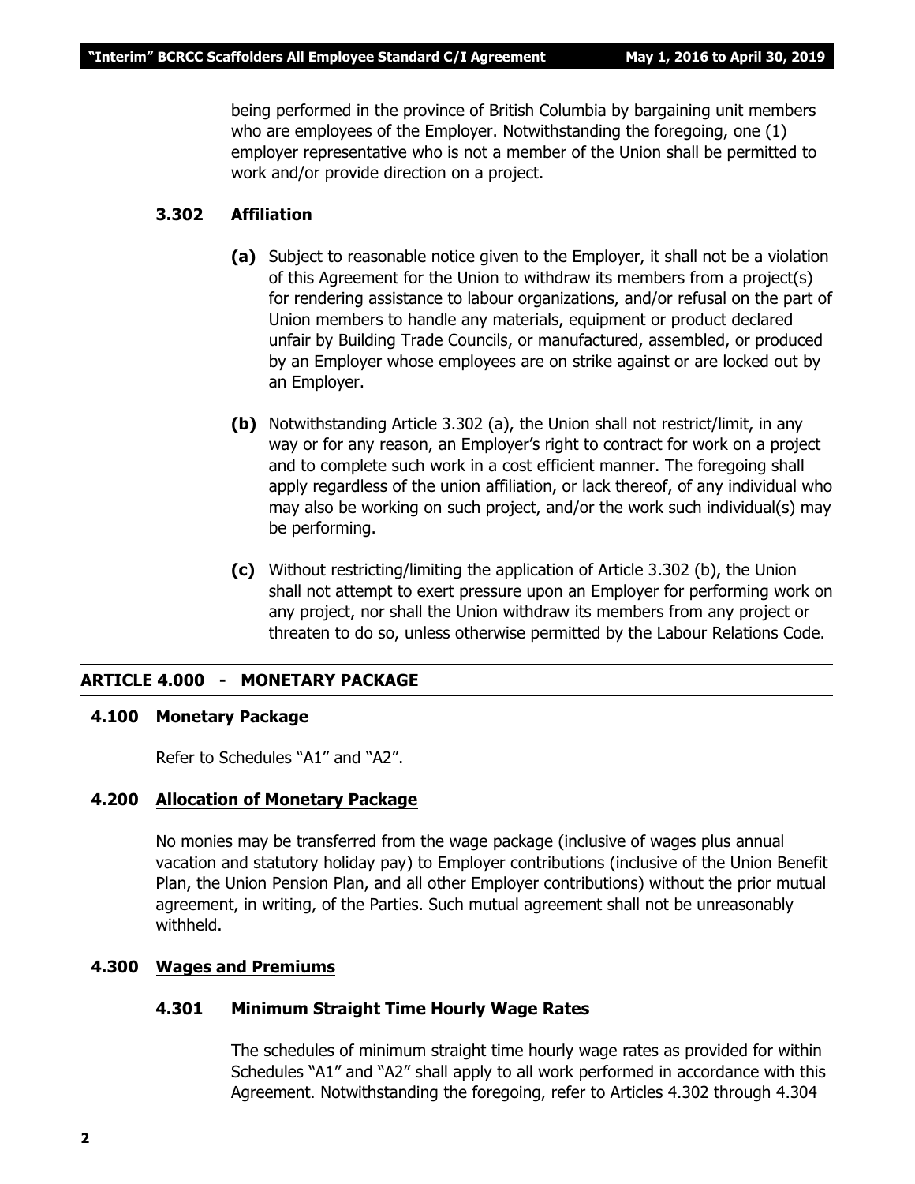being performed in the province of British Columbia by bargaining unit members who are employees of the Employer. Notwithstanding the foregoing, one (1) employer representative who is not a member of the Union shall be permitted to work and/or provide direction on a project.

**3.302 Affiliation**

**(a)** Subject to reasonable notice given to the Employer, it shall not be a violation of this Agreement for the Union to withdraw its members from a project(s) for rendering assistance to labour organizations, and/or refusal on the part of Union members to handle any materials, equipment or product declared unfair by Building Trade Councils, or manufactured, assembled, or produced by an Employer whose employees are on strike against or are locked out by an Employer.

**(b)** Notwithstanding Article 3.302 (a), the Union shall not restrict/limit, in any way or for any reason, an Employer's right to contract for work on a project and to complete such work in a cost efficient manner. The foregoing shall apply regardless of the union affiliation, or lack thereof, of any individual who may also be working on such project, and/or the work such individual(s) may be performing.

**(c)** Without restricting/limiting the application of Article 3.302 (b), the Union shall not attempt to exert pressure upon an Employer for performing work on any project, nor shall the Union withdraw its members from any project or threaten to do so, unless otherwise permitted by the Labour Relations Code.

## ARTICLE 4.000 - MONETARY PACKAGE

**4.100 Monetary Package**

Refer to Schedules "A1" and "A2".

**4.200 Allocation of Monetary Package**

No monies may be transferred from the wage package (inclusive of wages plus annual vacation and statutory holiday pay) to Employer contributions (inclusive of the Union Benefit Plan, the Union Pension Plan, and all other Employer contributions) without the prior mutual agreement, in writing, of the Parties. Such mutual agreement shall not be unreasonably withheld.

**4.300 Wages and Premiums**

**4.301 Minimum Straight Time Hourly Wage Rates**

The schedules of minimum straight time hourly wage rates as provided for within Schedules "A1" and "A2" shall apply to all work performed in accordance with this Agreement. Notwithstanding the foregoing, refer to Articles 4.302 through 4.304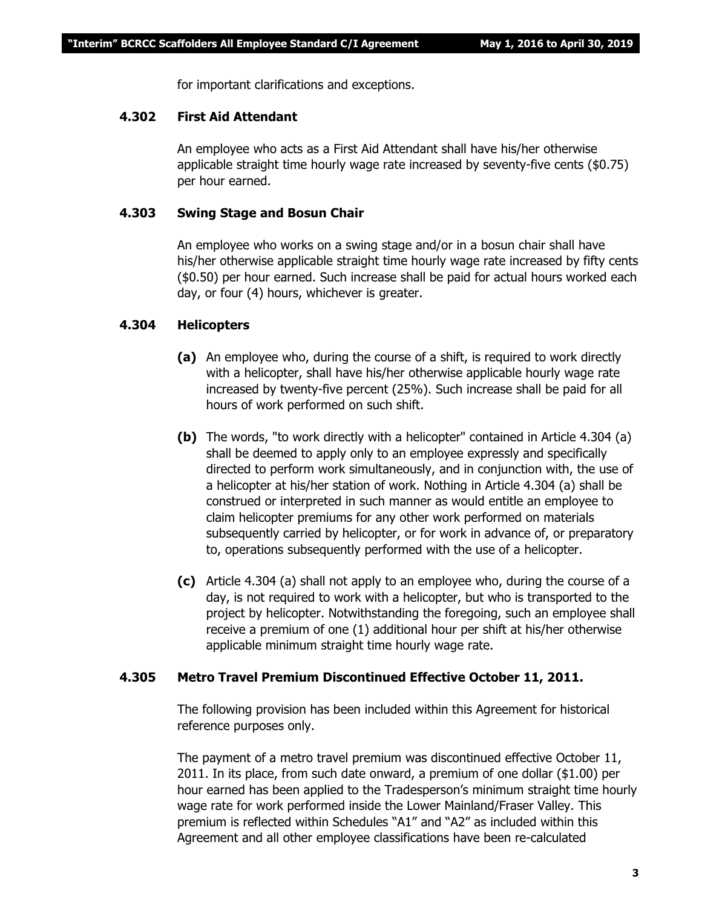for important clarifications and exceptions.

### 4.302 First Aid Attendant

An employee who acts as a First Aid Attendant shall have his/her otherwise applicable straight time hourly wage rate increased by seventy-five cents ($0.75) per hour earned.

### 4.303 Swing Stage and Bosun Chair

An employee who works on a swing stage and/or in a bosun chair shall have his/her otherwise applicable straight time hourly wage rate increased by fifty cents ($0.50) per hour earned. Such increase shall be paid for actual hours worked each day, or four (4) hours, whichever is greater.

### 4.304 Helicopters

**(a)** An employee who, during the course of a shift, is required to work directly with a helicopter, shall have his/her otherwise applicable hourly wage rate increased by twenty-five percent (25%). Such increase shall be paid for all hours of work performed on such shift.

**(b)** The words, "to work directly with a helicopter" contained in Article 4.304 (a) shall be deemed to apply only to an employee expressly and specifically directed to perform work simultaneously, and in conjunction with, the use of a helicopter at his/her station of work. Nothing in Article 4.304 (a) shall be construed or interpreted in such manner as would entitle an employee to claim helicopter premiums for any other work performed on materials subsequently carried by helicopter, or for work in advance of, or preparatory to, operations subsequently performed with the use of a helicopter.

**(c)** Article 4.304 (a) shall not apply to an employee who, during the course of a day, is not required to work with a helicopter, but who is transported to the project by helicopter. Notwithstanding the foregoing, such an employee shall receive a premium of one (1) additional hour per shift at his/her otherwise applicable minimum straight time hourly wage rate.

### 4.305 Metro Travel Premium Discontinued Effective October 11, 2011.

The following provision has been included within this Agreement for historical reference purposes only.

The payment of a metro travel premium was discontinued effective October 11, 2011. In its place, from such date onward, a premium of one dollar ($1.00) per hour earned has been applied to the Tradesperson's minimum straight time hourly wage rate for work performed inside the Lower Mainland/Fraser Valley. This premium is reflected within Schedules "A1" and "A2" as included within this Agreement and all other employee classifications have been re-calculated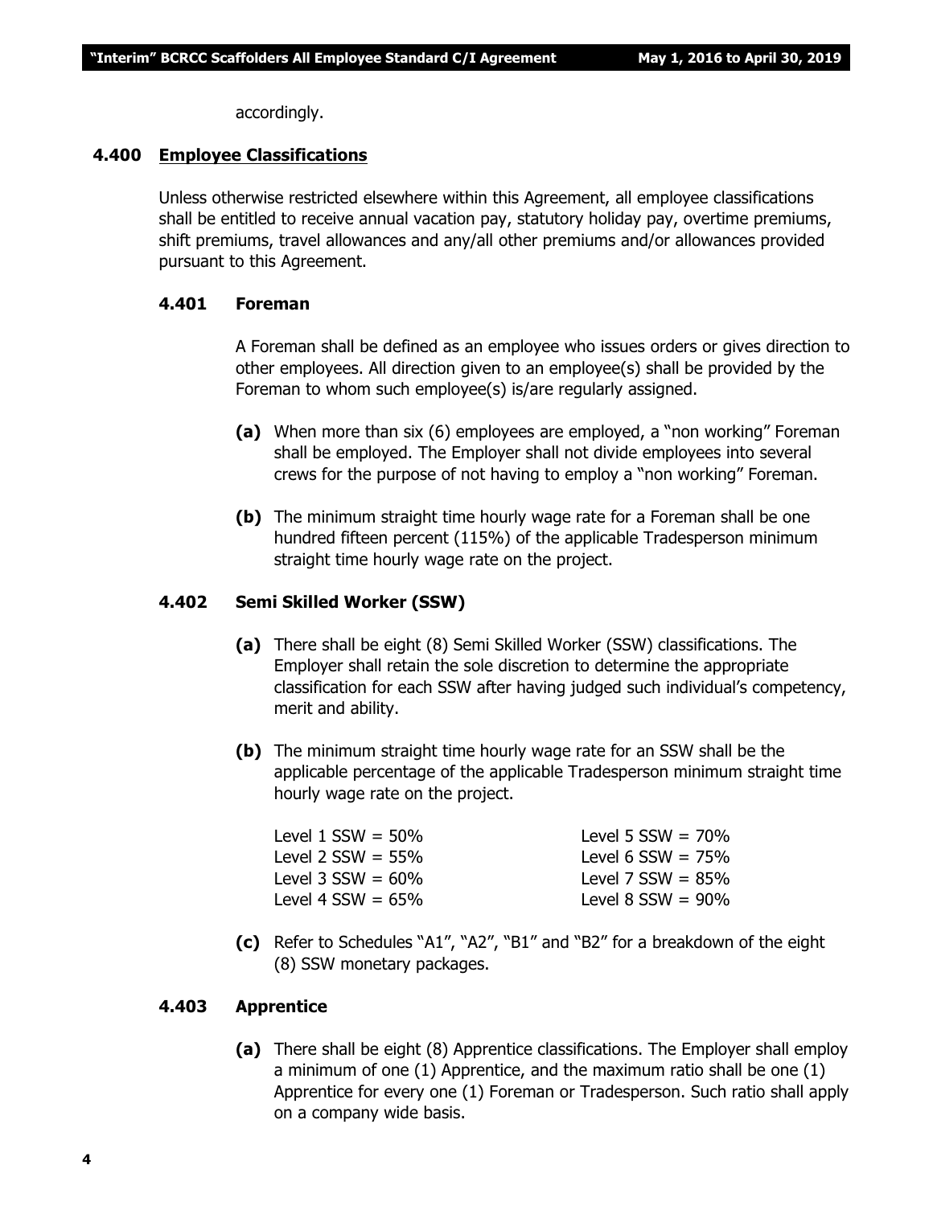accordingly.

### 4.400 Employee Classifications

Unless otherwise restricted elsewhere within this Agreement, all employee classifications shall be entitled to receive annual vacation pay, statutory holiday pay, overtime premiums, shift premiums, travel allowances and any/all other premiums and/or allowances provided pursuant to this Agreement.

#### 4.401 Foreman

A Foreman shall be defined as an employee who issues orders or gives direction to other employees. All direction given to an employee(s) shall be provided by the Foreman to whom such employee(s) is/are regularly assigned.

**(a)** When more than six (6) employees are employed, a "non working" Foreman shall be employed. The Employer shall not divide employees into several crews for the purpose of not having to employ a "non working" Foreman.

**(b)** The minimum straight time hourly wage rate for a Foreman shall be one hundred fifteen percent (115%) of the applicable Tradesperson minimum straight time hourly wage rate on the project.

#### 4.402 Semi Skilled Worker (SSW)

**(a)** There shall be eight (8) Semi Skilled Worker (SSW) classifications. The Employer shall retain the sole discretion to determine the appropriate classification for each SSW after having judged such individual's competency, merit and ability.

**(b)** The minimum straight time hourly wage rate for an SSW shall be the applicable percentage of the applicable Tradesperson minimum straight time hourly wage rate on the project.

| | |
|---|---|
| Level 1 SSW = 50% | Level 5 SSW = 70% |
| Level 2 SSW = 55% | Level 6 SSW = 75% |
| Level 3 SSW = 60% | Level 7 SSW = 85% |
| Level 4 SSW = 65% | Level 8 SSW = 90% |

**(c)** Refer to Schedules "A1", "A2", "B1" and "B2" for a breakdown of the eight (8) SSW monetary packages.

#### 4.403 Apprentice

**(a)** There shall be eight (8) Apprentice classifications. The Employer shall employ a minimum of one (1) Apprentice, and the maximum ratio shall be one (1) Apprentice for every one (1) Foreman or Tradesperson. Such ratio shall apply on a company wide basis.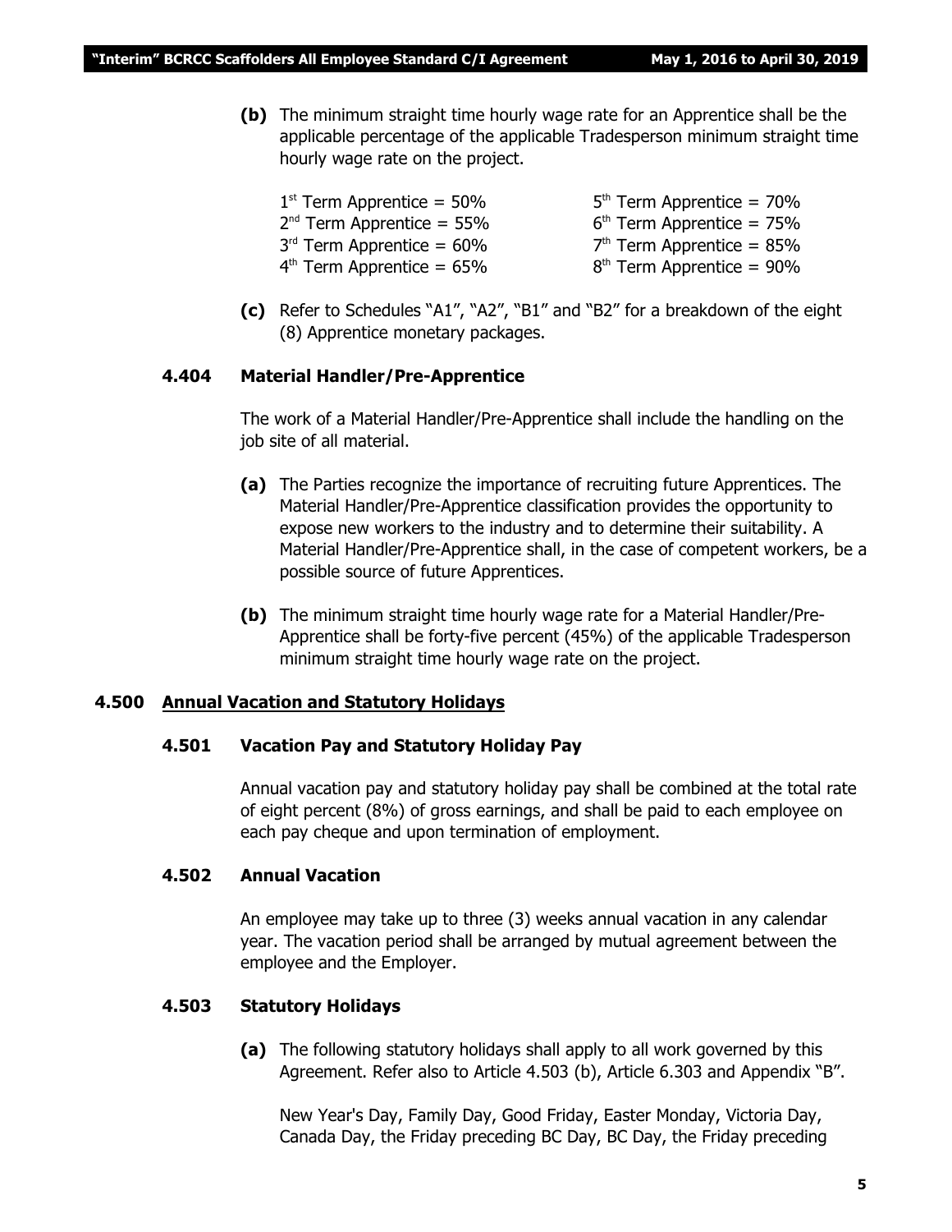**(b)** The minimum straight time hourly wage rate for an Apprentice shall be the applicable percentage of the applicable Tradesperson minimum straight time hourly wage rate on the project.

| | |
|---|---|
| 1st Term Apprentice = 50% | 5th Term Apprentice = 70% |
| 2nd Term Apprentice = 55% | 6th Term Apprentice = 75% |
| 3rd Term Apprentice = 60% | 7th Term Apprentice = 85% |
| 4th Term Apprentice = 65% | 8th Term Apprentice = 90% |

**(c)** Refer to Schedules "A1", "A2", "B1" and "B2" for a breakdown of the eight (8) Apprentice monetary packages.

### 4.404 Material Handler/Pre-Apprentice

The work of a Material Handler/Pre-Apprentice shall include the handling on the job site of all material.

**(a)** The Parties recognize the importance of recruiting future Apprentices. The Material Handler/Pre-Apprentice classification provides the opportunity to expose new workers to the industry and to determine their suitability. A Material Handler/Pre-Apprentice shall, in the case of competent workers, be a possible source of future Apprentices.

**(b)** The minimum straight time hourly wage rate for a Material Handler/Pre-Apprentice shall be forty-five percent (45%) of the applicable Tradesperson minimum straight time hourly wage rate on the project.

## 4.500 Annual Vacation and Statutory Holidays

### 4.501 Vacation Pay and Statutory Holiday Pay

Annual vacation pay and statutory holiday pay shall be combined at the total rate of eight percent (8%) of gross earnings, and shall be paid to each employee on each pay cheque and upon termination of employment.

### 4.502 Annual Vacation

An employee may take up to three (3) weeks annual vacation in any calendar year. The vacation period shall be arranged by mutual agreement between the employee and the Employer.

### 4.503 Statutory Holidays

**(a)** The following statutory holidays shall apply to all work governed by this Agreement. Refer also to Article 4.503 (b), Article 6.303 and Appendix "B".

New Year's Day, Family Day, Good Friday, Easter Monday, Victoria Day, Canada Day, the Friday preceding BC Day, BC Day, the Friday preceding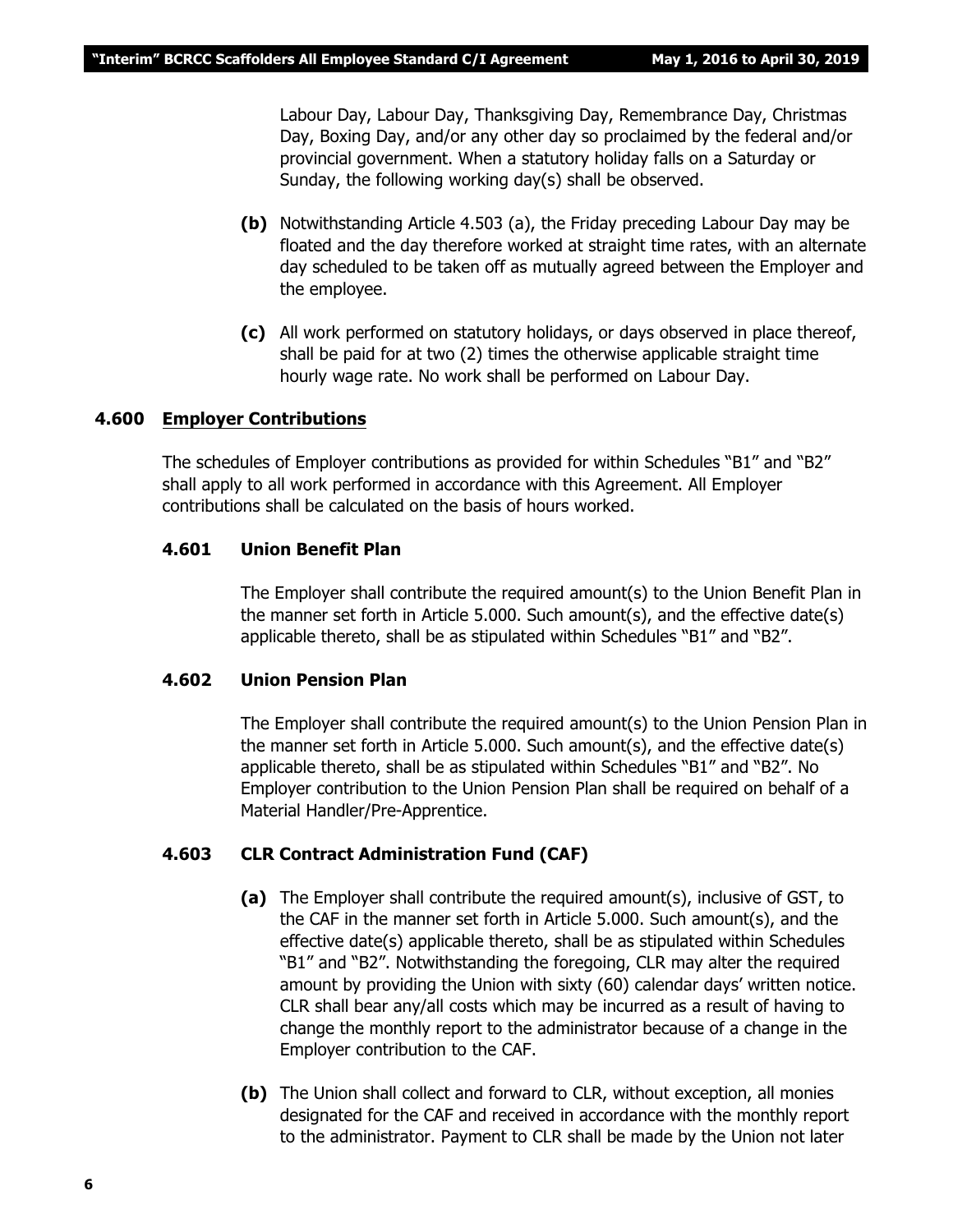Labour Day, Labour Day, Thanksgiving Day, Remembrance Day, Christmas Day, Boxing Day, and/or any other day so proclaimed by the federal and/or provincial government. When a statutory holiday falls on a Saturday or Sunday, the following working day(s) shall be observed.

**(b)** Notwithstanding Article 4.503 (a), the Friday preceding Labour Day may be floated and the day therefore worked at straight time rates, with an alternate day scheduled to be taken off as mutually agreed between the Employer and the employee.

**(c)** All work performed on statutory holidays, or days observed in place thereof, shall be paid for at two (2) times the otherwise applicable straight time hourly wage rate. No work shall be performed on Labour Day.

## 4.600 Employer Contributions

The schedules of Employer contributions as provided for within Schedules "B1" and "B2" shall apply to all work performed in accordance with this Agreement. All Employer contributions shall be calculated on the basis of hours worked.

### 4.601 Union Benefit Plan

The Employer shall contribute the required amount(s) to the Union Benefit Plan in the manner set forth in Article 5.000. Such amount(s), and the effective date(s) applicable thereto, shall be as stipulated within Schedules "B1" and "B2".

### 4.602 Union Pension Plan

The Employer shall contribute the required amount(s) to the Union Pension Plan in the manner set forth in Article 5.000. Such amount(s), and the effective date(s) applicable thereto, shall be as stipulated within Schedules "B1" and "B2". No Employer contribution to the Union Pension Plan shall be required on behalf of a Material Handler/Pre-Apprentice.

### 4.603 CLR Contract Administration Fund (CAF)

**(a)** The Employer shall contribute the required amount(s), inclusive of GST, to the CAF in the manner set forth in Article 5.000. Such amount(s), and the effective date(s) applicable thereto, shall be as stipulated within Schedules "B1" and "B2". Notwithstanding the foregoing, CLR may alter the required amount by providing the Union with sixty (60) calendar days' written notice. CLR shall bear any/all costs which may be incurred as a result of having to change the monthly report to the administrator because of a change in the Employer contribution to the CAF.

**(b)** The Union shall collect and forward to CLR, without exception, all monies designated for the CAF and received in accordance with the monthly report to the administrator. Payment to CLR shall be made by the Union not later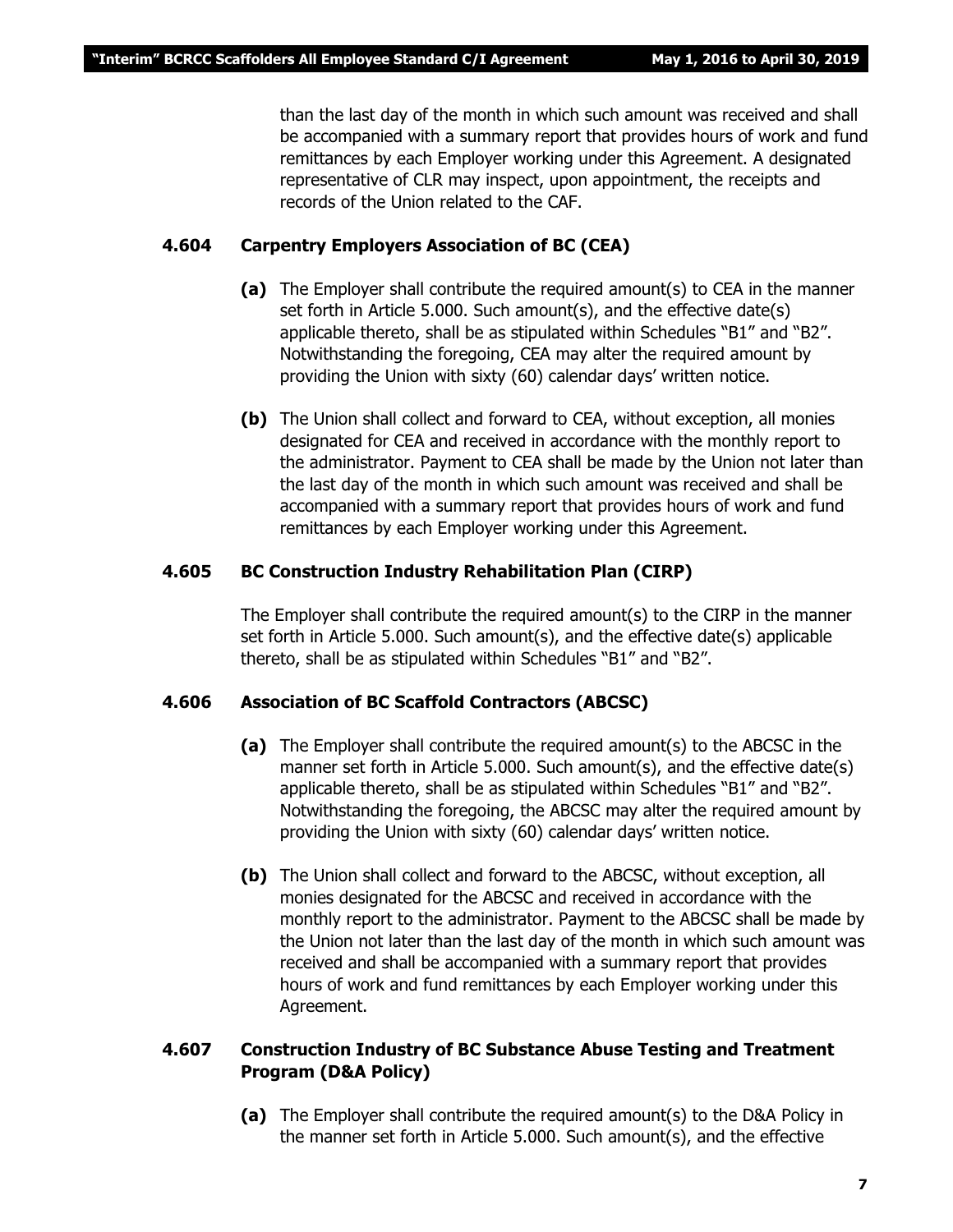than the last day of the month in which such amount was received and shall be accompanied with a summary report that provides hours of work and fund remittances by each Employer working under this Agreement. A designated representative of CLR may inspect, upon appointment, the receipts and records of the Union related to the CAF.

### 4.604 Carpentry Employers Association of BC (CEA)

**(a)** The Employer shall contribute the required amount(s) to CEA in the manner set forth in Article 5.000. Such amount(s), and the effective date(s) applicable thereto, shall be as stipulated within Schedules "B1" and "B2". Notwithstanding the foregoing, CEA may alter the required amount by providing the Union with sixty (60) calendar days' written notice.

**(b)** The Union shall collect and forward to CEA, without exception, all monies designated for CEA and received in accordance with the monthly report to the administrator. Payment to CEA shall be made by the Union not later than the last day of the month in which such amount was received and shall be accompanied with a summary report that provides hours of work and fund remittances by each Employer working under this Agreement.

### 4.605 BC Construction Industry Rehabilitation Plan (CIRP)

The Employer shall contribute the required amount(s) to the CIRP in the manner set forth in Article 5.000. Such amount(s), and the effective date(s) applicable thereto, shall be as stipulated within Schedules "B1" and "B2".

### 4.606 Association of BC Scaffold Contractors (ABCSC)

**(a)** The Employer shall contribute the required amount(s) to the ABCSC in the manner set forth in Article 5.000. Such amount(s), and the effective date(s) applicable thereto, shall be as stipulated within Schedules "B1" and "B2". Notwithstanding the foregoing, the ABCSC may alter the required amount by providing the Union with sixty (60) calendar days' written notice.

**(b)** The Union shall collect and forward to the ABCSC, without exception, all monies designated for the ABCSC and received in accordance with the monthly report to the administrator. Payment to the ABCSC shall be made by the Union not later than the last day of the month in which such amount was received and shall be accompanied with a summary report that provides hours of work and fund remittances by each Employer working under this Agreement.

### 4.607 Construction Industry of BC Substance Abuse Testing and Treatment Program (D&A Policy)

**(a)** The Employer shall contribute the required amount(s) to the D&A Policy in the manner set forth in Article 5.000. Such amount(s), and the effective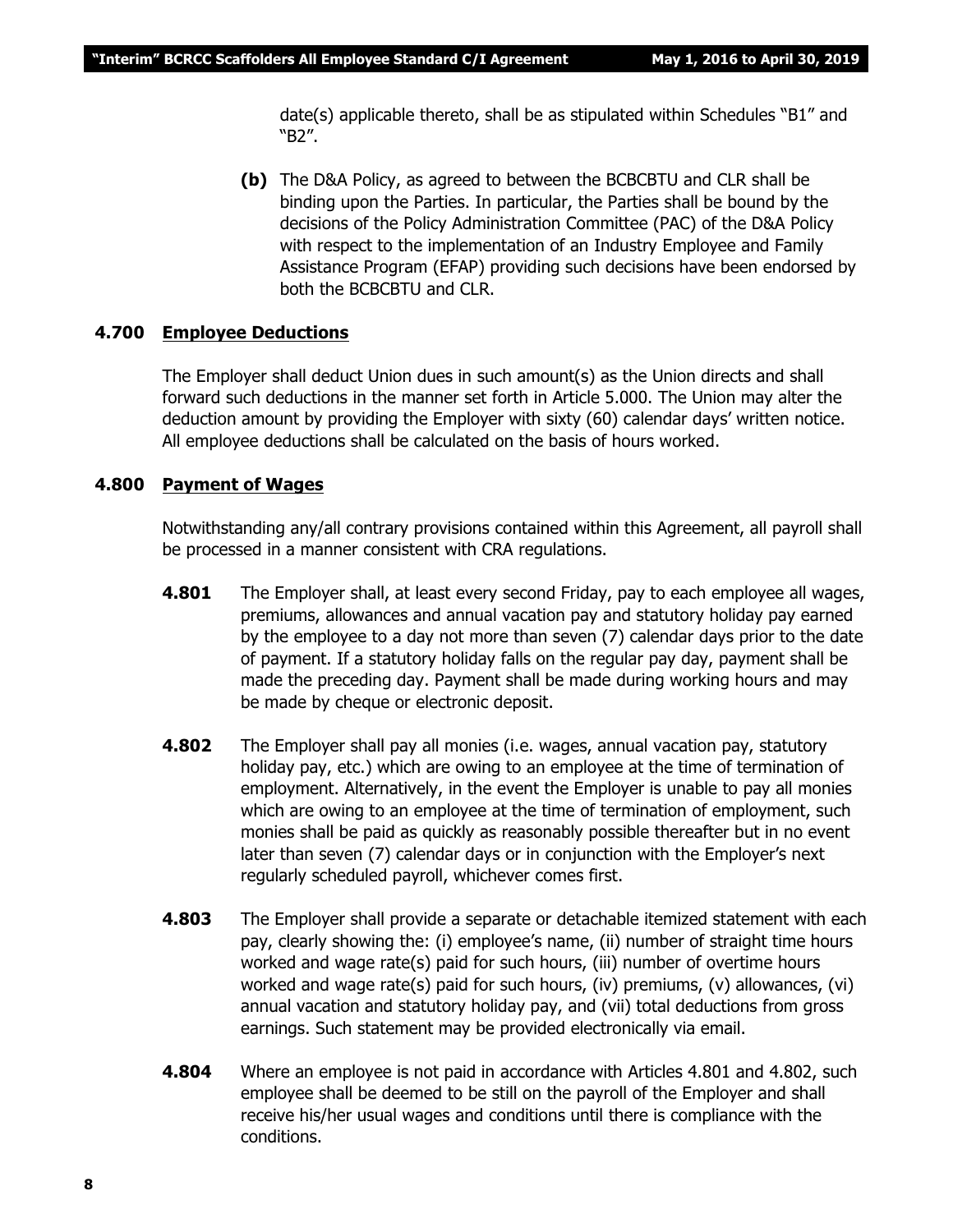date(s) applicable thereto, shall be as stipulated within Schedules "B1" and "B2".

**(b)** The D&A Policy, as agreed to between the BCBCBTU and CLR shall be binding upon the Parties. In particular, the Parties shall be bound by the decisions of the Policy Administration Committee (PAC) of the D&A Policy with respect to the implementation of an Industry Employee and Family Assistance Program (EFAP) providing such decisions have been endorsed by both the BCBCBTU and CLR.

## 4.700 Employee Deductions

The Employer shall deduct Union dues in such amount(s) as the Union directs and shall forward such deductions in the manner set forth in Article 5.000. The Union may alter the deduction amount by providing the Employer with sixty (60) calendar days' written notice. All employee deductions shall be calculated on the basis of hours worked.

## 4.800 Payment of Wages

Notwithstanding any/all contrary provisions contained within this Agreement, all payroll shall be processed in a manner consistent with CRA regulations.

**4.801** The Employer shall, at least every second Friday, pay to each employee all wages, premiums, allowances and annual vacation pay and statutory holiday pay earned by the employee to a day not more than seven (7) calendar days prior to the date of payment. If a statutory holiday falls on the regular pay day, payment shall be made the preceding day. Payment shall be made during working hours and may be made by cheque or electronic deposit.

**4.802** The Employer shall pay all monies (i.e. wages, annual vacation pay, statutory holiday pay, etc.) which are owing to an employee at the time of termination of employment. Alternatively, in the event the Employer is unable to pay all monies which are owing to an employee at the time of termination of employment, such monies shall be paid as quickly as reasonably possible thereafter but in no event later than seven (7) calendar days or in conjunction with the Employer's next regularly scheduled payroll, whichever comes first.

**4.803** The Employer shall provide a separate or detachable itemized statement with each pay, clearly showing the: (i) employee's name, (ii) number of straight time hours worked and wage rate(s) paid for such hours, (iii) number of overtime hours worked and wage rate(s) paid for such hours, (iv) premiums, (v) allowances, (vi) annual vacation and statutory holiday pay, and (vii) total deductions from gross earnings. Such statement may be provided electronically via email.

**4.804** Where an employee is not paid in accordance with Articles 4.801 and 4.802, such employee shall be deemed to be still on the payroll of the Employer and shall receive his/her usual wages and conditions until there is compliance with the conditions.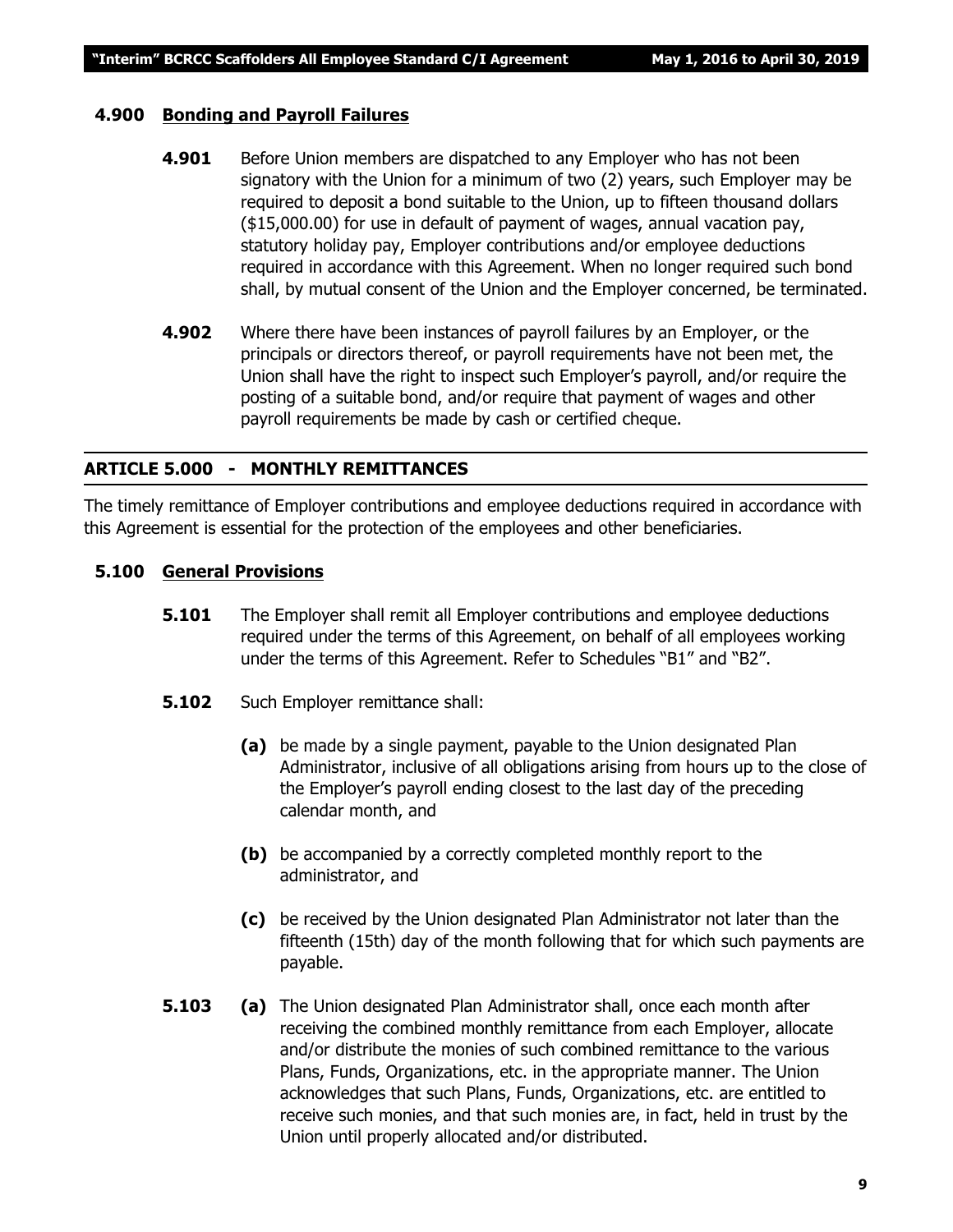### 4.900 Bonding and Payroll Failures

**4.901** Before Union members are dispatched to any Employer who has not been signatory with the Union for a minimum of two (2) years, such Employer may be required to deposit a bond suitable to the Union, up to fifteen thousand dollars ($15,000.00) for use in default of payment of wages, annual vacation pay, statutory holiday pay, Employer contributions and/or employee deductions required in accordance with this Agreement. When no longer required such bond shall, by mutual consent of the Union and the Employer concerned, be terminated.

**4.902** Where there have been instances of payroll failures by an Employer, or the principals or directors thereof, or payroll requirements have not been met, the Union shall have the right to inspect such Employer's payroll, and/or require the posting of a suitable bond, and/or require that payment of wages and other payroll requirements be made by cash or certified cheque.

## ARTICLE 5.000 - MONTHLY REMITTANCES

The timely remittance of Employer contributions and employee deductions required in accordance with this Agreement is essential for the protection of the employees and other beneficiaries.

### 5.100 General Provisions

**5.101** The Employer shall remit all Employer contributions and employee deductions required under the terms of this Agreement, on behalf of all employees working under the terms of this Agreement. Refer to Schedules "B1" and "B2".

**5.102** Such Employer remittance shall:

**(a)** be made by a single payment, payable to the Union designated Plan Administrator, inclusive of all obligations arising from hours up to the close of the Employer's payroll ending closest to the last day of the preceding calendar month, and

**(b)** be accompanied by a correctly completed monthly report to the administrator, and

**(c)** be received by the Union designated Plan Administrator not later than the fifteenth (15th) day of the month following that for which such payments are payable.

**5.103** **(a)** The Union designated Plan Administrator shall, once each month after receiving the combined monthly remittance from each Employer, allocate and/or distribute the monies of such combined remittance to the various Plans, Funds, Organizations, etc. in the appropriate manner. The Union acknowledges that such Plans, Funds, Organizations, etc. are entitled to receive such monies, and that such monies are, in fact, held in trust by the Union until properly allocated and/or distributed.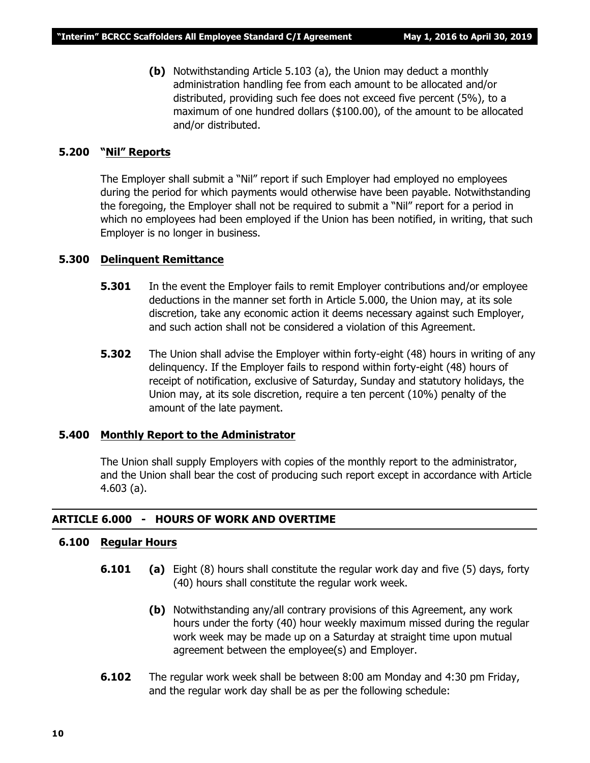**(b)** Notwithstanding Article 5.103 (a), the Union may deduct a monthly administration handling fee from each amount to be allocated and/or distributed, providing such fee does not exceed five percent (5%), to a maximum of one hundred dollars ($100.00), of the amount to be allocated and/or distributed.

### 5.200 "Nil" Reports

The Employer shall submit a "Nil" report if such Employer had employed no employees during the period for which payments would otherwise have been payable. Notwithstanding the foregoing, the Employer shall not be required to submit a "Nil" report for a period in which no employees had been employed if the Union has been notified, in writing, that such Employer is no longer in business.

### 5.300 Delinquent Remittance

**5.301** In the event the Employer fails to remit Employer contributions and/or employee deductions in the manner set forth in Article 5.000, the Union may, at its sole discretion, take any economic action it deems necessary against such Employer, and such action shall not be considered a violation of this Agreement.

**5.302** The Union shall advise the Employer within forty-eight (48) hours in writing of any delinquency. If the Employer fails to respond within forty-eight (48) hours of receipt of notification, exclusive of Saturday, Sunday and statutory holidays, the Union may, at its sole discretion, require a ten percent (10%) penalty of the amount of the late payment.

### 5.400 Monthly Report to the Administrator

The Union shall supply Employers with copies of the monthly report to the administrator, and the Union shall bear the cost of producing such report except in accordance with Article 4.603 (a).

## ARTICLE 6.000 - HOURS OF WORK AND OVERTIME

### 6.100 Regular Hours

**6.101** **(a)** Eight (8) hours shall constitute the regular work day and five (5) days, forty (40) hours shall constitute the regular work week.

**(b)** Notwithstanding any/all contrary provisions of this Agreement, any work hours under the forty (40) hour weekly maximum missed during the regular work week may be made up on a Saturday at straight time upon mutual agreement between the employee(s) and Employer.

**6.102** The regular work week shall be between 8:00 am Monday and 4:30 pm Friday, and the regular work day shall be as per the following schedule: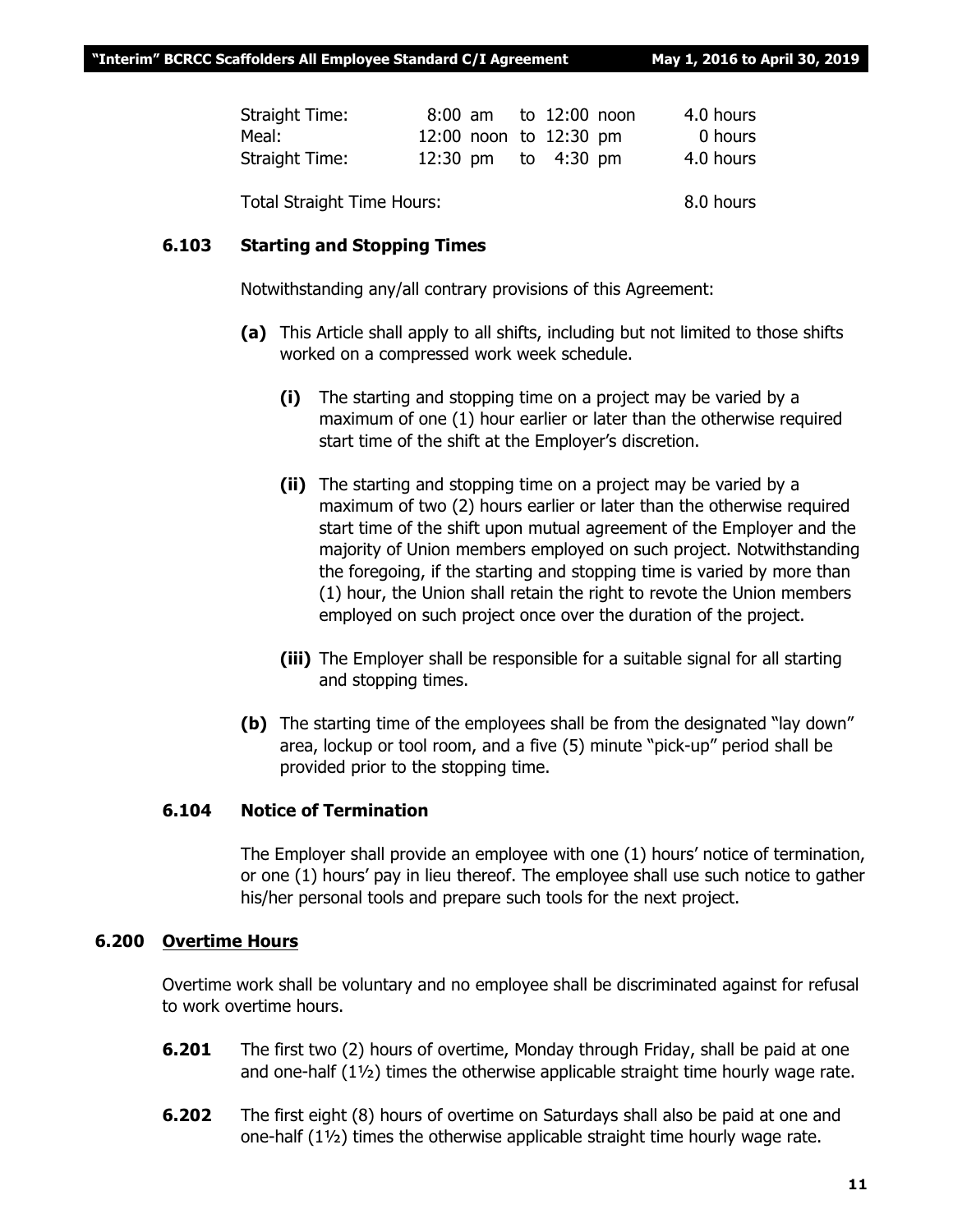| | | |
|---|---|---|
| Straight Time: | 8:00 am to 12:00 noon | 4.0 hours |
| Meal: | 12:00 noon to 12:30 pm | 0 hours |
| Straight Time: | 12:30 pm to 4:30 pm | 4.0 hours |
| | | |
| Total Straight Time Hours: | | 8.0 hours |

#### 6.103 Starting and Stopping Times

Notwithstanding any/all contrary provisions of this Agreement:

**(a)** This Article shall apply to all shifts, including but not limited to those shifts worked on a compressed work week schedule.

**(i)** The starting and stopping time on a project may be varied by a maximum of one (1) hour earlier or later than the otherwise required start time of the shift at the Employer's discretion.

**(ii)** The starting and stopping time on a project may be varied by a maximum of two (2) hours earlier or later than the otherwise required start time of the shift upon mutual agreement of the Employer and the majority of Union members employed on such project. Notwithstanding the foregoing, if the starting and stopping time is varied by more than (1) hour, the Union shall retain the right to revote the Union members employed on such project once over the duration of the project.

**(iii)** The Employer shall be responsible for a suitable signal for all starting and stopping times.

**(b)** The starting time of the employees shall be from the designated "lay down" area, lockup or tool room, and a five (5) minute "pick-up" period shall be provided prior to the stopping time.

#### 6.104 Notice of Termination

The Employer shall provide an employee with one (1) hours' notice of termination, or one (1) hours' pay in lieu thereof. The employee shall use such notice to gather his/her personal tools and prepare such tools for the next project.

### 6.200 Overtime Hours

Overtime work shall be voluntary and no employee shall be discriminated against for refusal to work overtime hours.

**6.201** The first two (2) hours of overtime, Monday through Friday, shall be paid at one and one-half (1½) times the otherwise applicable straight time hourly wage rate.

**6.202** The first eight (8) hours of overtime on Saturdays shall also be paid at one and one-half (1½) times the otherwise applicable straight time hourly wage rate.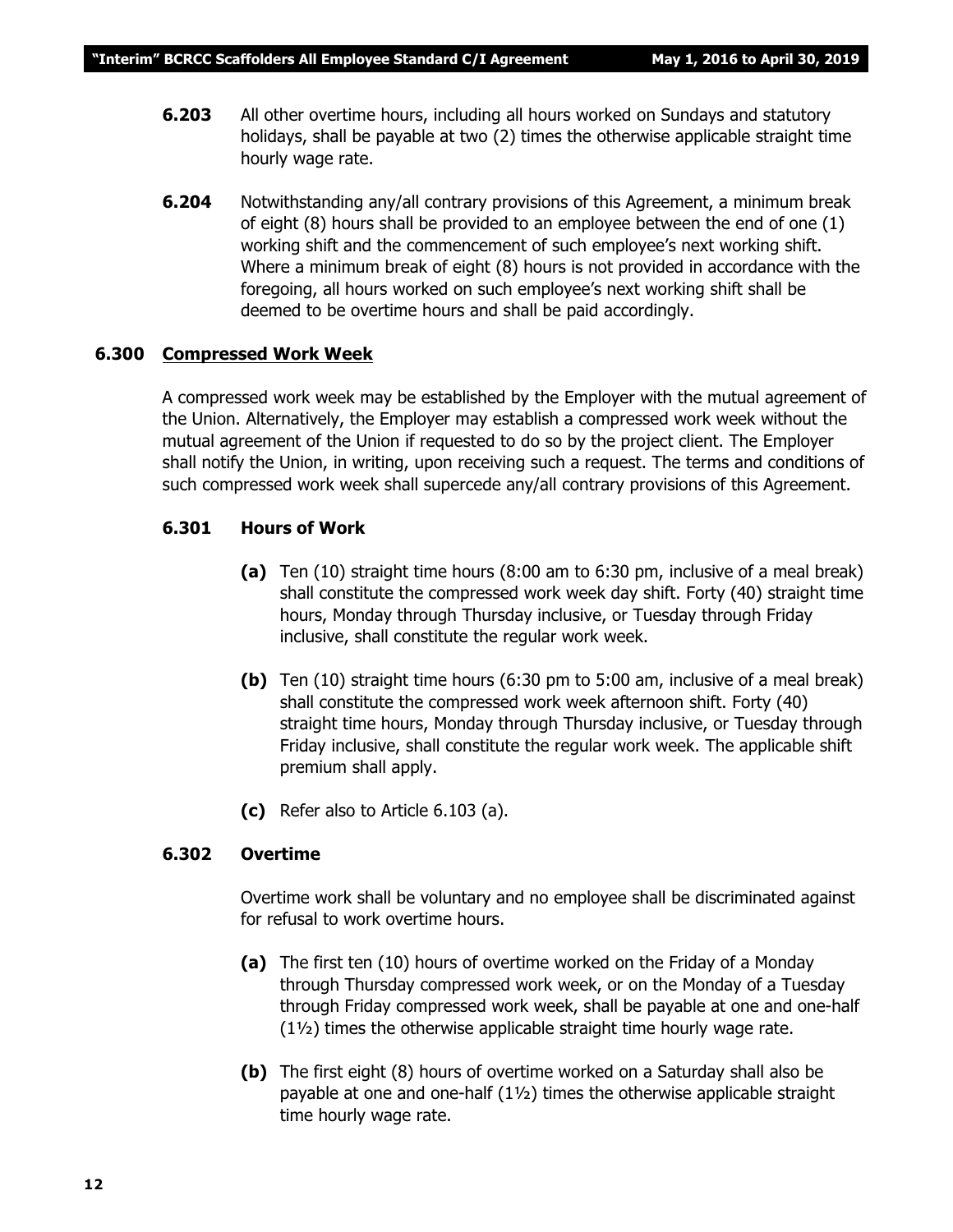**6.203** All other overtime hours, including all hours worked on Sundays and statutory holidays, shall be payable at two (2) times the otherwise applicable straight time hourly wage rate.

**6.204** Notwithstanding any/all contrary provisions of this Agreement, a minimum break of eight (8) hours shall be provided to an employee between the end of one (1) working shift and the commencement of such employee's next working shift. Where a minimum break of eight (8) hours is not provided in accordance with the foregoing, all hours worked on such employee's next working shift shall be deemed to be overtime hours and shall be paid accordingly.

## 6.300 Compressed Work Week

A compressed work week may be established by the Employer with the mutual agreement of the Union. Alternatively, the Employer may establish a compressed work week without the mutual agreement of the Union if requested to do so by the project client. The Employer shall notify the Union, in writing, upon receiving such a request. The terms and conditions of such compressed work week shall supercede any/all contrary provisions of this Agreement.

### 6.301 Hours of Work

**(a)** Ten (10) straight time hours (8:00 am to 6:30 pm, inclusive of a meal break) shall constitute the compressed work week day shift. Forty (40) straight time hours, Monday through Thursday inclusive, or Tuesday through Friday inclusive, shall constitute the regular work week.

**(b)** Ten (10) straight time hours (6:30 pm to 5:00 am, inclusive of a meal break) shall constitute the compressed work week afternoon shift. Forty (40) straight time hours, Monday through Thursday inclusive, or Tuesday through Friday inclusive, shall constitute the regular work week. The applicable shift premium shall apply.

**(c)** Refer also to Article 6.103 (a).

### 6.302 Overtime

Overtime work shall be voluntary and no employee shall be discriminated against for refusal to work overtime hours.

**(a)** The first ten (10) hours of overtime worked on the Friday of a Monday through Thursday compressed work week, or on the Monday of a Tuesday through Friday compressed work week, shall be payable at one and one-half (1½) times the otherwise applicable straight time hourly wage rate.

**(b)** The first eight (8) hours of overtime worked on a Saturday shall also be payable at one and one-half (1½) times the otherwise applicable straight time hourly wage rate.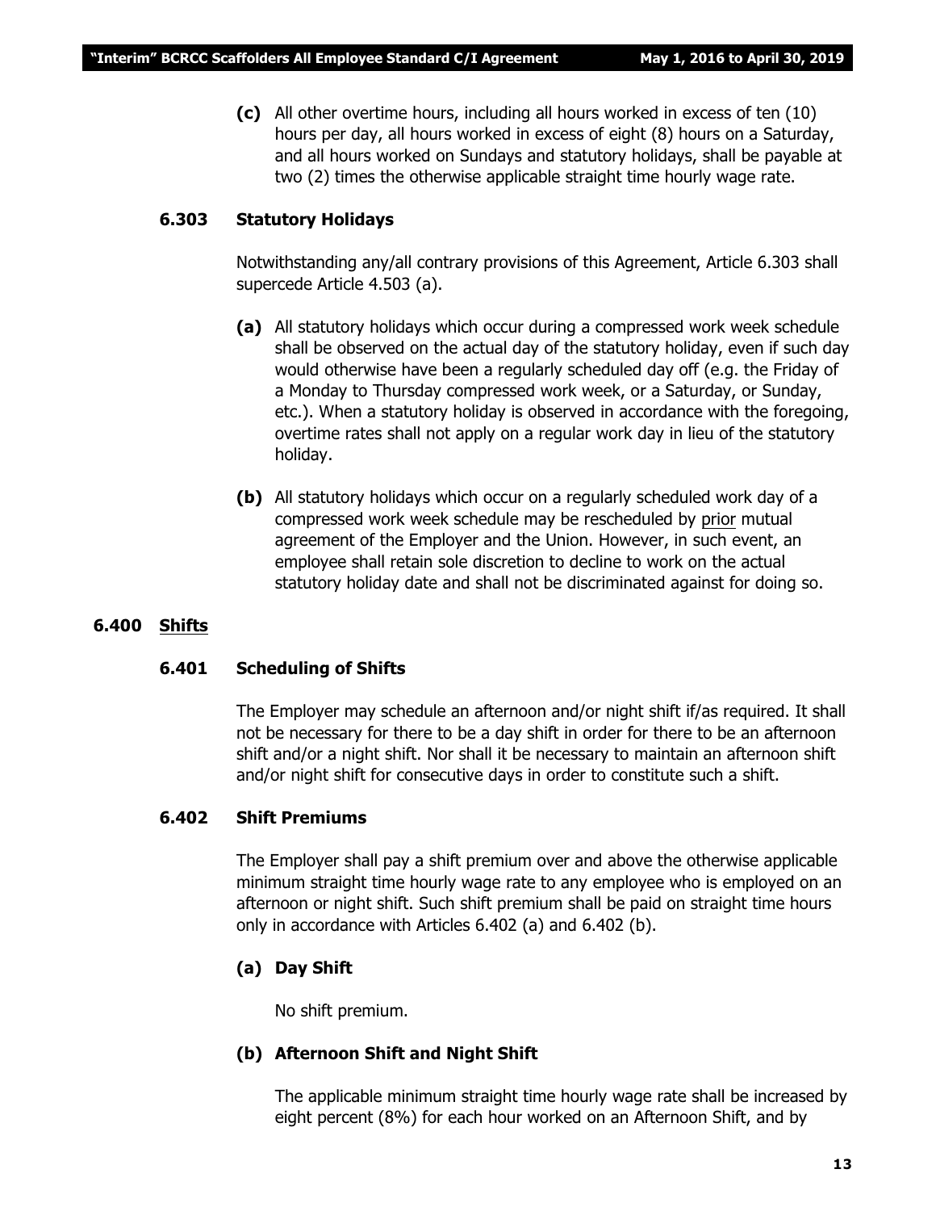**(c)** All other overtime hours, including all hours worked in excess of ten (10) hours per day, all hours worked in excess of eight (8) hours on a Saturday, and all hours worked on Sundays and statutory holidays, shall be payable at two (2) times the otherwise applicable straight time hourly wage rate.

### 6.303 Statutory Holidays

Notwithstanding any/all contrary provisions of this Agreement, Article 6.303 shall supercede Article 4.503 (a).

**(a)** All statutory holidays which occur during a compressed work week schedule shall be observed on the actual day of the statutory holiday, even if such day would otherwise have been a regularly scheduled day off (e.g. the Friday of a Monday to Thursday compressed work week, or a Saturday, or Sunday, etc.). When a statutory holiday is observed in accordance with the foregoing, overtime rates shall not apply on a regular work day in lieu of the statutory holiday.

**(b)** All statutory holidays which occur on a regularly scheduled work day of a compressed work week schedule may be rescheduled by prior mutual agreement of the Employer and the Union. However, in such event, an employee shall retain sole discretion to decline to work on the actual statutory holiday date and shall not be discriminated against for doing so.

## 6.400 Shifts

### 6.401 Scheduling of Shifts

The Employer may schedule an afternoon and/or night shift if/as required. It shall not be necessary for there to be a day shift in order for there to be an afternoon shift and/or a night shift. Nor shall it be necessary to maintain an afternoon shift and/or night shift for consecutive days in order to constitute such a shift.

### 6.402 Shift Premiums

The Employer shall pay a shift premium over and above the otherwise applicable minimum straight time hourly wage rate to any employee who is employed on an afternoon or night shift. Such shift premium shall be paid on straight time hours only in accordance with Articles 6.402 (a) and 6.402 (b).

**(a) Day Shift**

No shift premium.

**(b) Afternoon Shift and Night Shift**

The applicable minimum straight time hourly wage rate shall be increased by eight percent (8%) for each hour worked on an Afternoon Shift, and by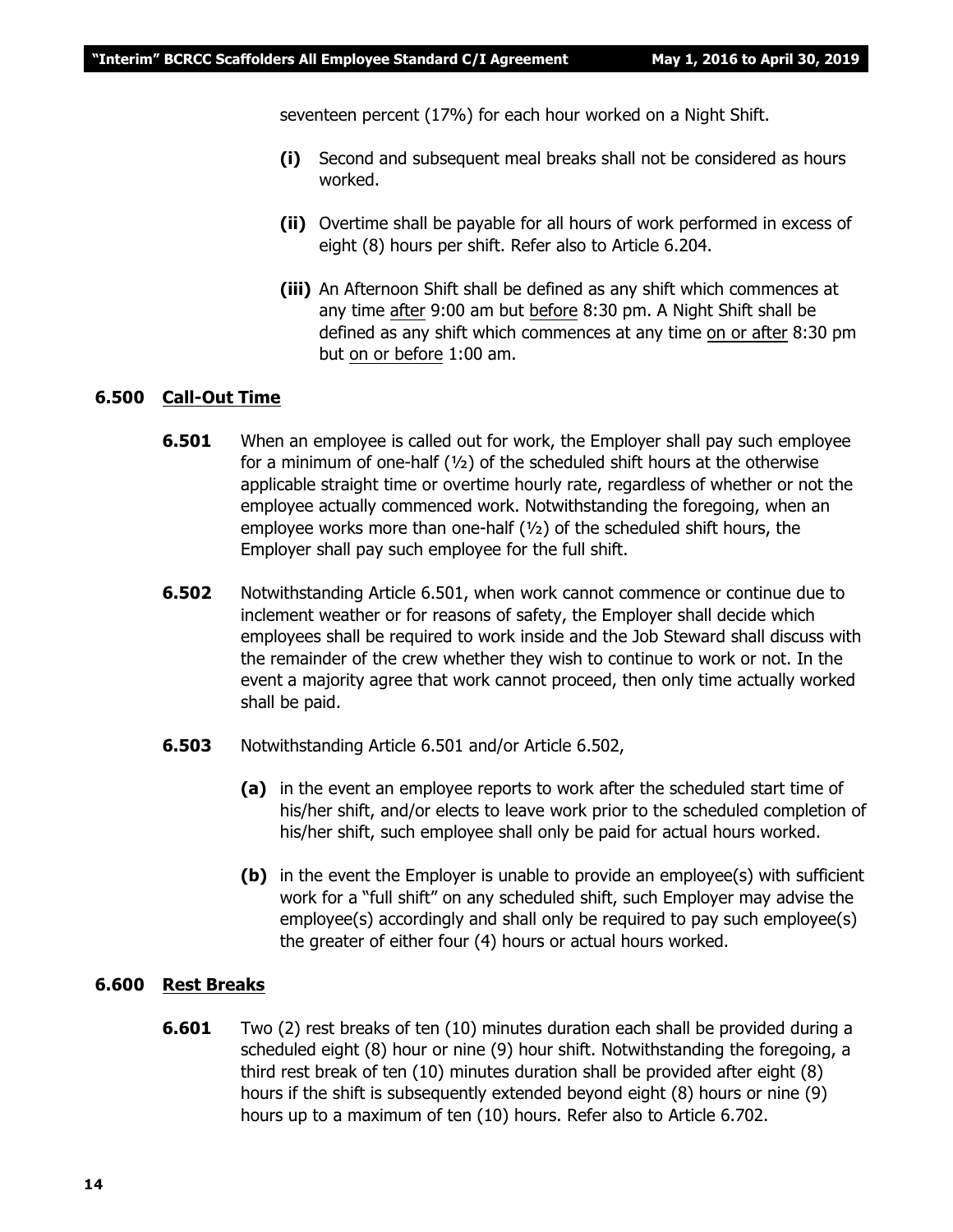seventeen percent (17%) for each hour worked on a Night Shift.

**(i)** Second and subsequent meal breaks shall not be considered as hours worked.

**(ii)** Overtime shall be payable for all hours of work performed in excess of eight (8) hours per shift. Refer also to Article 6.204.

**(iii)** An Afternoon Shift shall be defined as any shift which commences at any time after 9:00 am but before 8:30 pm. A Night Shift shall be defined as any shift which commences at any time on or after 8:30 pm but on or before 1:00 am.

## 6.500 Call-Out Time

**6.501** When an employee is called out for work, the Employer shall pay such employee for a minimum of one-half (½) of the scheduled shift hours at the otherwise applicable straight time or overtime hourly rate, regardless of whether or not the employee actually commenced work. Notwithstanding the foregoing, when an employee works more than one-half (½) of the scheduled shift hours, the Employer shall pay such employee for the full shift.

**6.502** Notwithstanding Article 6.501, when work cannot commence or continue due to inclement weather or for reasons of safety, the Employer shall decide which employees shall be required to work inside and the Job Steward shall discuss with the remainder of the crew whether they wish to continue to work or not. In the event a majority agree that work cannot proceed, then only time actually worked shall be paid.

**6.503** Notwithstanding Article 6.501 and/or Article 6.502,

**(a)** in the event an employee reports to work after the scheduled start time of his/her shift, and/or elects to leave work prior to the scheduled completion of his/her shift, such employee shall only be paid for actual hours worked.

**(b)** in the event the Employer is unable to provide an employee(s) with sufficient work for a "full shift" on any scheduled shift, such Employer may advise the employee(s) accordingly and shall only be required to pay such employee(s) the greater of either four (4) hours or actual hours worked.

## 6.600 Rest Breaks

**6.601** Two (2) rest breaks of ten (10) minutes duration each shall be provided during a scheduled eight (8) hour or nine (9) hour shift. Notwithstanding the foregoing, a third rest break of ten (10) minutes duration shall be provided after eight (8) hours if the shift is subsequently extended beyond eight (8) hours or nine (9) hours up to a maximum of ten (10) hours. Refer also to Article 6.702.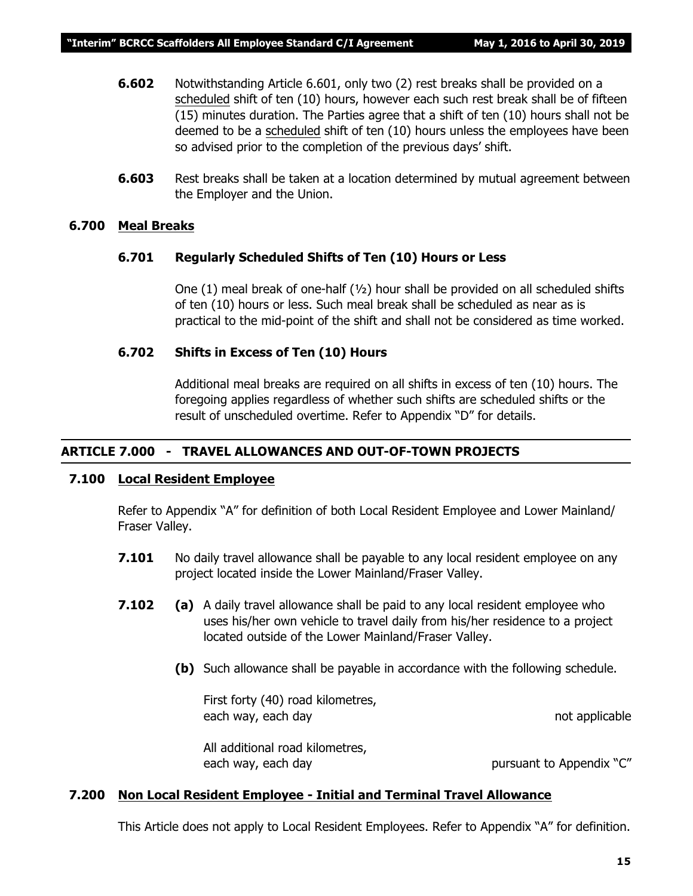**6.602** Notwithstanding Article 6.601, only two (2) rest breaks shall be provided on a <u>scheduled</u> shift of ten (10) hours, however each such rest break shall be of fifteen (15) minutes duration. The Parties agree that a shift of ten (10) hours shall not be deemed to be a <u>scheduled</u> shift of ten (10) hours unless the employees have been so advised prior to the completion of the previous days' shift.

**6.603** Rest breaks shall be taken at a location determined by mutual agreement between the Employer and the Union.

### 6.700 <u>Meal Breaks</u>

#### 6.701 Regularly Scheduled Shifts of Ten (10) Hours or Less

One (1) meal break of one-half (½) hour shall be provided on all scheduled shifts of ten (10) hours or less. Such meal break shall be scheduled as near as is practical to the mid-point of the shift and shall not be considered as time worked.

#### 6.702 Shifts in Excess of Ten (10) Hours

Additional meal breaks are required on all shifts in excess of ten (10) hours. The foregoing applies regardless of whether such shifts are scheduled shifts or the result of unscheduled overtime. Refer to Appendix "D" for details.

## ARTICLE 7.000 - TRAVEL ALLOWANCES AND OUT-OF-TOWN PROJECTS

### 7.100 <u>Local Resident Employee</u>

Refer to Appendix "A" for definition of both Local Resident Employee and Lower Mainland/ Fraser Valley.

**7.101** No daily travel allowance shall be payable to any local resident employee on any project located inside the Lower Mainland/Fraser Valley.

**7.102** **(a)** A daily travel allowance shall be paid to any local resident employee who uses his/her own vehicle to travel daily from his/her residence to a project located outside of the Lower Mainland/Fraser Valley.

**(b)** Such allowance shall be payable in accordance with the following schedule.

| | |
|---|---|
| First forty (40) road kilometres, each way, each day | not applicable |
| All additional road kilometres, each way, each day | pursuant to Appendix "C" |

### 7.200 <u>Non Local Resident Employee - Initial and Terminal Travel Allowance</u>

This Article does not apply to Local Resident Employees. Refer to Appendix "A" for definition.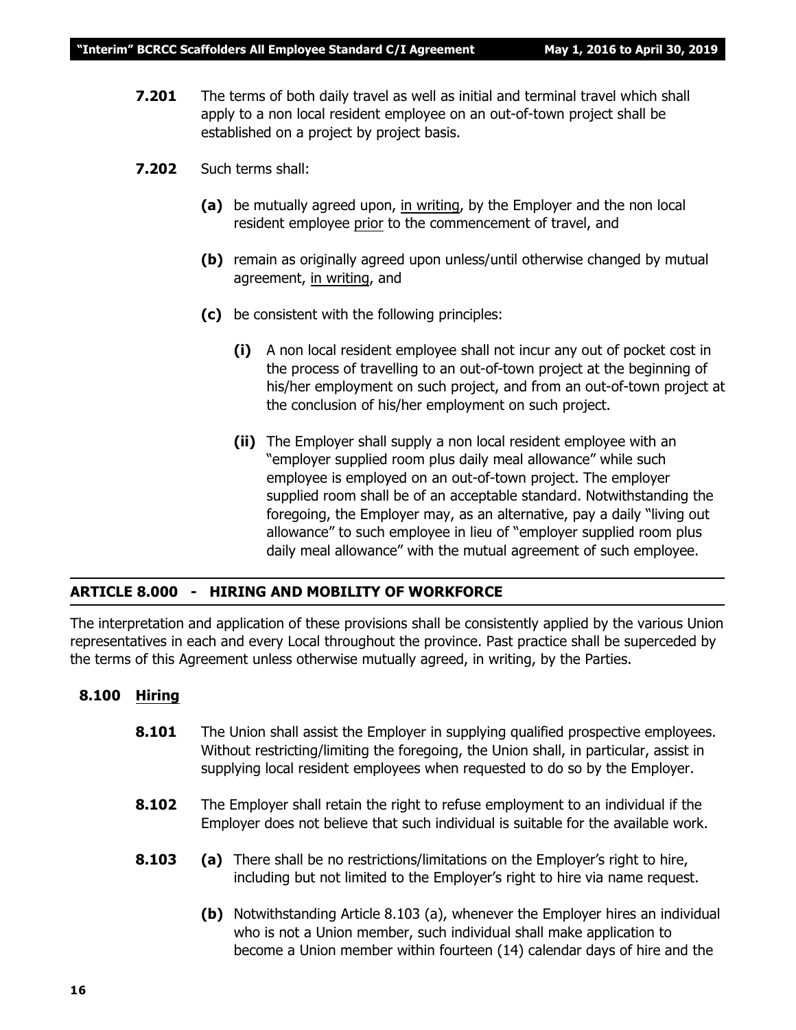**7.201** The terms of both daily travel as well as initial and terminal travel which shall apply to a non local resident employee on an out-of-town project shall be established on a project by project basis.

**7.202** Such terms shall:

**(a)** be mutually agreed upon, <u>in writing</u>, by the Employer and the non local resident employee <u>prior</u> to the commencement of travel, and

**(b)** remain as originally agreed upon unless/until otherwise changed by mutual agreement, <u>in writing</u>, and

**(c)** be consistent with the following principles:

**(i)** A non local resident employee shall not incur any out of pocket cost in the process of travelling to an out-of-town project at the beginning of his/her employment on such project, and from an out-of-town project at the conclusion of his/her employment on such project.

**(ii)** The Employer shall supply a non local resident employee with an "employer supplied room plus daily meal allowance" while such employee is employed on an out-of-town project. The employer supplied room shall be of an acceptable standard. Notwithstanding the foregoing, the Employer may, as an alternative, pay a daily "living out allowance" to such employee in lieu of "employer supplied room plus daily meal allowance" with the mutual agreement of such employee.

## ARTICLE 8.000 - HIRING AND MOBILITY OF WORKFORCE

The interpretation and application of these provisions shall be consistently applied by the various Union representatives in each and every Local throughout the province. Past practice shall be superceded by the terms of this Agreement unless otherwise mutually agreed, in writing, by the Parties.

### 8.100 <u>Hiring</u>

**8.101** The Union shall assist the Employer in supplying qualified prospective employees. Without restricting/limiting the foregoing, the Union shall, in particular, assist in supplying local resident employees when requested to do so by the Employer.

**8.102** The Employer shall retain the right to refuse employment to an individual if the Employer does not believe that such individual is suitable for the available work.

**8.103** **(a)** There shall be no restrictions/limitations on the Employer's right to hire, including but not limited to the Employer's right to hire via name request.

**(b)** Notwithstanding Article 8.103 (a), whenever the Employer hires an individual who is not a Union member, such individual shall make application to become a Union member within fourteen (14) calendar days of hire and the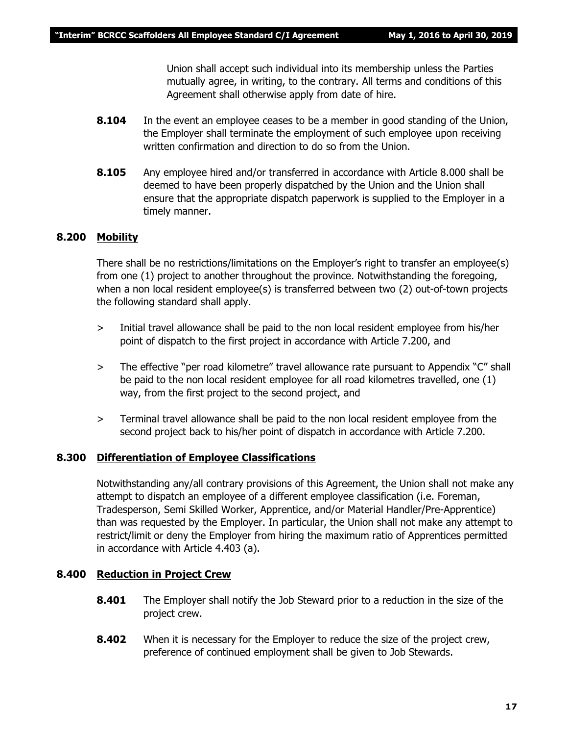Union shall accept such individual into its membership unless the Parties mutually agree, in writing, to the contrary. All terms and conditions of this Agreement shall otherwise apply from date of hire.

**8.104** In the event an employee ceases to be a member in good standing of the Union, the Employer shall terminate the employment of such employee upon receiving written confirmation and direction to do so from the Union.

**8.105** Any employee hired and/or transferred in accordance with Article 8.000 shall be deemed to have been properly dispatched by the Union and the Union shall ensure that the appropriate dispatch paperwork is supplied to the Employer in a timely manner.

### 8.200 Mobility

There shall be no restrictions/limitations on the Employer's right to transfer an employee(s) from one (1) project to another throughout the province. Notwithstanding the foregoing, when a non local resident employee(s) is transferred between two (2) out-of-town projects the following standard shall apply.

> Initial travel allowance shall be paid to the non local resident employee from his/her point of dispatch to the first project in accordance with Article 7.200, and

> The effective "per road kilometre" travel allowance rate pursuant to Appendix "C" shall be paid to the non local resident employee for all road kilometres travelled, one (1) way, from the first project to the second project, and

> Terminal travel allowance shall be paid to the non local resident employee from the second project back to his/her point of dispatch in accordance with Article 7.200.

### 8.300 Differentiation of Employee Classifications

Notwithstanding any/all contrary provisions of this Agreement, the Union shall not make any attempt to dispatch an employee of a different employee classification (i.e. Foreman, Tradesperson, Semi Skilled Worker, Apprentice, and/or Material Handler/Pre-Apprentice) than was requested by the Employer. In particular, the Union shall not make any attempt to restrict/limit or deny the Employer from hiring the maximum ratio of Apprentices permitted in accordance with Article 4.403 (a).

### 8.400 Reduction in Project Crew

**8.401** The Employer shall notify the Job Steward prior to a reduction in the size of the project crew.

**8.402** When it is necessary for the Employer to reduce the size of the project crew, preference of continued employment shall be given to Job Stewards.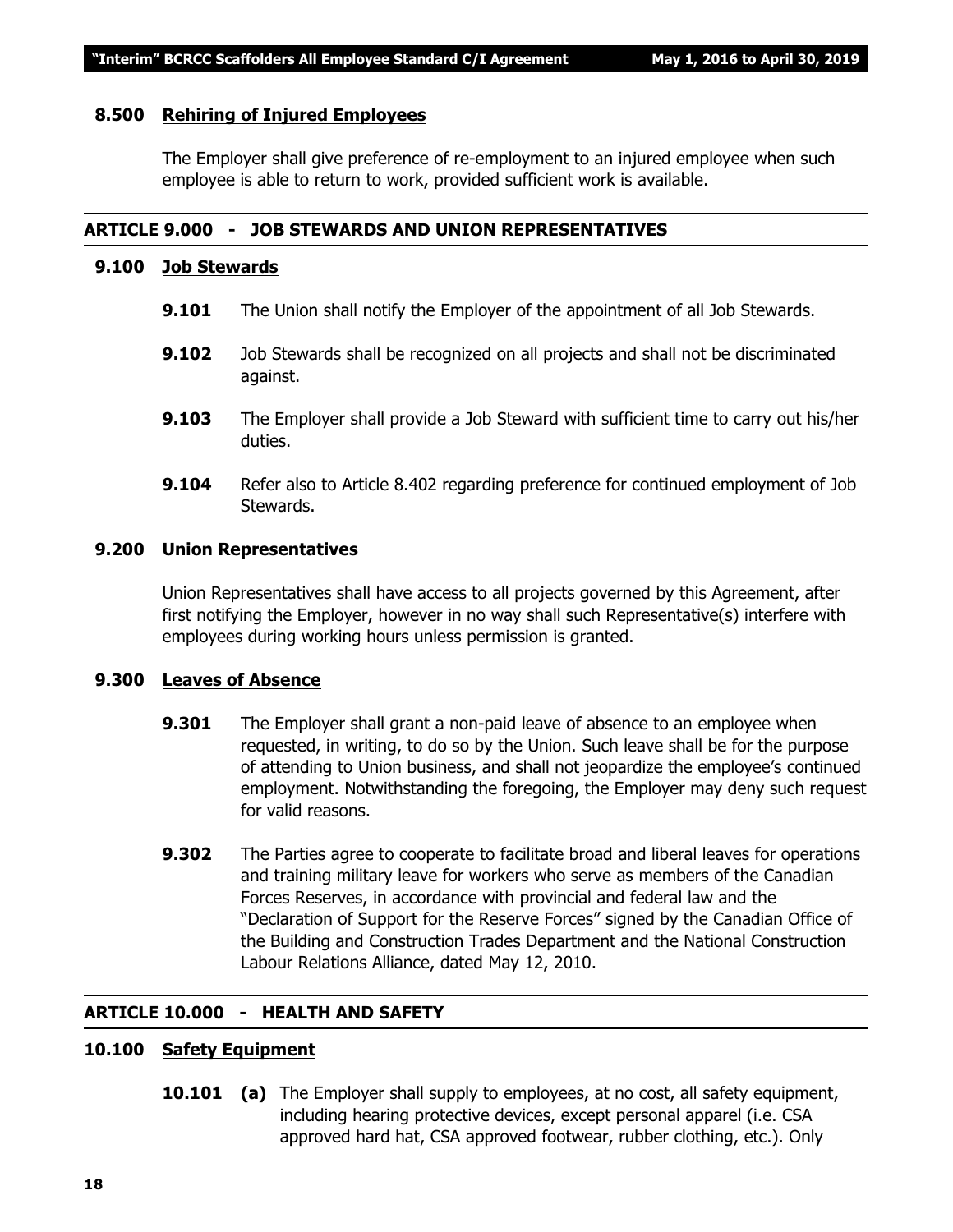### 8.500 Rehiring of Injured Employees

The Employer shall give preference of re-employment to an injured employee when such employee is able to return to work, provided sufficient work is available.

## ARTICLE 9.000 - JOB STEWARDS AND UNION REPRESENTATIVES

### 9.100 Job Stewards

**9.101** The Union shall notify the Employer of the appointment of all Job Stewards.

**9.102** Job Stewards shall be recognized on all projects and shall not be discriminated against.

**9.103** The Employer shall provide a Job Steward with sufficient time to carry out his/her duties.

**9.104** Refer also to Article 8.402 regarding preference for continued employment of Job Stewards.

### 9.200 Union Representatives

Union Representatives shall have access to all projects governed by this Agreement, after first notifying the Employer, however in no way shall such Representative(s) interfere with employees during working hours unless permission is granted.

### 9.300 Leaves of Absence

**9.301** The Employer shall grant a non-paid leave of absence to an employee when requested, in writing, to do so by the Union. Such leave shall be for the purpose of attending to Union business, and shall not jeopardize the employee's continued employment. Notwithstanding the foregoing, the Employer may deny such request for valid reasons.

**9.302** The Parties agree to cooperate to facilitate broad and liberal leaves for operations and training military leave for workers who serve as members of the Canadian Forces Reserves, in accordance with provincial and federal law and the "Declaration of Support for the Reserve Forces" signed by the Canadian Office of the Building and Construction Trades Department and the National Construction Labour Relations Alliance, dated May 12, 2010.

## ARTICLE 10.000 - HEALTH AND SAFETY

### 10.100 Safety Equipment

**10.101 (a)** The Employer shall supply to employees, at no cost, all safety equipment, including hearing protective devices, except personal apparel (i.e. CSA approved hard hat, CSA approved footwear, rubber clothing, etc.). Only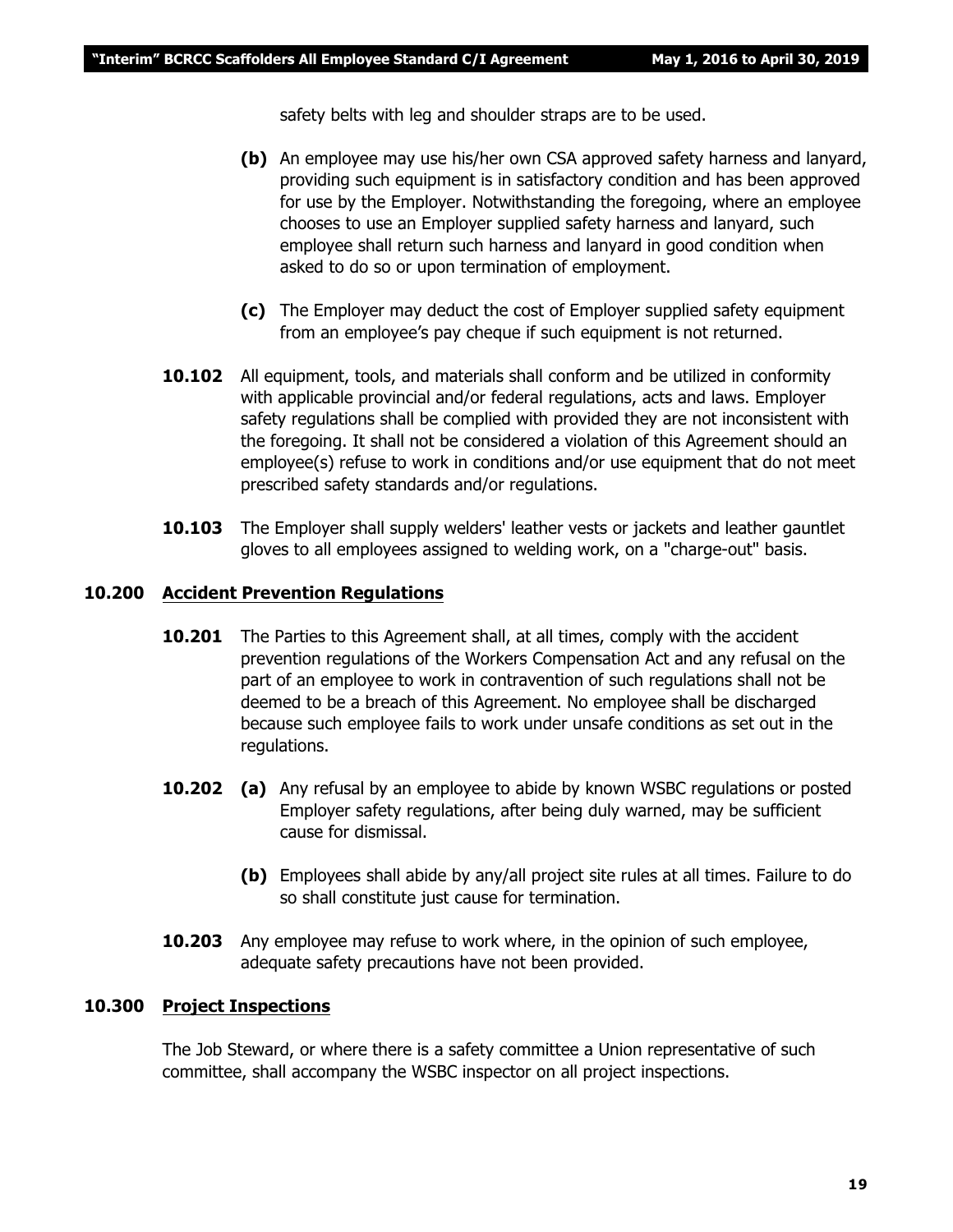safety belts with leg and shoulder straps are to be used.

**(b)** An employee may use his/her own CSA approved safety harness and lanyard, providing such equipment is in satisfactory condition and has been approved for use by the Employer. Notwithstanding the foregoing, where an employee chooses to use an Employer supplied safety harness and lanyard, such employee shall return such harness and lanyard in good condition when asked to do so or upon termination of employment.

**(c)** The Employer may deduct the cost of Employer supplied safety equipment from an employee's pay cheque if such equipment is not returned.

**10.102** All equipment, tools, and materials shall conform and be utilized in conformity with applicable provincial and/or federal regulations, acts and laws. Employer safety regulations shall be complied with provided they are not inconsistent with the foregoing. It shall not be considered a violation of this Agreement should an employee(s) refuse to work in conditions and/or use equipment that do not meet prescribed safety standards and/or regulations.

**10.103** The Employer shall supply welders' leather vests or jackets and leather gauntlet gloves to all employees assigned to welding work, on a "charge-out" basis.

## 10.200 Accident Prevention Regulations

**10.201** The Parties to this Agreement shall, at all times, comply with the accident prevention regulations of the Workers Compensation Act and any refusal on the part of an employee to work in contravention of such regulations shall not be deemed to be a breach of this Agreement. No employee shall be discharged because such employee fails to work under unsafe conditions as set out in the regulations.

**10.202** **(a)** Any refusal by an employee to abide by known WSBC regulations or posted Employer safety regulations, after being duly warned, may be sufficient cause for dismissal.

**(b)** Employees shall abide by any/all project site rules at all times. Failure to do so shall constitute just cause for termination.

**10.203** Any employee may refuse to work where, in the opinion of such employee, adequate safety precautions have not been provided.

## 10.300 Project Inspections

The Job Steward, or where there is a safety committee a Union representative of such committee, shall accompany the WSBC inspector on all project inspections.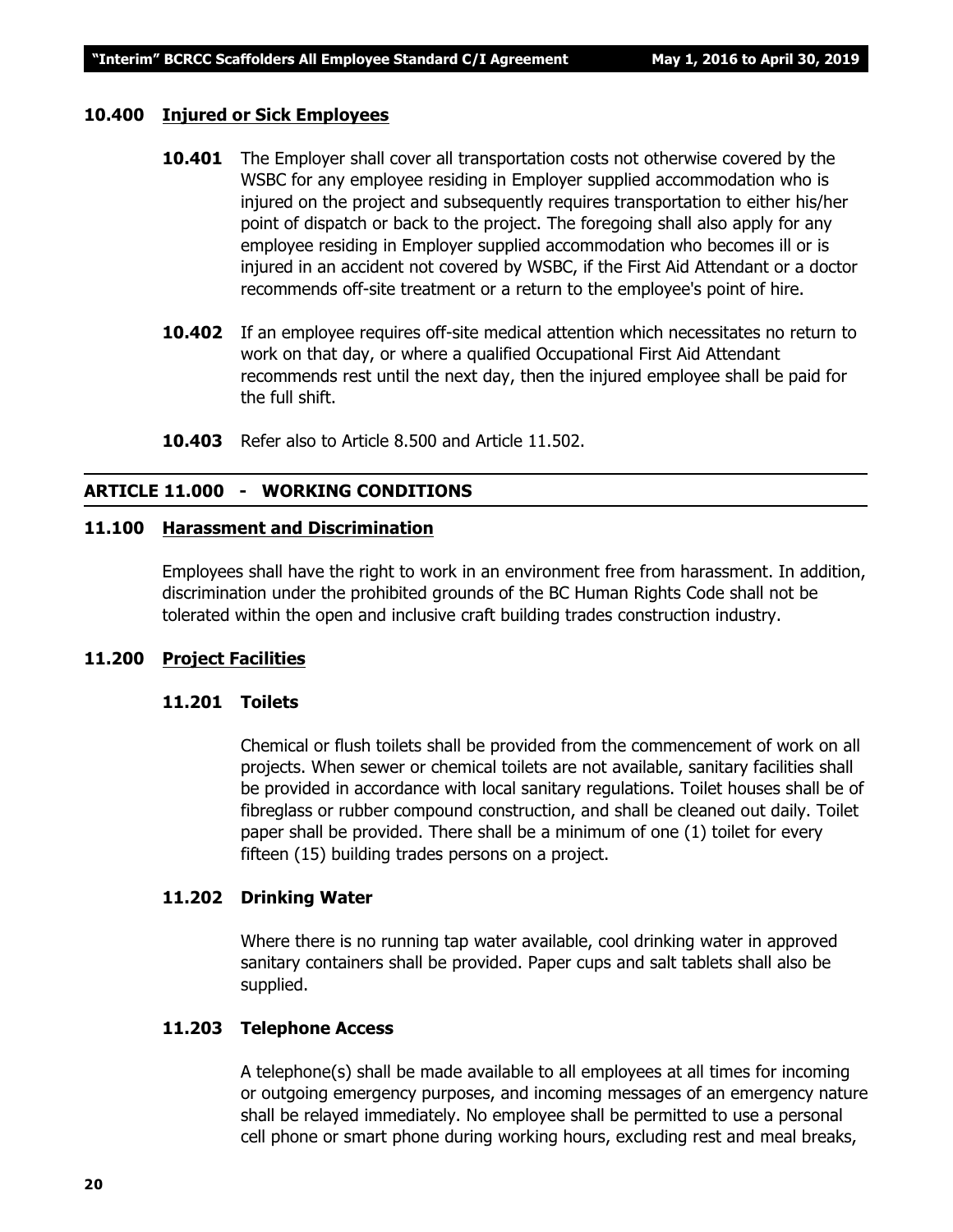### 10.400 Injured or Sick Employees

**10.401** The Employer shall cover all transportation costs not otherwise covered by the WSBC for any employee residing in Employer supplied accommodation who is injured on the project and subsequently requires transportation to either his/her point of dispatch or back to the project. The foregoing shall also apply for any employee residing in Employer supplied accommodation who becomes ill or is injured in an accident not covered by WSBC, if the First Aid Attendant or a doctor recommends off-site treatment or a return to the employee's point of hire.

**10.402** If an employee requires off-site medical attention which necessitates no return to work on that day, or where a qualified Occupational First Aid Attendant recommends rest until the next day, then the injured employee shall be paid for the full shift.

**10.403** Refer also to Article 8.500 and Article 11.502.

## ARTICLE 11.000 - WORKING CONDITIONS

### 11.100 Harassment and Discrimination

Employees shall have the right to work in an environment free from harassment. In addition, discrimination under the prohibited grounds of the BC Human Rights Code shall not be tolerated within the open and inclusive craft building trades construction industry.

### 11.200 Project Facilities

#### 11.201 Toilets

Chemical or flush toilets shall be provided from the commencement of work on all projects. When sewer or chemical toilets are not available, sanitary facilities shall be provided in accordance with local sanitary regulations. Toilet houses shall be of fibreglass or rubber compound construction, and shall be cleaned out daily. Toilet paper shall be provided. There shall be a minimum of one (1) toilet for every fifteen (15) building trades persons on a project.

#### 11.202 Drinking Water

Where there is no running tap water available, cool drinking water in approved sanitary containers shall be provided. Paper cups and salt tablets shall also be supplied.

#### 11.203 Telephone Access

A telephone(s) shall be made available to all employees at all times for incoming or outgoing emergency purposes, and incoming messages of an emergency nature shall be relayed immediately. No employee shall be permitted to use a personal cell phone or smart phone during working hours, excluding rest and meal breaks,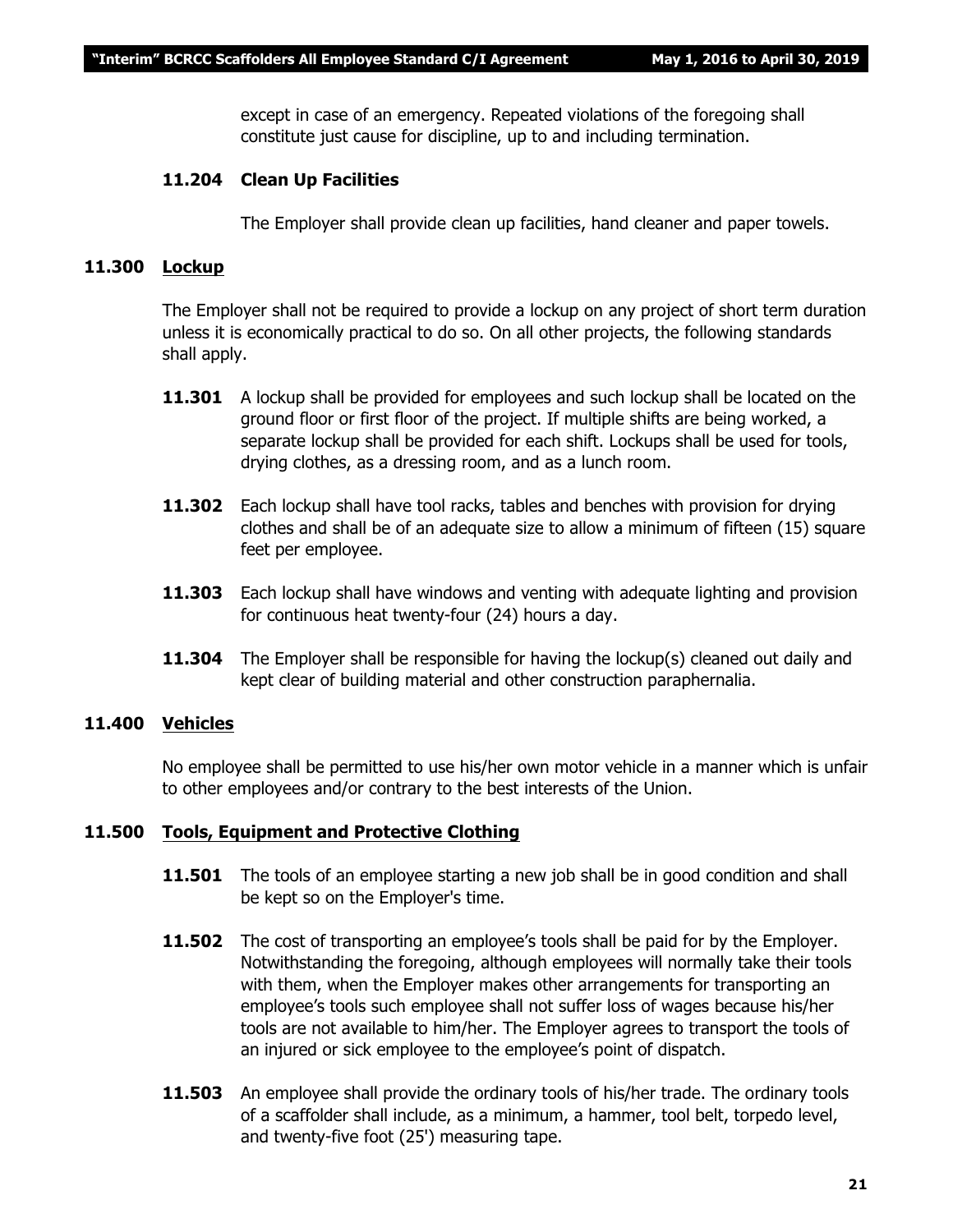except in case of an emergency. Repeated violations of the foregoing shall constitute just cause for discipline, up to and including termination.

**11.204 Clean Up Facilities**

The Employer shall provide clean up facilities, hand cleaner and paper towels.

**11.300 Lockup**

The Employer shall not be required to provide a lockup on any project of short term duration unless it is economically practical to do so. On all other projects, the following standards shall apply.

**11.301** A lockup shall be provided for employees and such lockup shall be located on the ground floor or first floor of the project. If multiple shifts are being worked, a separate lockup shall be provided for each shift. Lockups shall be used for tools, drying clothes, as a dressing room, and as a lunch room.

**11.302** Each lockup shall have tool racks, tables and benches with provision for drying clothes and shall be of an adequate size to allow a minimum of fifteen (15) square feet per employee.

**11.303** Each lockup shall have windows and venting with adequate lighting and provision for continuous heat twenty-four (24) hours a day.

**11.304** The Employer shall be responsible for having the lockup(s) cleaned out daily and kept clear of building material and other construction paraphernalia.

**11.400 Vehicles**

No employee shall be permitted to use his/her own motor vehicle in a manner which is unfair to other employees and/or contrary to the best interests of the Union.

**11.500 Tools, Equipment and Protective Clothing**

**11.501** The tools of an employee starting a new job shall be in good condition and shall be kept so on the Employer's time.

**11.502** The cost of transporting an employee's tools shall be paid for by the Employer. Notwithstanding the foregoing, although employees will normally take their tools with them, when the Employer makes other arrangements for transporting an employee's tools such employee shall not suffer loss of wages because his/her tools are not available to him/her. The Employer agrees to transport the tools of an injured or sick employee to the employee's point of dispatch.

**11.503** An employee shall provide the ordinary tools of his/her trade. The ordinary tools of a scaffolder shall include, as a minimum, a hammer, tool belt, torpedo level, and twenty-five foot (25') measuring tape.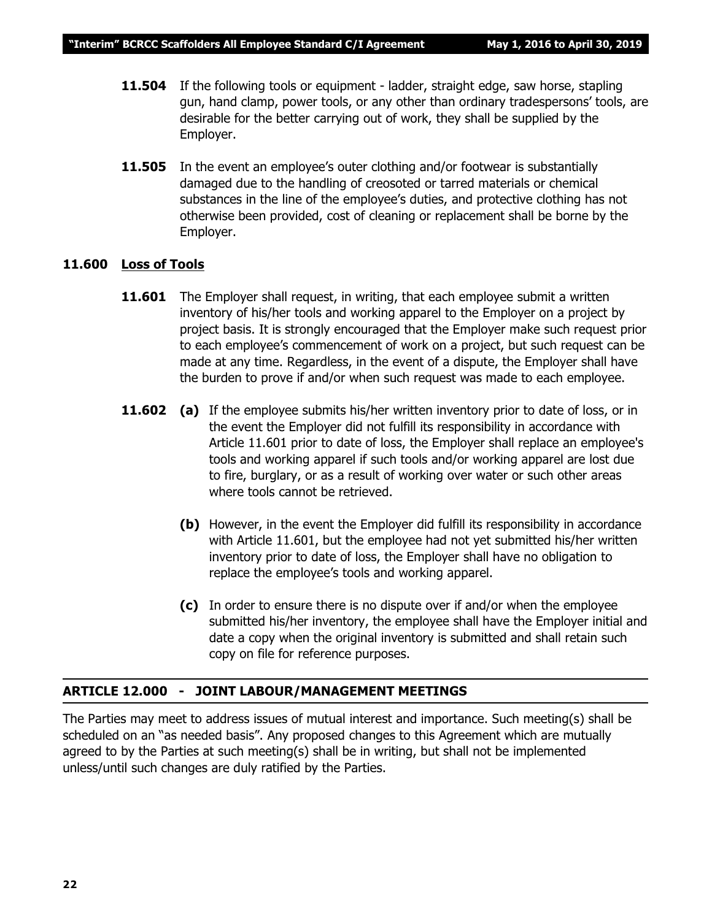**11.504** If the following tools or equipment - ladder, straight edge, saw horse, stapling gun, hand clamp, power tools, or any other than ordinary tradespersons' tools, are desirable for the better carrying out of work, they shall be supplied by the Employer.

**11.505** In the event an employee's outer clothing and/or footwear is substantially damaged due to the handling of creosoted or tarred materials or chemical substances in the line of the employee's duties, and protective clothing has not otherwise been provided, cost of cleaning or replacement shall be borne by the Employer.

### 11.600 Loss of Tools

**11.601** The Employer shall request, in writing, that each employee submit a written inventory of his/her tools and working apparel to the Employer on a project by project basis. It is strongly encouraged that the Employer make such request prior to each employee's commencement of work on a project, but such request can be made at any time. Regardless, in the event of a dispute, the Employer shall have the burden to prove if and/or when such request was made to each employee.

**11.602** **(a)** If the employee submits his/her written inventory prior to date of loss, or in the event the Employer did not fulfill its responsibility in accordance with Article 11.601 prior to date of loss, the Employer shall replace an employee's tools and working apparel if such tools and/or working apparel are lost due to fire, burglary, or as a result of working over water or such other areas where tools cannot be retrieved.

**(b)** However, in the event the Employer did fulfill its responsibility in accordance with Article 11.601, but the employee had not yet submitted his/her written inventory prior to date of loss, the Employer shall have no obligation to replace the employee's tools and working apparel.

**(c)** In order to ensure there is no dispute over if and/or when the employee submitted his/her inventory, the employee shall have the Employer initial and date a copy when the original inventory is submitted and shall retain such copy on file for reference purposes.

## ARTICLE 12.000 - JOINT LABOUR/MANAGEMENT MEETINGS

The Parties may meet to address issues of mutual interest and importance. Such meeting(s) shall be scheduled on an "as needed basis". Any proposed changes to this Agreement which are mutually agreed to by the Parties at such meeting(s) shall be in writing, but shall not be implemented unless/until such changes are duly ratified by the Parties.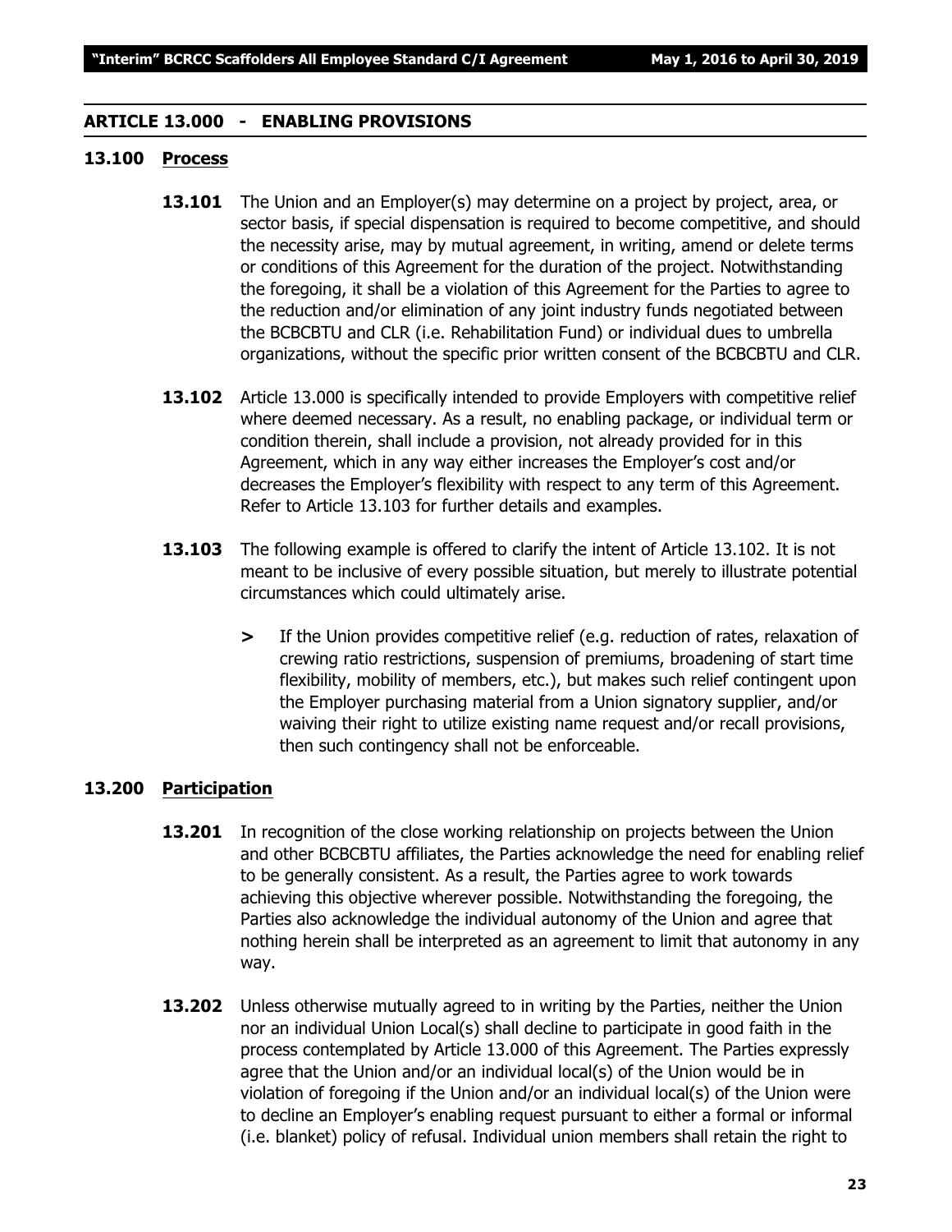## ARTICLE 13.000 - ENABLING PROVISIONS

### 13.100 Process

**13.101** The Union and an Employer(s) may determine on a project by project, area, or sector basis, if special dispensation is required to become competitive, and should the necessity arise, may by mutual agreement, in writing, amend or delete terms or conditions of this Agreement for the duration of the project. Notwithstanding the foregoing, it shall be a violation of this Agreement for the Parties to agree to the reduction and/or elimination of any joint industry funds negotiated between the BCBCBTU and CLR (i.e. Rehabilitation Fund) or individual dues to umbrella organizations, without the specific prior written consent of the BCBCBTU and CLR.

**13.102** Article 13.000 is specifically intended to provide Employers with competitive relief where deemed necessary. As a result, no enabling package, or individual term or condition therein, shall include a provision, not already provided for in this Agreement, which in any way either increases the Employer's cost and/or decreases the Employer's flexibility with respect to any term of this Agreement. Refer to Article 13.103 for further details and examples.

**13.103** The following example is offered to clarify the intent of Article 13.102. It is not meant to be inclusive of every possible situation, but merely to illustrate potential circumstances which could ultimately arise.

> If the Union provides competitive relief (e.g. reduction of rates, relaxation of crewing ratio restrictions, suspension of premiums, broadening of start time flexibility, mobility of members, etc.), but makes such relief contingent upon the Employer purchasing material from a Union signatory supplier, and/or waiving their right to utilize existing name request and/or recall provisions, then such contingency shall not be enforceable.

### 13.200 Participation

**13.201** In recognition of the close working relationship on projects between the Union and other BCBCBTU affiliates, the Parties acknowledge the need for enabling relief to be generally consistent. As a result, the Parties agree to work towards achieving this objective wherever possible. Notwithstanding the foregoing, the Parties also acknowledge the individual autonomy of the Union and agree that nothing herein shall be interpreted as an agreement to limit that autonomy in any way.

**13.202** Unless otherwise mutually agreed to in writing by the Parties, neither the Union nor an individual Union Local(s) shall decline to participate in good faith in the process contemplated by Article 13.000 of this Agreement. The Parties expressly agree that the Union and/or an individual local(s) of the Union would be in violation of foregoing if the Union and/or an individual local(s) of the Union were to decline an Employer's enabling request pursuant to either a formal or informal (i.e. blanket) policy of refusal. Individual union members shall retain the right to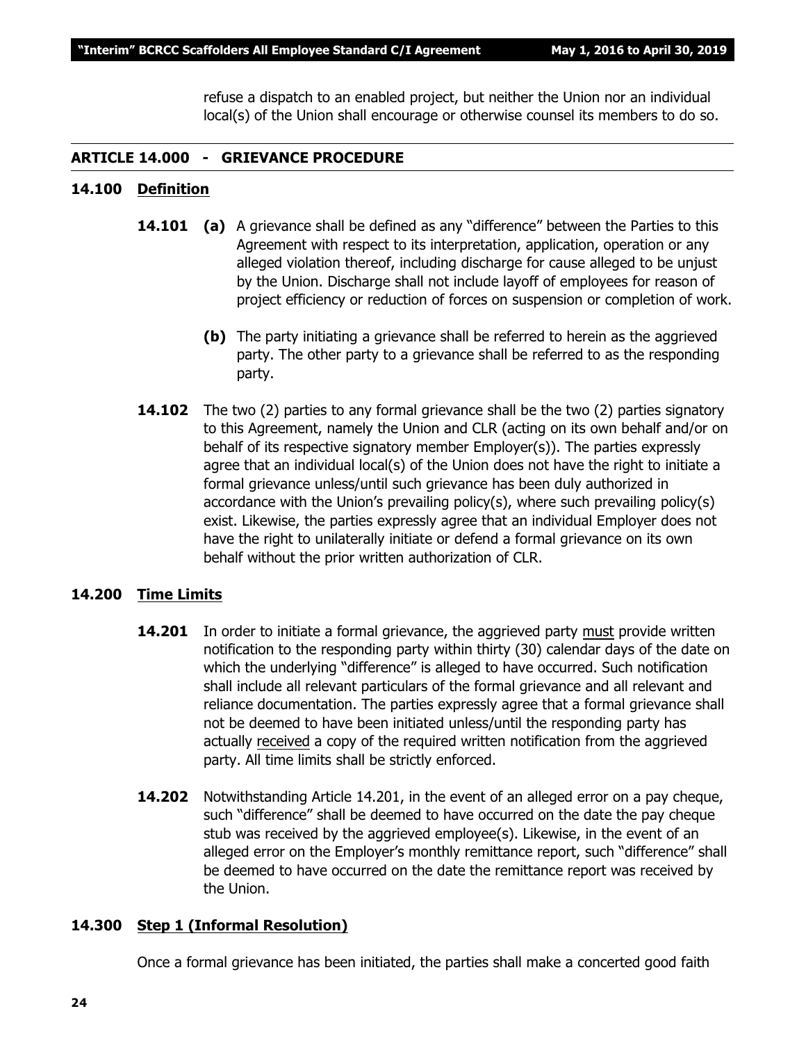refuse a dispatch to an enabled project, but neither the Union nor an individual local(s) of the Union shall encourage or otherwise counsel its members to do so.

## ARTICLE 14.000 - GRIEVANCE PROCEDURE

### 14.100 Definition

**14.101** **(a)** A grievance shall be defined as any "difference" between the Parties to this Agreement with respect to its interpretation, application, operation or any alleged violation thereof, including discharge for cause alleged to be unjust by the Union. Discharge shall not include layoff of employees for reason of project efficiency or reduction of forces on suspension or completion of work.

**(b)** The party initiating a grievance shall be referred to herein as the aggrieved party. The other party to a grievance shall be referred to as the responding party.

**14.102** The two (2) parties to any formal grievance shall be the two (2) parties signatory to this Agreement, namely the Union and CLR (acting on its own behalf and/or on behalf of its respective signatory member Employer(s)). The parties expressly agree that an individual local(s) of the Union does not have the right to initiate a formal grievance unless/until such grievance has been duly authorized in accordance with the Union's prevailing policy(s), where such prevailing policy(s) exist. Likewise, the parties expressly agree that an individual Employer does not have the right to unilaterally initiate or defend a formal grievance on its own behalf without the prior written authorization of CLR.

### 14.200 Time Limits

**14.201** In order to initiate a formal grievance, the aggrieved party must provide written notification to the responding party within thirty (30) calendar days of the date on which the underlying "difference" is alleged to have occurred. Such notification shall include all relevant particulars of the formal grievance and all relevant and reliance documentation. The parties expressly agree that a formal grievance shall not be deemed to have been initiated unless/until the responding party has actually received a copy of the required written notification from the aggrieved party. All time limits shall be strictly enforced.

**14.202** Notwithstanding Article 14.201, in the event of an alleged error on a pay cheque, such "difference" shall be deemed to have occurred on the date the pay cheque stub was received by the aggrieved employee(s). Likewise, in the event of an alleged error on the Employer's monthly remittance report, such "difference" shall be deemed to have occurred on the date the remittance report was received by the Union.

### 14.300 Step 1 (Informal Resolution)

Once a formal grievance has been initiated, the parties shall make a concerted good faith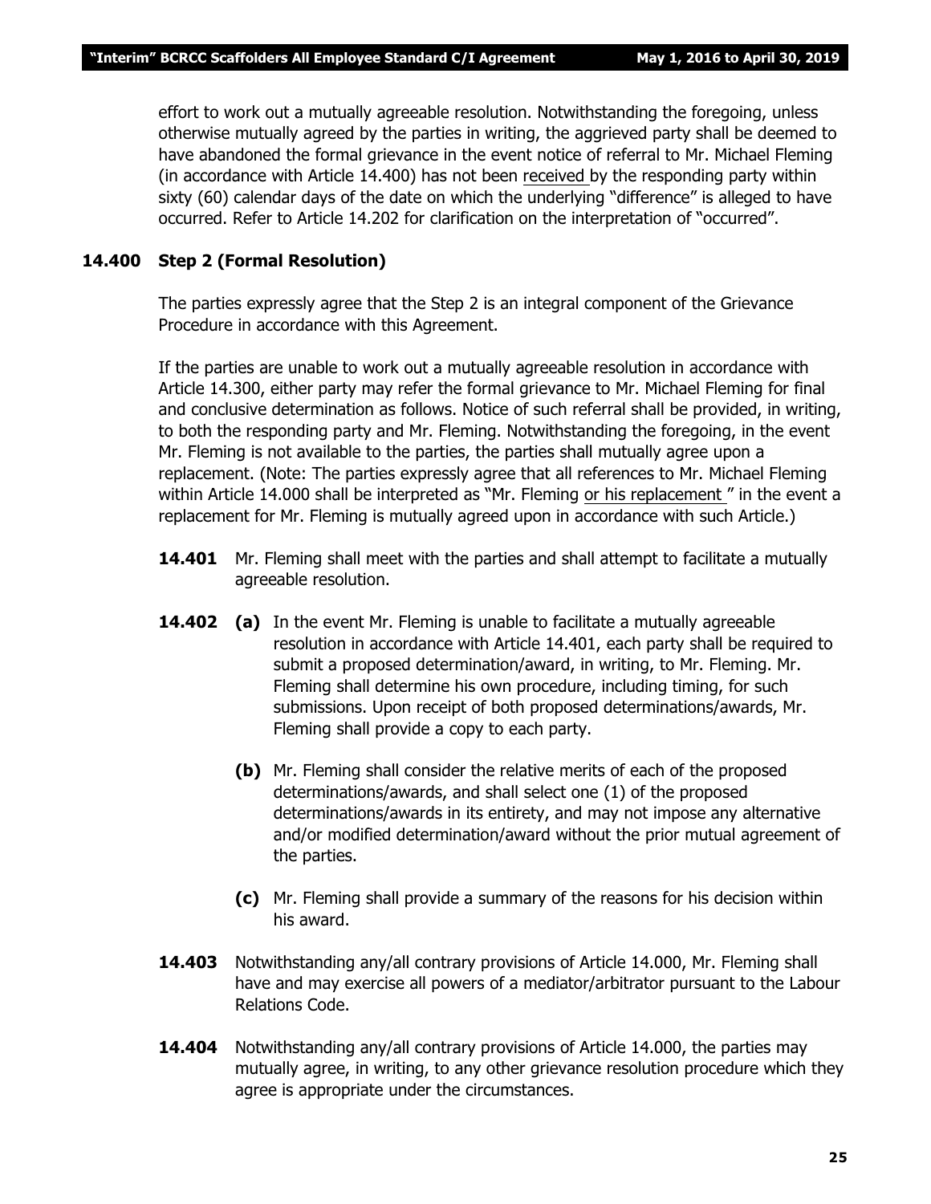effort to work out a mutually agreeable resolution. Notwithstanding the foregoing, unless otherwise mutually agreed by the parties in writing, the aggrieved party shall be deemed to have abandoned the formal grievance in the event notice of referral to Mr. Michael Fleming (in accordance with Article 14.400) has not been <u>received</u> by the responding party within sixty (60) calendar days of the date on which the underlying "difference" is alleged to have occurred. Refer to Article 14.202 for clarification on the interpretation of "occurred".

### 14.400 Step 2 (Formal Resolution)

The parties expressly agree that the Step 2 is an integral component of the Grievance Procedure in accordance with this Agreement.

If the parties are unable to work out a mutually agreeable resolution in accordance with Article 14.300, either party may refer the formal grievance to Mr. Michael Fleming for final and conclusive determination as follows. Notice of such referral shall be provided, in writing, to both the responding party and Mr. Fleming. Notwithstanding the foregoing, in the event Mr. Fleming is not available to the parties, the parties shall mutually agree upon a replacement. (Note: The parties expressly agree that all references to Mr. Michael Fleming within Article 14.000 shall be interpreted as "Mr. Fleming <u>or his replacement</u>" in the event a replacement for Mr. Fleming is mutually agreed upon in accordance with such Article.)

**14.401** Mr. Fleming shall meet with the parties and shall attempt to facilitate a mutually agreeable resolution.

**14.402** **(a)** In the event Mr. Fleming is unable to facilitate a mutually agreeable resolution in accordance with Article 14.401, each party shall be required to submit a proposed determination/award, in writing, to Mr. Fleming. Mr. Fleming shall determine his own procedure, including timing, for such submissions. Upon receipt of both proposed determinations/awards, Mr. Fleming shall provide a copy to each party.

**(b)** Mr. Fleming shall consider the relative merits of each of the proposed determinations/awards, and shall select one (1) of the proposed determinations/awards in its entirety, and may not impose any alternative and/or modified determination/award without the prior mutual agreement of the parties.

**(c)** Mr. Fleming shall provide a summary of the reasons for his decision within his award.

**14.403** Notwithstanding any/all contrary provisions of Article 14.000, Mr. Fleming shall have and may exercise all powers of a mediator/arbitrator pursuant to the Labour Relations Code.

**14.404** Notwithstanding any/all contrary provisions of Article 14.000, the parties may mutually agree, in writing, to any other grievance resolution procedure which they agree is appropriate under the circumstances.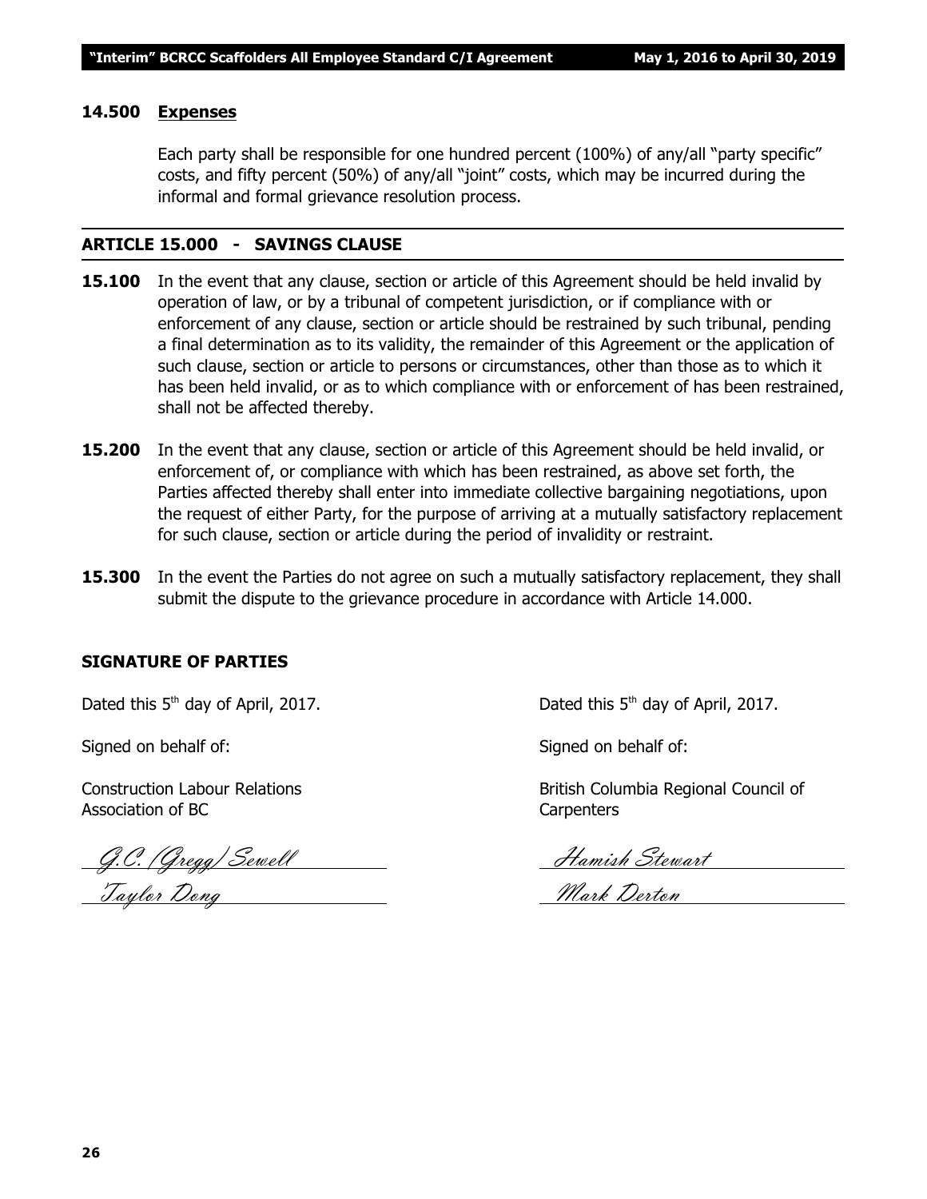### 14.500 Expenses

Each party shall be responsible for one hundred percent (100%) of any/all "party specific" costs, and fifty percent (50%) of any/all "joint" costs, which may be incurred during the informal and formal grievance resolution process.

## ARTICLE 15.000 - SAVINGS CLAUSE

**15.100** In the event that any clause, section or article of this Agreement should be held invalid by operation of law, or by a tribunal of competent jurisdiction, or if compliance with or enforcement of any clause, section or article should be restrained by such tribunal, pending a final determination as to its validity, the remainder of this Agreement or the application of such clause, section or article to persons or circumstances, other than those as to which it has been held invalid, or as to which compliance with or enforcement of has been restrained, shall not be affected thereby.

**15.200** In the event that any clause, section or article of this Agreement should be held invalid, or enforcement of, or compliance with which has been restrained, as above set forth, the Parties affected thereby shall enter into immediate collective bargaining negotiations, upon the request of either Party, for the purpose of arriving at a mutually satisfactory replacement for such clause, section or article during the period of invalidity or restraint.

**15.300** In the event the Parties do not agree on such a mutually satisfactory replacement, they shall submit the dispute to the grievance procedure in accordance with Article 14.000.

**SIGNATURE OF PARTIES**

Dated this 5th day of April, 2017.

Signed on behalf of:

Construction Labour Relations Association of BC

*G.C. (Gregg) Sewell*

*Taylor Dong*

Dated this 5th day of April, 2017.

Signed on behalf of:

British Columbia Regional Council of Carpenters

*Hamish Stewart*

*Mark Derton*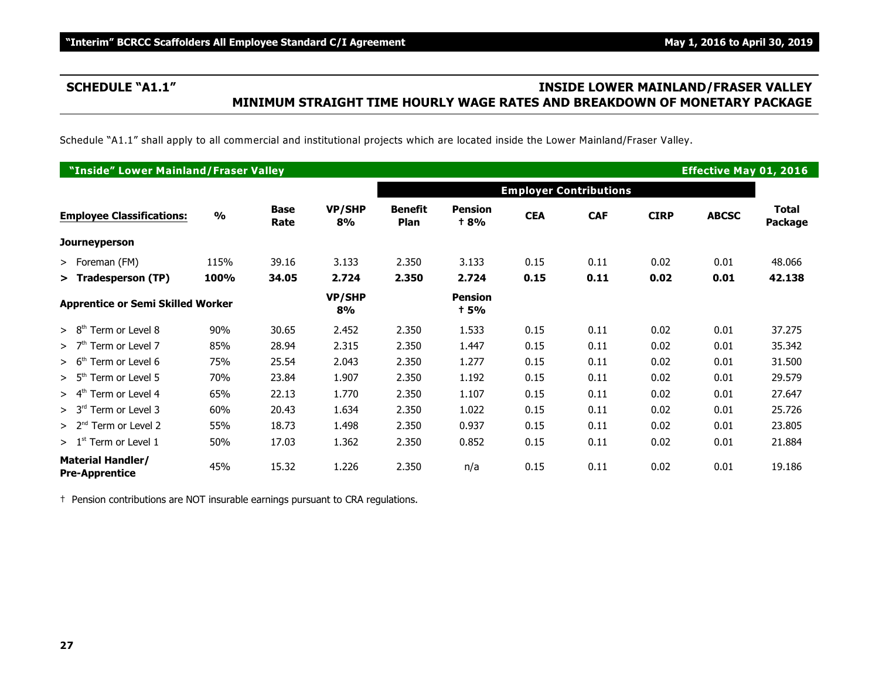## SCHEDULE "A1.1" — INSIDE LOWER MAINLAND/FRASER VALLEY
## MINIMUM STRAIGHT TIME HOURLY WAGE RATES AND BREAKDOWN OF MONETARY PACKAGE

Schedule "A1.1" shall apply to all commercial and institutional projects which are located inside the Lower Mainland/Fraser Valley.

**"Inside" Lower Mainland/Fraser Valley** — **Effective May 01, 2016**

| Employee Classifications: | % | Base Rate | VP/SHP 8% | Employer Contributions | | | | | | Total Package |
|---|---|---|---|---|---|---|---|---|---|---|
| | | | | Benefit Plan | Pension † 8% | CEA | CAF | CIRP | ABCSC | |
| **Journeyperson** | | | | | | | | | | |
| > Foreman (FM) | 115% | 39.16 | 3.133 | 2.350 | 3.133 | 0.15 | 0.11 | 0.02 | 0.01 | 48.066 |
| **> Tradesperson (TP)** | **100%** | **34.05** | **2.724** | **2.350** | **2.724** | **0.15** | **0.11** | **0.02** | **0.01** | **42.138** |
| **Apprentice or Semi Skilled Worker** | | | **VP/SHP 8%** | | **Pension † 5%** | | | | | |
| > 8th Term or Level 8 | 90% | 30.65 | 2.452 | 2.350 | 1.533 | 0.15 | 0.11 | 0.02 | 0.01 | 37.275 |
| > 7th Term or Level 7 | 85% | 28.94 | 2.315 | 2.350 | 1.447 | 0.15 | 0.11 | 0.02 | 0.01 | 35.342 |
| > 6th Term or Level 6 | 75% | 25.54 | 2.043 | 2.350 | 1.277 | 0.15 | 0.11 | 0.02 | 0.01 | 31.500 |
| > 5th Term or Level 5 | 70% | 23.84 | 1.907 | 2.350 | 1.192 | 0.15 | 0.11 | 0.02 | 0.01 | 29.579 |
| > 4th Term or Level 4 | 65% | 22.13 | 1.770 | 2.350 | 1.107 | 0.15 | 0.11 | 0.02 | 0.01 | 27.647 |
| > 3rd Term or Level 3 | 60% | 20.43 | 1.634 | 2.350 | 1.022 | 0.15 | 0.11 | 0.02 | 0.01 | 25.726 |
| > 2nd Term or Level 2 | 55% | 18.73 | 1.498 | 2.350 | 0.937 | 0.15 | 0.11 | 0.02 | 0.01 | 23.805 |
| > 1st Term or Level 1 | 50% | 17.03 | 1.362 | 2.350 | 0.852 | 0.15 | 0.11 | 0.02 | 0.01 | 21.884 |
| **Material Handler/ Pre-Apprentice** | 45% | 15.32 | 1.226 | 2.350 | n/a | 0.15 | 0.11 | 0.02 | 0.01 | 19.186 |

† Pension contributions are NOT insurable earnings pursuant to CRA regulations.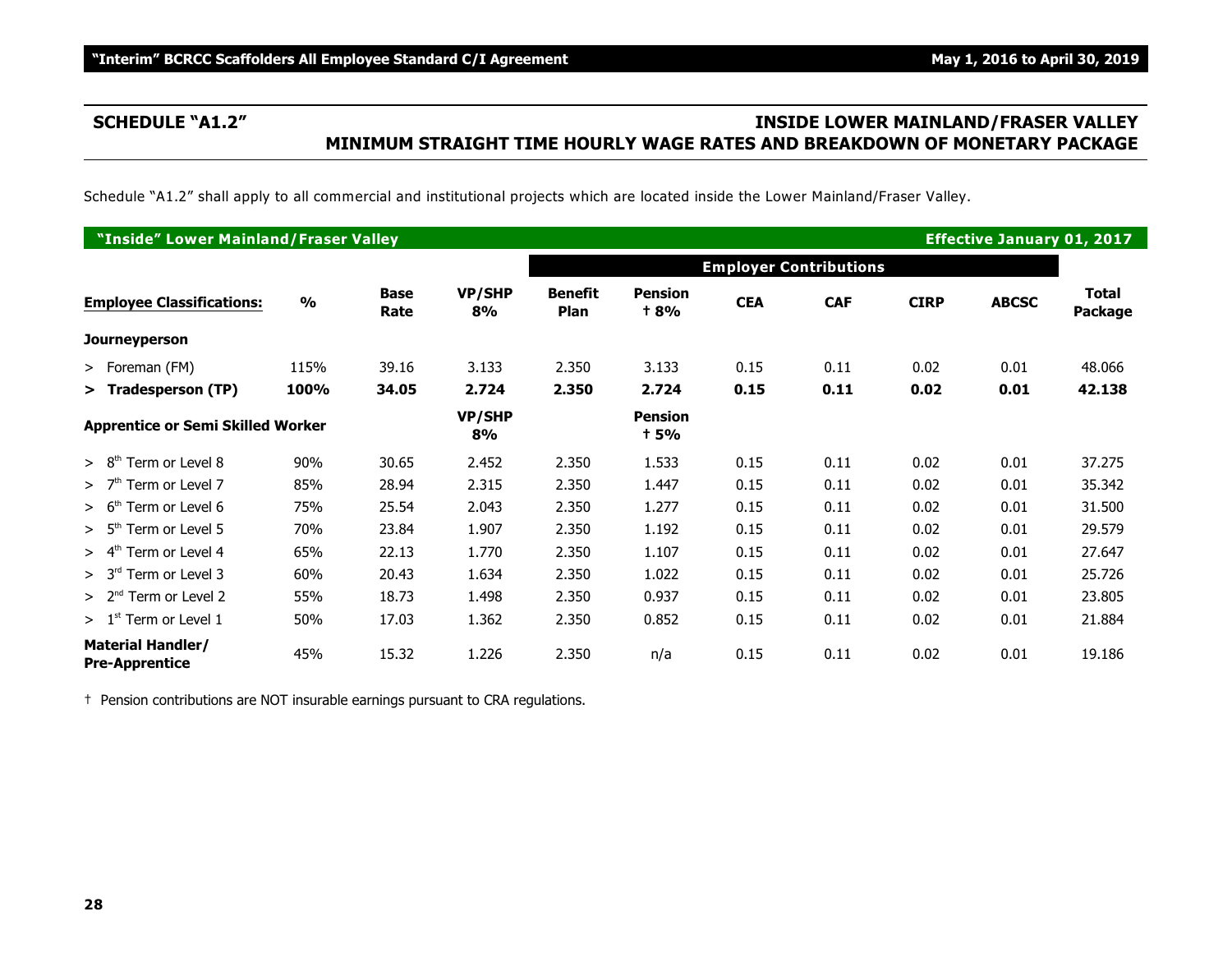## SCHEDULE "A1.2"

## INSIDE LOWER MAINLAND/FRASER VALLEY
## MINIMUM STRAIGHT TIME HOURLY WAGE RATES AND BREAKDOWN OF MONETARY PACKAGE

Schedule "A1.2" shall apply to all commercial and institutional projects which are located inside the Lower Mainland/Fraser Valley.

**"Inside" Lower Mainland/Fraser Valley** — **Effective January 01, 2017**

| | | | | Employer Contributions | | | | | | |
|---|---|---|---|---|---|---|---|---|---|---|
| **Employee Classifications:** | **%** | **Base Rate** | **VP/SHP 8%** | **Benefit Plan** | **Pension † 8%** | **CEA** | **CAF** | **CIRP** | **ABCSC** | **Total Package** |
| **Journeyperson** | | | | | | | | | | |
| > Foreman (FM) | 115% | 39.16 | 3.133 | 2.350 | 3.133 | 0.15 | 0.11 | 0.02 | 0.01 | 48.066 |
| **> Tradesperson (TP)** | **100%** | **34.05** | **2.724** | **2.350** | **2.724** | **0.15** | **0.11** | **0.02** | **0.01** | **42.138** |
| **Apprentice or Semi Skilled Worker** | | | **VP/SHP 8%** | | **Pension † 5%** | | | | | |
| > 8th Term or Level 8 | 90% | 30.65 | 2.452 | 2.350 | 1.533 | 0.15 | 0.11 | 0.02 | 0.01 | 37.275 |
| > 7th Term or Level 7 | 85% | 28.94 | 2.315 | 2.350 | 1.447 | 0.15 | 0.11 | 0.02 | 0.01 | 35.342 |
| > 6th Term or Level 6 | 75% | 25.54 | 2.043 | 2.350 | 1.277 | 0.15 | 0.11 | 0.02 | 0.01 | 31.500 |
| > 5th Term or Level 5 | 70% | 23.84 | 1.907 | 2.350 | 1.192 | 0.15 | 0.11 | 0.02 | 0.01 | 29.579 |
| > 4th Term or Level 4 | 65% | 22.13 | 1.770 | 2.350 | 1.107 | 0.15 | 0.11 | 0.02 | 0.01 | 27.647 |
| > 3rd Term or Level 3 | 60% | 20.43 | 1.634 | 2.350 | 1.022 | 0.15 | 0.11 | 0.02 | 0.01 | 25.726 |
| > 2nd Term or Level 2 | 55% | 18.73 | 1.498 | 2.350 | 0.937 | 0.15 | 0.11 | 0.02 | 0.01 | 23.805 |
| > 1st Term or Level 1 | 50% | 17.03 | 1.362 | 2.350 | 0.852 | 0.15 | 0.11 | 0.02 | 0.01 | 21.884 |
| **Material Handler/ Pre-Apprentice** | 45% | 15.32 | 1.226 | 2.350 | n/a | 0.15 | 0.11 | 0.02 | 0.01 | 19.186 |

† Pension contributions are NOT insurable earnings pursuant to CRA regulations.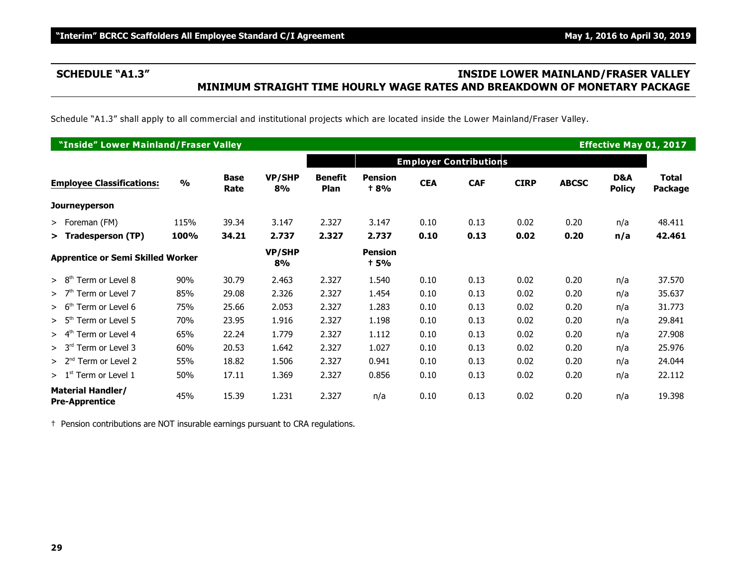## SCHEDULE "A1.3"

## INSIDE LOWER MAINLAND/FRASER VALLEY MINIMUM STRAIGHT TIME HOURLY WAGE RATES AND BREAKDOWN OF MONETARY PACKAGE

Schedule "A1.3" shall apply to all commercial and institutional projects which are located inside the Lower Mainland/Fraser Valley.

**"Inside" Lower Mainland/Fraser Valley** — **Effective May 01, 2017**

| | | | | | Employer Contributions | | | | | | |
|---|---|---|---|---|---|---|---|---|---|---|---|
| **Employee Classifications:** | **%** | **Base Rate** | **VP/SHP 8%** | **Benefit Plan** | **Pension † 8%** | **CEA** | **CAF** | **CIRP** | **ABCSC** | **D&A Policy** | **Total Package** |
| **Journeyperson** | | | | | | | | | | | |
| > Foreman (FM) | 115% | 39.34 | 3.147 | 2.327 | 3.147 | 0.10 | 0.13 | 0.02 | 0.20 | n/a | 48.411 |
| **> Tradesperson (TP)** | **100%** | **34.21** | **2.737** | **2.327** | **2.737** | **0.10** | **0.13** | **0.02** | **0.20** | **n/a** | **42.461** |
| **Apprentice or Semi Skilled Worker** | | | **VP/SHP 8%** | | **Pension † 5%** | | | | | | |
| > 8th Term or Level 8 | 90% | 30.79 | 2.463 | 2.327 | 1.540 | 0.10 | 0.13 | 0.02 | 0.20 | n/a | 37.570 |
| > 7th Term or Level 7 | 85% | 29.08 | 2.326 | 2.327 | 1.454 | 0.10 | 0.13 | 0.02 | 0.20 | n/a | 35.637 |
| > 6th Term or Level 6 | 75% | 25.66 | 2.053 | 2.327 | 1.283 | 0.10 | 0.13 | 0.02 | 0.20 | n/a | 31.773 |
| > 5th Term or Level 5 | 70% | 23.95 | 1.916 | 2.327 | 1.198 | 0.10 | 0.13 | 0.02 | 0.20 | n/a | 29.841 |
| > 4th Term or Level 4 | 65% | 22.24 | 1.779 | 2.327 | 1.112 | 0.10 | 0.13 | 0.02 | 0.20 | n/a | 27.908 |
| > 3rd Term or Level 3 | 60% | 20.53 | 1.642 | 2.327 | 1.027 | 0.10 | 0.13 | 0.02 | 0.20 | n/a | 25.976 |
| > 2nd Term or Level 2 | 55% | 18.82 | 1.506 | 2.327 | 0.941 | 0.10 | 0.13 | 0.02 | 0.20 | n/a | 24.044 |
| > 1st Term or Level 1 | 50% | 17.11 | 1.369 | 2.327 | 0.856 | 0.10 | 0.13 | 0.02 | 0.20 | n/a | 22.112 |
| **Material Handler/ Pre-Apprentice** | 45% | 15.39 | 1.231 | 2.327 | n/a | 0.10 | 0.13 | 0.02 | 0.20 | n/a | 19.398 |

† Pension contributions are NOT insurable earnings pursuant to CRA regulations.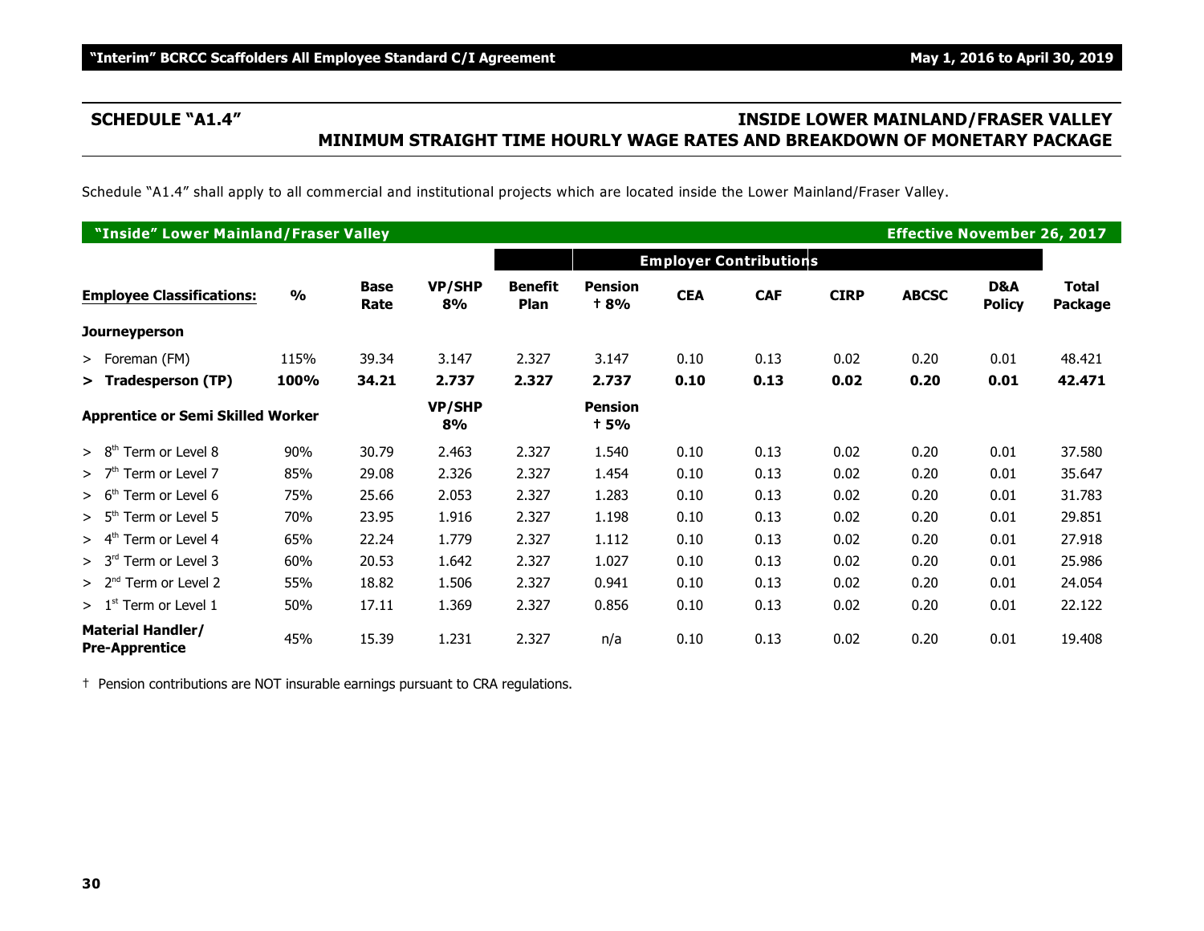## SCHEDULE "A1.4" — INSIDE LOWER MAINLAND/FRASER VALLEY
### MINIMUM STRAIGHT TIME HOURLY WAGE RATES AND BREAKDOWN OF MONETARY PACKAGE

Schedule "A1.4" shall apply to all commercial and institutional projects which are located inside the Lower Mainland/Fraser Valley.

**"Inside" Lower Mainland/Fraser Valley — Effective November 26, 2017**

| | | | | Employer Contributions | | | | | | | |
|---|---|---|---|---|---|---|---|---|---|---|---|
| **Employee Classifications:** | **%** | **Base Rate** | **VP/SHP 8%** | **Benefit Plan** | **Pension † 8%** | **CEA** | **CAF** | **CIRP** | **ABCSC** | **D&A Policy** | **Total Package** |
| **Journeyperson** | | | | | | | | | | | |
| > Foreman (FM) | 115% | 39.34 | 3.147 | 2.327 | 3.147 | 0.10 | 0.13 | 0.02 | 0.20 | 0.01 | 48.421 |
| **> Tradesperson (TP)** | **100%** | **34.21** | **2.737** | **2.327** | **2.737** | **0.10** | **0.13** | **0.02** | **0.20** | **0.01** | **42.471** |
| **Apprentice or Semi Skilled Worker** | | | **VP/SHP 8%** | | **Pension † 5%** | | | | | | |
| > 8th Term or Level 8 | 90% | 30.79 | 2.463 | 2.327 | 1.540 | 0.10 | 0.13 | 0.02 | 0.20 | 0.01 | 37.580 |
| > 7th Term or Level 7 | 85% | 29.08 | 2.326 | 2.327 | 1.454 | 0.10 | 0.13 | 0.02 | 0.20 | 0.01 | 35.647 |
| > 6th Term or Level 6 | 75% | 25.66 | 2.053 | 2.327 | 1.283 | 0.10 | 0.13 | 0.02 | 0.20 | 0.01 | 31.783 |
| > 5th Term or Level 5 | 70% | 23.95 | 1.916 | 2.327 | 1.198 | 0.10 | 0.13 | 0.02 | 0.20 | 0.01 | 29.851 |
| > 4th Term or Level 4 | 65% | 22.24 | 1.779 | 2.327 | 1.112 | 0.10 | 0.13 | 0.02 | 0.20 | 0.01 | 27.918 |
| > 3rd Term or Level 3 | 60% | 20.53 | 1.642 | 2.327 | 1.027 | 0.10 | 0.13 | 0.02 | 0.20 | 0.01 | 25.986 |
| > 2nd Term or Level 2 | 55% | 18.82 | 1.506 | 2.327 | 0.941 | 0.10 | 0.13 | 0.02 | 0.20 | 0.01 | 24.054 |
| > 1st Term or Level 1 | 50% | 17.11 | 1.369 | 2.327 | 0.856 | 0.10 | 0.13 | 0.02 | 0.20 | 0.01 | 22.122 |
| **Material Handler/ Pre-Apprentice** | 45% | 15.39 | 1.231 | 2.327 | n/a | 0.10 | 0.13 | 0.02 | 0.20 | 0.01 | 19.408 |

† Pension contributions are NOT insurable earnings pursuant to CRA regulations.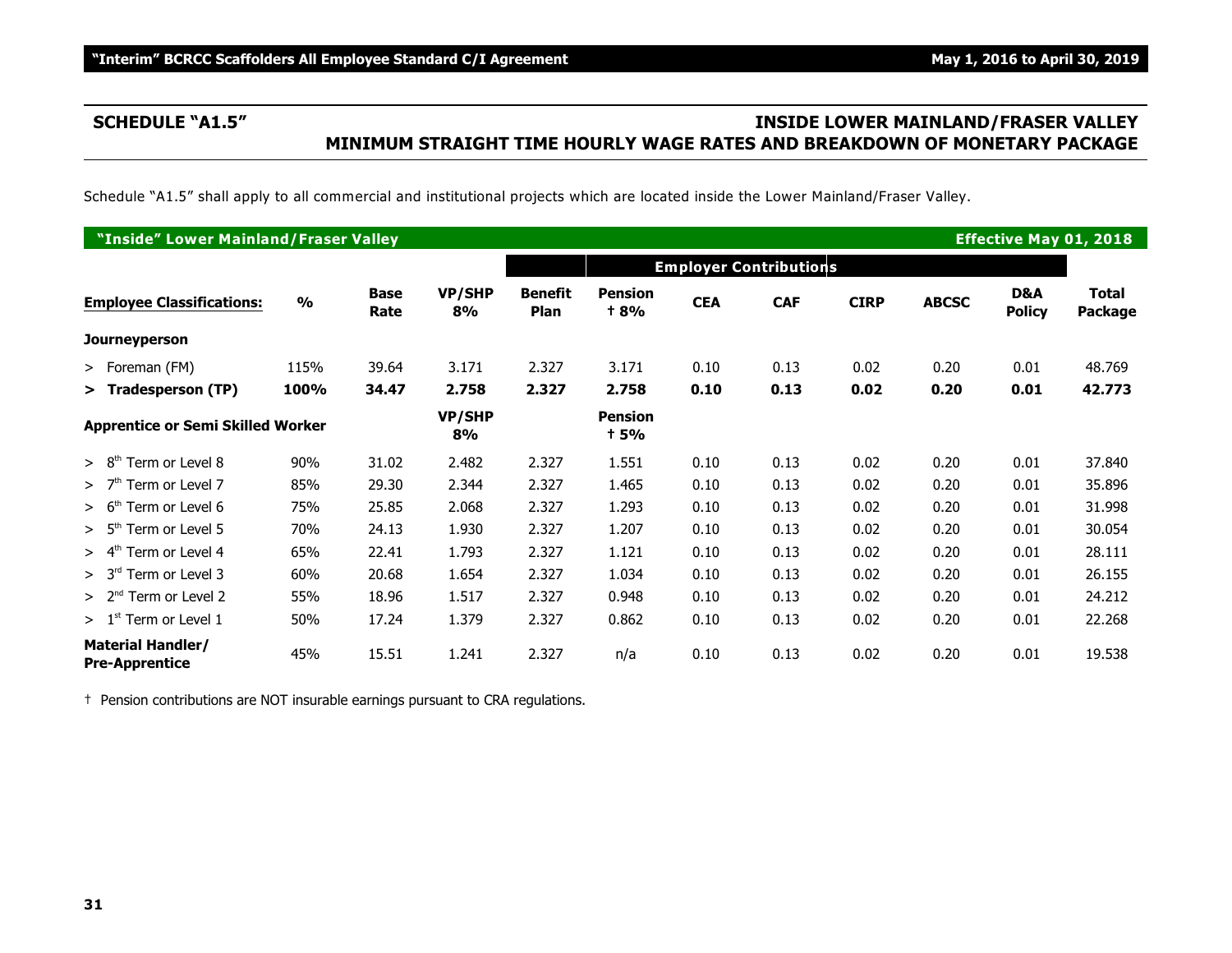## SCHEDULE "A1.5"

## INSIDE LOWER MAINLAND/FRASER VALLEY MINIMUM STRAIGHT TIME HOURLY WAGE RATES AND BREAKDOWN OF MONETARY PACKAGE

Schedule "A1.5" shall apply to all commercial and institutional projects which are located inside the Lower Mainland/Fraser Valley.

| "Inside" Lower Mainland/Fraser Valley | | | | | | | | | | | Effective May 01, 2018 |
|---|---|---|---|---|---|---|---|---|---|---|---|
| | | | | Employer Contributions | | | | | | | |
| **Employee Classifications:** | **%** | **Base Rate** | **VP/SHP 8%** | **Benefit Plan** | **Pension † 8%** | **CEA** | **CAF** | **CIRP** | **ABCSC** | **D&A Policy** | **Total Package** |
| **Journeyperson** | | | | | | | | | | | |
| > Foreman (FM) | 115% | 39.64 | 3.171 | 2.327 | 3.171 | 0.10 | 0.13 | 0.02 | 0.20 | 0.01 | 48.769 |
| **> Tradesperson (TP)** | **100%** | **34.47** | **2.758** | **2.327** | **2.758** | **0.10** | **0.13** | **0.02** | **0.20** | **0.01** | **42.773** |
| **Apprentice or Semi Skilled Worker** | | | **VP/SHP 8%** | | **Pension † 5%** | | | | | | |
| > 8th Term or Level 8 | 90% | 31.02 | 2.482 | 2.327 | 1.551 | 0.10 | 0.13 | 0.02 | 0.20 | 0.01 | 37.840 |
| > 7th Term or Level 7 | 85% | 29.30 | 2.344 | 2.327 | 1.465 | 0.10 | 0.13 | 0.02 | 0.20 | 0.01 | 35.896 |
| > 6th Term or Level 6 | 75% | 25.85 | 2.068 | 2.327 | 1.293 | 0.10 | 0.13 | 0.02 | 0.20 | 0.01 | 31.998 |
| > 5th Term or Level 5 | 70% | 24.13 | 1.930 | 2.327 | 1.207 | 0.10 | 0.13 | 0.02 | 0.20 | 0.01 | 30.054 |
| > 4th Term or Level 4 | 65% | 22.41 | 1.793 | 2.327 | 1.121 | 0.10 | 0.13 | 0.02 | 0.20 | 0.01 | 28.111 |
| > 3rd Term or Level 3 | 60% | 20.68 | 1.654 | 2.327 | 1.034 | 0.10 | 0.13 | 0.02 | 0.20 | 0.01 | 26.155 |
| > 2nd Term or Level 2 | 55% | 18.96 | 1.517 | 2.327 | 0.948 | 0.10 | 0.13 | 0.02 | 0.20 | 0.01 | 24.212 |
| > 1st Term or Level 1 | 50% | 17.24 | 1.379 | 2.327 | 0.862 | 0.10 | 0.13 | 0.02 | 0.20 | 0.01 | 22.268 |
| **Material Handler/ Pre-Apprentice** | 45% | 15.51 | 1.241 | 2.327 | n/a | 0.10 | 0.13 | 0.02 | 0.20 | 0.01 | 19.538 |

† Pension contributions are NOT insurable earnings pursuant to CRA regulations.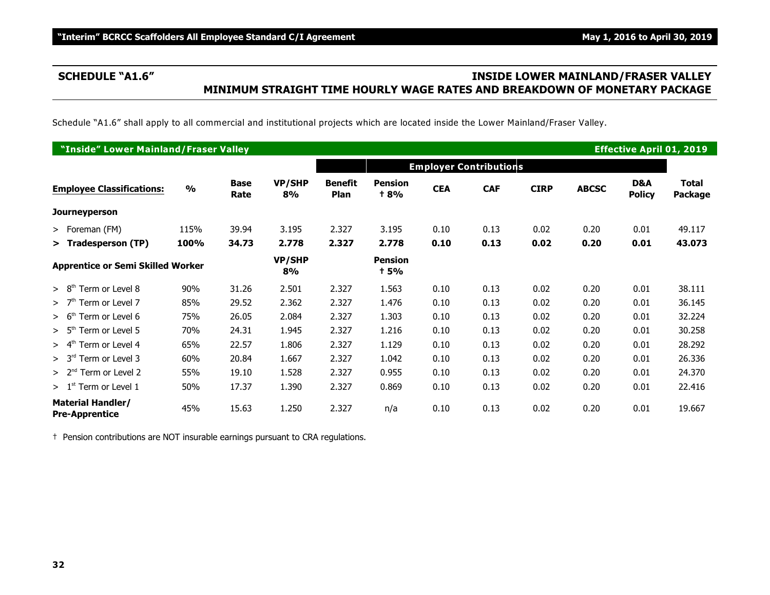## SCHEDULE "A1.6" — INSIDE LOWER MAINLAND/FRASER VALLEY MINIMUM STRAIGHT TIME HOURLY WAGE RATES AND BREAKDOWN OF MONETARY PACKAGE

Schedule "A1.6" shall apply to all commercial and institutional projects which are located inside the Lower Mainland/Fraser Valley.

**"Inside" Lower Mainland/Fraser Valley — Effective April 01, 2019**

| | | | | | Employer Contributions | | | | | | |
|---|---|---|---|---|---|---|---|---|---|---|---|
| **Employee Classifications:** | **%** | **Base Rate** | **VP/SHP 8%** | **Benefit Plan** | **Pension † 8%** | **CEA** | **CAF** | **CIRP** | **ABCSC** | **D&A Policy** | **Total Package** |
| **Journeyperson** | | | | | | | | | | | |
| > Foreman (FM) | 115% | 39.94 | 3.195 | 2.327 | 3.195 | 0.10 | 0.13 | 0.02 | 0.20 | 0.01 | 49.117 |
| **> Tradesperson (TP)** | **100%** | **34.73** | **2.778** | **2.327** | **2.778** | **0.10** | **0.13** | **0.02** | **0.20** | **0.01** | **43.073** |
| **Apprentice or Semi Skilled Worker** | | | **VP/SHP 8%** | | **Pension † 5%** | | | | | | |
| > 8th Term or Level 8 | 90% | 31.26 | 2.501 | 2.327 | 1.563 | 0.10 | 0.13 | 0.02 | 0.20 | 0.01 | 38.111 |
| > 7th Term or Level 7 | 85% | 29.52 | 2.362 | 2.327 | 1.476 | 0.10 | 0.13 | 0.02 | 0.20 | 0.01 | 36.145 |
| > 6th Term or Level 6 | 75% | 26.05 | 2.084 | 2.327 | 1.303 | 0.10 | 0.13 | 0.02 | 0.20 | 0.01 | 32.224 |
| > 5th Term or Level 5 | 70% | 24.31 | 1.945 | 2.327 | 1.216 | 0.10 | 0.13 | 0.02 | 0.20 | 0.01 | 30.258 |
| > 4th Term or Level 4 | 65% | 22.57 | 1.806 | 2.327 | 1.129 | 0.10 | 0.13 | 0.02 | 0.20 | 0.01 | 28.292 |
| > 3rd Term or Level 3 | 60% | 20.84 | 1.667 | 2.327 | 1.042 | 0.10 | 0.13 | 0.02 | 0.20 | 0.01 | 26.336 |
| > 2nd Term or Level 2 | 55% | 19.10 | 1.528 | 2.327 | 0.955 | 0.10 | 0.13 | 0.02 | 0.20 | 0.01 | 24.370 |
| > 1st Term or Level 1 | 50% | 17.37 | 1.390 | 2.327 | 0.869 | 0.10 | 0.13 | 0.02 | 0.20 | 0.01 | 22.416 |
| **Material Handler/ Pre-Apprentice** | 45% | 15.63 | 1.250 | 2.327 | n/a | 0.10 | 0.13 | 0.02 | 0.20 | 0.01 | 19.667 |

† Pension contributions are NOT insurable earnings pursuant to CRA regulations.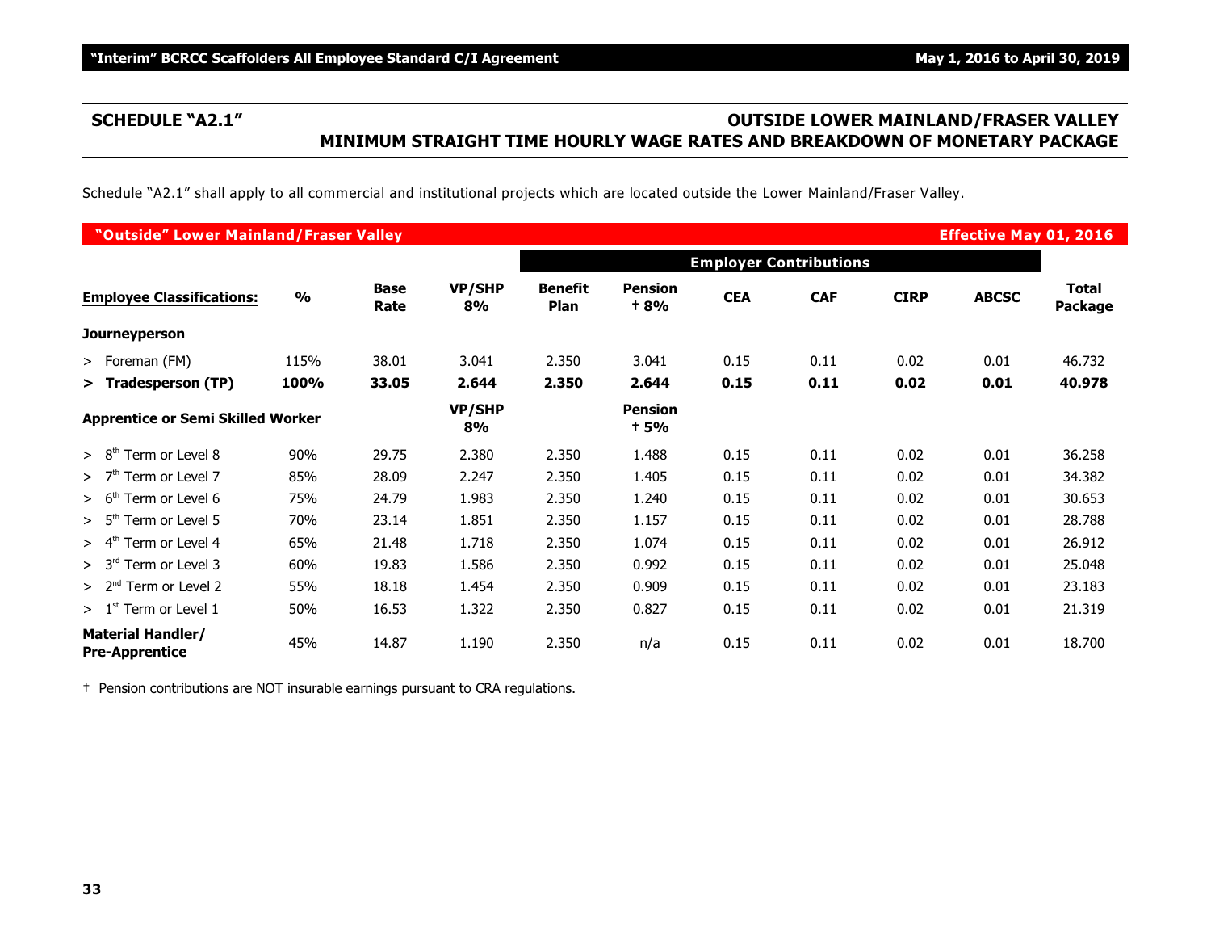## SCHEDULE "A2.1" OUTSIDE LOWER MAINLAND/FRASER VALLEY

## MINIMUM STRAIGHT TIME HOURLY WAGE RATES AND BREAKDOWN OF MONETARY PACKAGE

Schedule "A2.1" shall apply to all commercial and institutional projects which are located outside the Lower Mainland/Fraser Valley.

| "Outside" Lower Mainland/Fraser Valley | | | | | | | | | | Effective May 01, 2016 |
|---|---|---|---|---|---|---|---|---|---|---|
| | | | | Employer Contributions | | | | | | |
| **Employee Classifications:** | **%** | **Base Rate** | **VP/SHP 8%** | **Benefit Plan** | **Pension † 8%** | **CEA** | **CAF** | **CIRP** | **ABCSC** | **Total Package** |
| **Journeyperson** | | | | | | | | | | |
| > Foreman (FM) | 115% | 38.01 | 3.041 | 2.350 | 3.041 | 0.15 | 0.11 | 0.02 | 0.01 | 46.732 |
| **> Tradesperson (TP)** | **100%** | **33.05** | **2.644** | **2.350** | **2.644** | **0.15** | **0.11** | **0.02** | **0.01** | **40.978** |
| **Apprentice or Semi Skilled Worker** | | | **VP/SHP 8%** | | **Pension † 5%** | | | | | |
| > 8th Term or Level 8 | 90% | 29.75 | 2.380 | 2.350 | 1.488 | 0.15 | 0.11 | 0.02 | 0.01 | 36.258 |
| > 7th Term or Level 7 | 85% | 28.09 | 2.247 | 2.350 | 1.405 | 0.15 | 0.11 | 0.02 | 0.01 | 34.382 |
| > 6th Term or Level 6 | 75% | 24.79 | 1.983 | 2.350 | 1.240 | 0.15 | 0.11 | 0.02 | 0.01 | 30.653 |
| > 5th Term or Level 5 | 70% | 23.14 | 1.851 | 2.350 | 1.157 | 0.15 | 0.11 | 0.02 | 0.01 | 28.788 |
| > 4th Term or Level 4 | 65% | 21.48 | 1.718 | 2.350 | 1.074 | 0.15 | 0.11 | 0.02 | 0.01 | 26.912 |
| > 3rd Term or Level 3 | 60% | 19.83 | 1.586 | 2.350 | 0.992 | 0.15 | 0.11 | 0.02 | 0.01 | 25.048 |
| > 2nd Term or Level 2 | 55% | 18.18 | 1.454 | 2.350 | 0.909 | 0.15 | 0.11 | 0.02 | 0.01 | 23.183 |
| > 1st Term or Level 1 | 50% | 16.53 | 1.322 | 2.350 | 0.827 | 0.15 | 0.11 | 0.02 | 0.01 | 21.319 |
| **Material Handler/ Pre-Apprentice** | 45% | 14.87 | 1.190 | 2.350 | n/a | 0.15 | 0.11 | 0.02 | 0.01 | 18.700 |

† Pension contributions are NOT insurable earnings pursuant to CRA regulations.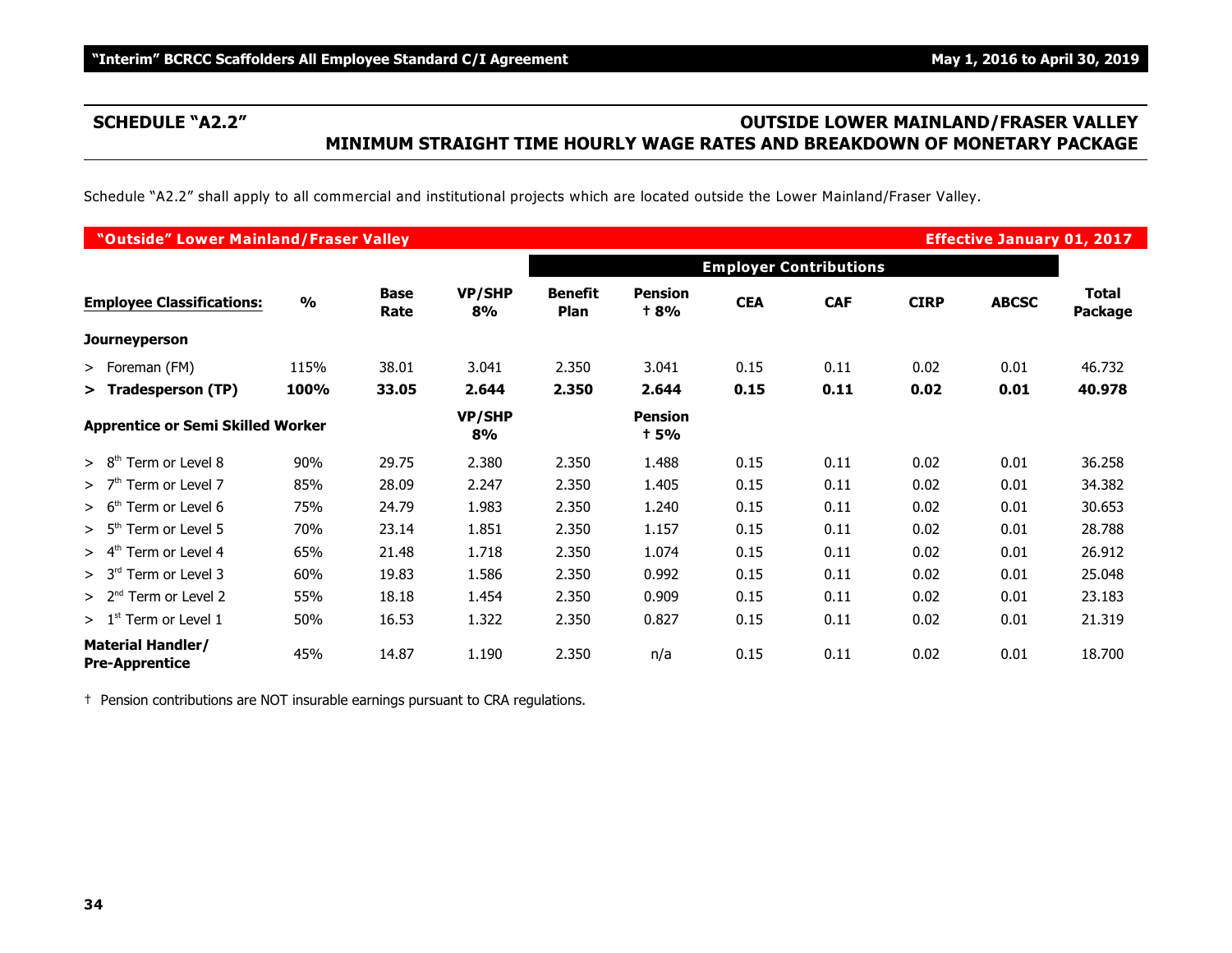## SCHEDULE "A2.2" OUTSIDE LOWER MAINLAND/FRASER VALLEY MINIMUM STRAIGHT TIME HOURLY WAGE RATES AND BREAKDOWN OF MONETARY PACKAGE

Schedule "A2.2" shall apply to all commercial and institutional projects which are located outside the Lower Mainland/Fraser Valley.

**"Outside" Lower Mainland/Fraser Valley** — **Effective January 01, 2017**

| | | | | Employer Contributions | | | | | | |
|---|---|---|---|---|---|---|---|---|---|---|
| **Employee Classifications:** | **%** | **Base Rate** | **VP/SHP 8%** | **Benefit Plan** | **Pension † 8%** | **CEA** | **CAF** | **CIRP** | **ABCSC** | **Total Package** |
| **Journeyperson** | | | | | | | | | | |
| > Foreman (FM) | 115% | 38.01 | 3.041 | 2.350 | 3.041 | 0.15 | 0.11 | 0.02 | 0.01 | 46.732 |
| **> Tradesperson (TP)** | **100%** | **33.05** | **2.644** | **2.350** | **2.644** | **0.15** | **0.11** | **0.02** | **0.01** | **40.978** |
| **Apprentice or Semi Skilled Worker** | | | **VP/SHP 8%** | | **Pension † 5%** | | | | | |
| > 8th Term or Level 8 | 90% | 29.75 | 2.380 | 2.350 | 1.488 | 0.15 | 0.11 | 0.02 | 0.01 | 36.258 |
| > 7th Term or Level 7 | 85% | 28.09 | 2.247 | 2.350 | 1.405 | 0.15 | 0.11 | 0.02 | 0.01 | 34.382 |
| > 6th Term or Level 6 | 75% | 24.79 | 1.983 | 2.350 | 1.240 | 0.15 | 0.11 | 0.02 | 0.01 | 30.653 |
| > 5th Term or Level 5 | 70% | 23.14 | 1.851 | 2.350 | 1.157 | 0.15 | 0.11 | 0.02 | 0.01 | 28.788 |
| > 4th Term or Level 4 | 65% | 21.48 | 1.718 | 2.350 | 1.074 | 0.15 | 0.11 | 0.02 | 0.01 | 26.912 |
| > 3rd Term or Level 3 | 60% | 19.83 | 1.586 | 2.350 | 0.992 | 0.15 | 0.11 | 0.02 | 0.01 | 25.048 |
| > 2nd Term or Level 2 | 55% | 18.18 | 1.454 | 2.350 | 0.909 | 0.15 | 0.11 | 0.02 | 0.01 | 23.183 |
| > 1st Term or Level 1 | 50% | 16.53 | 1.322 | 2.350 | 0.827 | 0.15 | 0.11 | 0.02 | 0.01 | 21.319 |
| **Material Handler/ Pre-Apprentice** | 45% | 14.87 | 1.190 | 2.350 | n/a | 0.15 | 0.11 | 0.02 | 0.01 | 18.700 |

† Pension contributions are NOT insurable earnings pursuant to CRA regulations.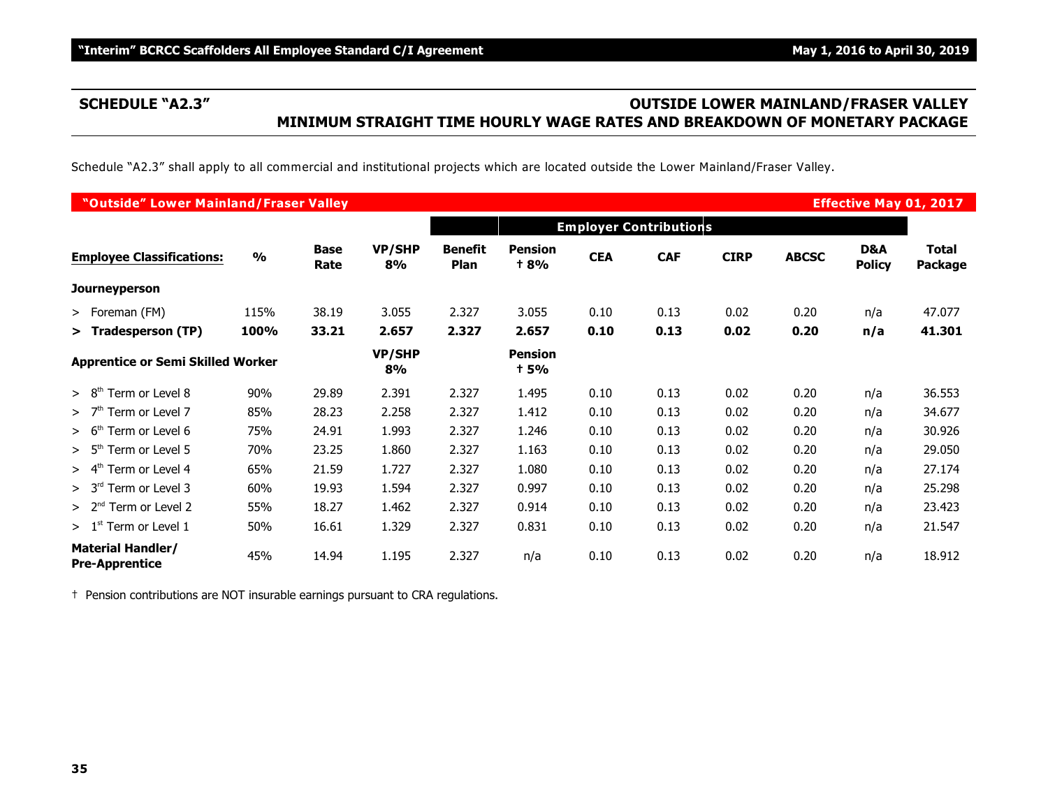## SCHEDULE "A2.3"

## OUTSIDE LOWER MAINLAND/FRASER VALLEY MINIMUM STRAIGHT TIME HOURLY WAGE RATES AND BREAKDOWN OF MONETARY PACKAGE

Schedule "A2.3" shall apply to all commercial and institutional projects which are located outside the Lower Mainland/Fraser Valley.

**"Outside" Lower Mainland/Fraser Valley** — **Effective May 01, 2017**

| Employee Classifications: | % | Base Rate | VP/SHP 8% | Benefit Plan | Pension † 8% | CEA | CAF | CIRP | ABCSC | D&A Policy | Total Package |
|---|---|---|---|---|---|---|---|---|---|---|---|
| | | | | Employer Contributions | | | | | | | |
| **Journeyperson** | | | | | | | | | | | |
| > Foreman (FM) | 115% | 38.19 | 3.055 | 2.327 | 3.055 | 0.10 | 0.13 | 0.02 | 0.20 | n/a | 47.077 |
| **> Tradesperson (TP)** | **100%** | **33.21** | **2.657** | **2.327** | **2.657** | **0.10** | **0.13** | **0.02** | **0.20** | **n/a** | **41.301** |
| **Apprentice or Semi Skilled Worker** | | | **VP/SHP 8%** | | **Pension † 5%** | | | | | | |
| > 8th Term or Level 8 | 90% | 29.89 | 2.391 | 2.327 | 1.495 | 0.10 | 0.13 | 0.02 | 0.20 | n/a | 36.553 |
| > 7th Term or Level 7 | 85% | 28.23 | 2.258 | 2.327 | 1.412 | 0.10 | 0.13 | 0.02 | 0.20 | n/a | 34.677 |
| > 6th Term or Level 6 | 75% | 24.91 | 1.993 | 2.327 | 1.246 | 0.10 | 0.13 | 0.02 | 0.20 | n/a | 30.926 |
| > 5th Term or Level 5 | 70% | 23.25 | 1.860 | 2.327 | 1.163 | 0.10 | 0.13 | 0.02 | 0.20 | n/a | 29.050 |
| > 4th Term or Level 4 | 65% | 21.59 | 1.727 | 2.327 | 1.080 | 0.10 | 0.13 | 0.02 | 0.20 | n/a | 27.174 |
| > 3rd Term or Level 3 | 60% | 19.93 | 1.594 | 2.327 | 0.997 | 0.10 | 0.13 | 0.02 | 0.20 | n/a | 25.298 |
| > 2nd Term or Level 2 | 55% | 18.27 | 1.462 | 2.327 | 0.914 | 0.10 | 0.13 | 0.02 | 0.20 | n/a | 23.423 |
| > 1st Term or Level 1 | 50% | 16.61 | 1.329 | 2.327 | 0.831 | 0.10 | 0.13 | 0.02 | 0.20 | n/a | 21.547 |
| **Material Handler/ Pre-Apprentice** | 45% | 14.94 | 1.195 | 2.327 | n/a | 0.10 | 0.13 | 0.02 | 0.20 | n/a | 18.912 |

† Pension contributions are NOT insurable earnings pursuant to CRA regulations.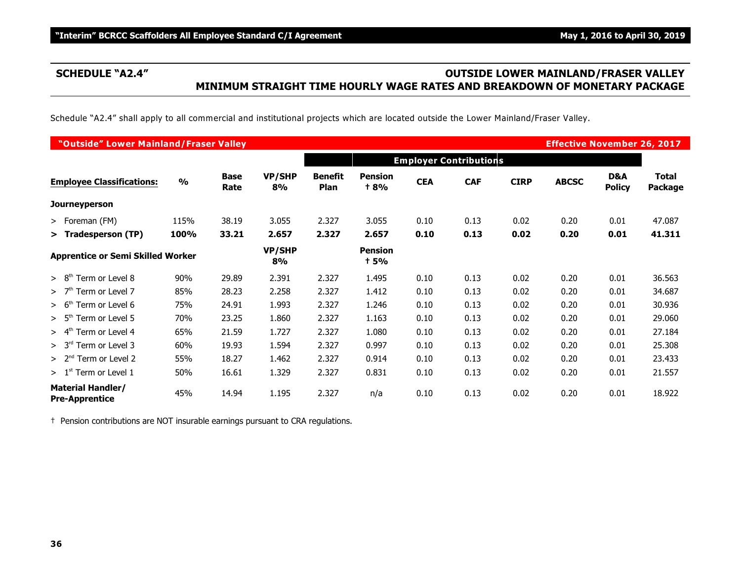## SCHEDULE "A2.4" OUTSIDE LOWER MAINLAND/FRASER VALLEY MINIMUM STRAIGHT TIME HOURLY WAGE RATES AND BREAKDOWN OF MONETARY PACKAGE

Schedule "A2.4" shall apply to all commercial and institutional projects which are located outside the Lower Mainland/Fraser Valley.

| **"Outside" Lower Mainland/Fraser Valley** | | | | | | | | | | | **Effective November 26, 2017** |
|---|---|---|---|---|---|---|---|---|---|---|---|
| | | | | **Employer Contributions** | | | | | | | |
| **Employee Classifications:** | **%** | **Base Rate** | **VP/SHP 8%** | **Benefit Plan** | **Pension † 8%** | **CEA** | **CAF** | **CIRP** | **ABCSC** | **D&A Policy** | **Total Package** |
| **Journeyperson** | | | | | | | | | | | |
| > Foreman (FM) | 115% | 38.19 | 3.055 | 2.327 | 3.055 | 0.10 | 0.13 | 0.02 | 0.20 | 0.01 | 47.087 |
| **> Tradesperson (TP)** | **100%** | **33.21** | **2.657** | **2.327** | **2.657** | **0.10** | **0.13** | **0.02** | **0.20** | **0.01** | **41.311** |
| **Apprentice or Semi Skilled Worker** | | | **VP/SHP 8%** | | **Pension † 5%** | | | | | | |
| > 8th Term or Level 8 | 90% | 29.89 | 2.391 | 2.327 | 1.495 | 0.10 | 0.13 | 0.02 | 0.20 | 0.01 | 36.563 |
| > 7th Term or Level 7 | 85% | 28.23 | 2.258 | 2.327 | 1.412 | 0.10 | 0.13 | 0.02 | 0.20 | 0.01 | 34.687 |
| > 6th Term or Level 6 | 75% | 24.91 | 1.993 | 2.327 | 1.246 | 0.10 | 0.13 | 0.02 | 0.20 | 0.01 | 30.936 |
| > 5th Term or Level 5 | 70% | 23.25 | 1.860 | 2.327 | 1.163 | 0.10 | 0.13 | 0.02 | 0.20 | 0.01 | 29.060 |
| > 4th Term or Level 4 | 65% | 21.59 | 1.727 | 2.327 | 1.080 | 0.10 | 0.13 | 0.02 | 0.20 | 0.01 | 27.184 |
| > 3rd Term or Level 3 | 60% | 19.93 | 1.594 | 2.327 | 0.997 | 0.10 | 0.13 | 0.02 | 0.20 | 0.01 | 25.308 |
| > 2nd Term or Level 2 | 55% | 18.27 | 1.462 | 2.327 | 0.914 | 0.10 | 0.13 | 0.02 | 0.20 | 0.01 | 23.433 |
| > 1st Term or Level 1 | 50% | 16.61 | 1.329 | 2.327 | 0.831 | 0.10 | 0.13 | 0.02 | 0.20 | 0.01 | 21.557 |
| **Material Handler/ Pre-Apprentice** | 45% | 14.94 | 1.195 | 2.327 | n/a | 0.10 | 0.13 | 0.02 | 0.20 | 0.01 | 18.922 |

† Pension contributions are NOT insurable earnings pursuant to CRA regulations.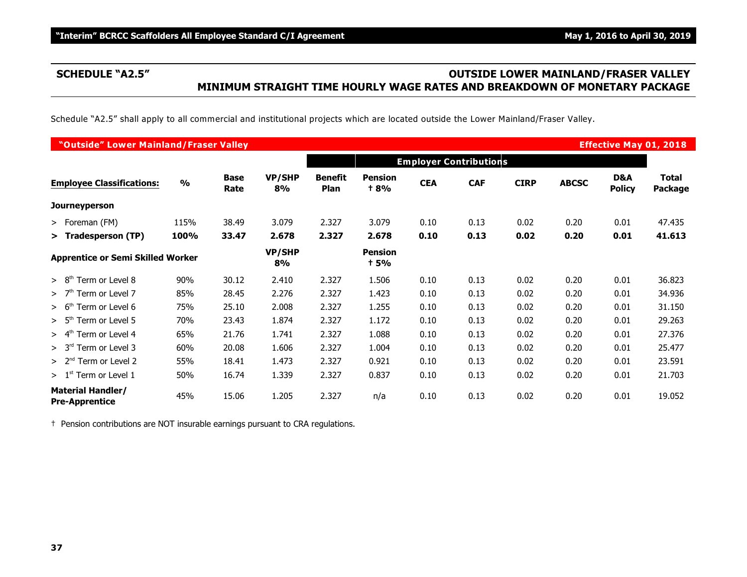## SCHEDULE "A2.5"

## OUTSIDE LOWER MAINLAND/FRASER VALLEY
## MINIMUM STRAIGHT TIME HOURLY WAGE RATES AND BREAKDOWN OF MONETARY PACKAGE

Schedule "A2.5" shall apply to all commercial and institutional projects which are located outside the Lower Mainland/Fraser Valley.

**"Outside" Lower Mainland/Fraser Valley** — **Effective May 01, 2018**

| | | | | | Employer Contributions | | | | | | |
|---|---|---|---|---|---|---|---|---|---|---|---|
| **Employee Classifications:** | **%** | **Base Rate** | **VP/SHP 8%** | **Benefit Plan** | **Pension † 8%** | **CEA** | **CAF** | **CIRP** | **ABCSC** | **D&A Policy** | **Total Package** |
| **Journeyperson** | | | | | | | | | | | |
| > Foreman (FM) | 115% | 38.49 | 3.079 | 2.327 | 3.079 | 0.10 | 0.13 | 0.02 | 0.20 | 0.01 | 47.435 |
| **> Tradesperson (TP)** | **100%** | **33.47** | **2.678** | **2.327** | **2.678** | **0.10** | **0.13** | **0.02** | **0.20** | **0.01** | **41.613** |
| **Apprentice or Semi Skilled Worker** | | | **VP/SHP 8%** | | **Pension † 5%** | | | | | | |
| > 8th Term or Level 8 | 90% | 30.12 | 2.410 | 2.327 | 1.506 | 0.10 | 0.13 | 0.02 | 0.20 | 0.01 | 36.823 |
| > 7th Term or Level 7 | 85% | 28.45 | 2.276 | 2.327 | 1.423 | 0.10 | 0.13 | 0.02 | 0.20 | 0.01 | 34.936 |
| > 6th Term or Level 6 | 75% | 25.10 | 2.008 | 2.327 | 1.255 | 0.10 | 0.13 | 0.02 | 0.20 | 0.01 | 31.150 |
| > 5th Term or Level 5 | 70% | 23.43 | 1.874 | 2.327 | 1.172 | 0.10 | 0.13 | 0.02 | 0.20 | 0.01 | 29.263 |
| > 4th Term or Level 4 | 65% | 21.76 | 1.741 | 2.327 | 1.088 | 0.10 | 0.13 | 0.02 | 0.20 | 0.01 | 27.376 |
| > 3rd Term or Level 3 | 60% | 20.08 | 1.606 | 2.327 | 1.004 | 0.10 | 0.13 | 0.02 | 0.20 | 0.01 | 25.477 |
| > 2nd Term or Level 2 | 55% | 18.41 | 1.473 | 2.327 | 0.921 | 0.10 | 0.13 | 0.02 | 0.20 | 0.01 | 23.591 |
| > 1st Term or Level 1 | 50% | 16.74 | 1.339 | 2.327 | 0.837 | 0.10 | 0.13 | 0.02 | 0.20 | 0.01 | 21.703 |
| **Material Handler/ Pre-Apprentice** | 45% | 15.06 | 1.205 | 2.327 | n/a | 0.10 | 0.13 | 0.02 | 0.20 | 0.01 | 19.052 |

† Pension contributions are NOT insurable earnings pursuant to CRA regulations.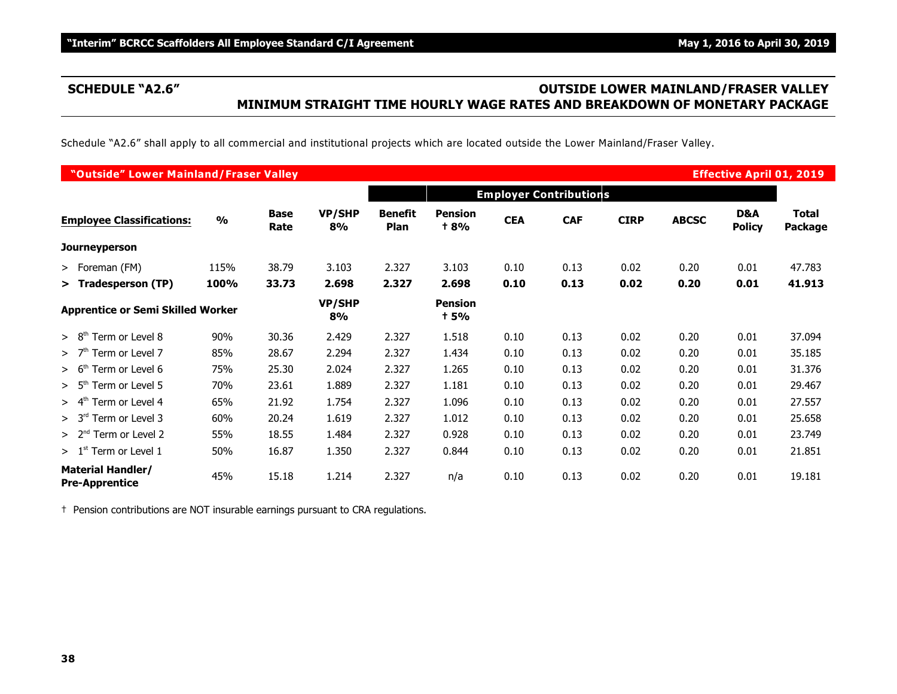## SCHEDULE "A2.6" OUTSIDE LOWER MAINLAND/FRASER VALLEY MINIMUM STRAIGHT TIME HOURLY WAGE RATES AND BREAKDOWN OF MONETARY PACKAGE

Schedule "A2.6" shall apply to all commercial and institutional projects which are located outside the Lower Mainland/Fraser Valley.

**"Outside" Lower Mainland/Fraser Valley — Effective April 01, 2019**

| | | | | Employer Contributions | | | | | | | |
|---|---|---|---|---|---|---|---|---|---|---|---|
| **Employee Classifications:** | **%** | **Base Rate** | **VP/SHP 8%** | **Benefit Plan** | **Pension † 8%** | **CEA** | **CAF** | **CIRP** | **ABCSC** | **D&A Policy** | **Total Package** |
| **Journeyperson** | | | | | | | | | | | |
| > Foreman (FM) | 115% | 38.79 | 3.103 | 2.327 | 3.103 | 0.10 | 0.13 | 0.02 | 0.20 | 0.01 | 47.783 |
| **> Tradesperson (TP)** | **100%** | **33.73** | **2.698** | **2.327** | **2.698** | **0.10** | **0.13** | **0.02** | **0.20** | **0.01** | **41.913** |
| **Apprentice or Semi Skilled Worker** | | | **VP/SHP 8%** | | **Pension † 5%** | | | | | | |
| > 8th Term or Level 8 | 90% | 30.36 | 2.429 | 2.327 | 1.518 | 0.10 | 0.13 | 0.02 | 0.20 | 0.01 | 37.094 |
| > 7th Term or Level 7 | 85% | 28.67 | 2.294 | 2.327 | 1.434 | 0.10 | 0.13 | 0.02 | 0.20 | 0.01 | 35.185 |
| > 6th Term or Level 6 | 75% | 25.30 | 2.024 | 2.327 | 1.265 | 0.10 | 0.13 | 0.02 | 0.20 | 0.01 | 31.376 |
| > 5th Term or Level 5 | 70% | 23.61 | 1.889 | 2.327 | 1.181 | 0.10 | 0.13 | 0.02 | 0.20 | 0.01 | 29.467 |
| > 4th Term or Level 4 | 65% | 21.92 | 1.754 | 2.327 | 1.096 | 0.10 | 0.13 | 0.02 | 0.20 | 0.01 | 27.557 |
| > 3rd Term or Level 3 | 60% | 20.24 | 1.619 | 2.327 | 1.012 | 0.10 | 0.13 | 0.02 | 0.20 | 0.01 | 25.658 |
| > 2nd Term or Level 2 | 55% | 18.55 | 1.484 | 2.327 | 0.928 | 0.10 | 0.13 | 0.02 | 0.20 | 0.01 | 23.749 |
| > 1st Term or Level 1 | 50% | 16.87 | 1.350 | 2.327 | 0.844 | 0.10 | 0.13 | 0.02 | 0.20 | 0.01 | 21.851 |
| **Material Handler/ Pre-Apprentice** | 45% | 15.18 | 1.214 | 2.327 | n/a | 0.10 | 0.13 | 0.02 | 0.20 | 0.01 | 19.181 |

† Pension contributions are NOT insurable earnings pursuant to CRA regulations.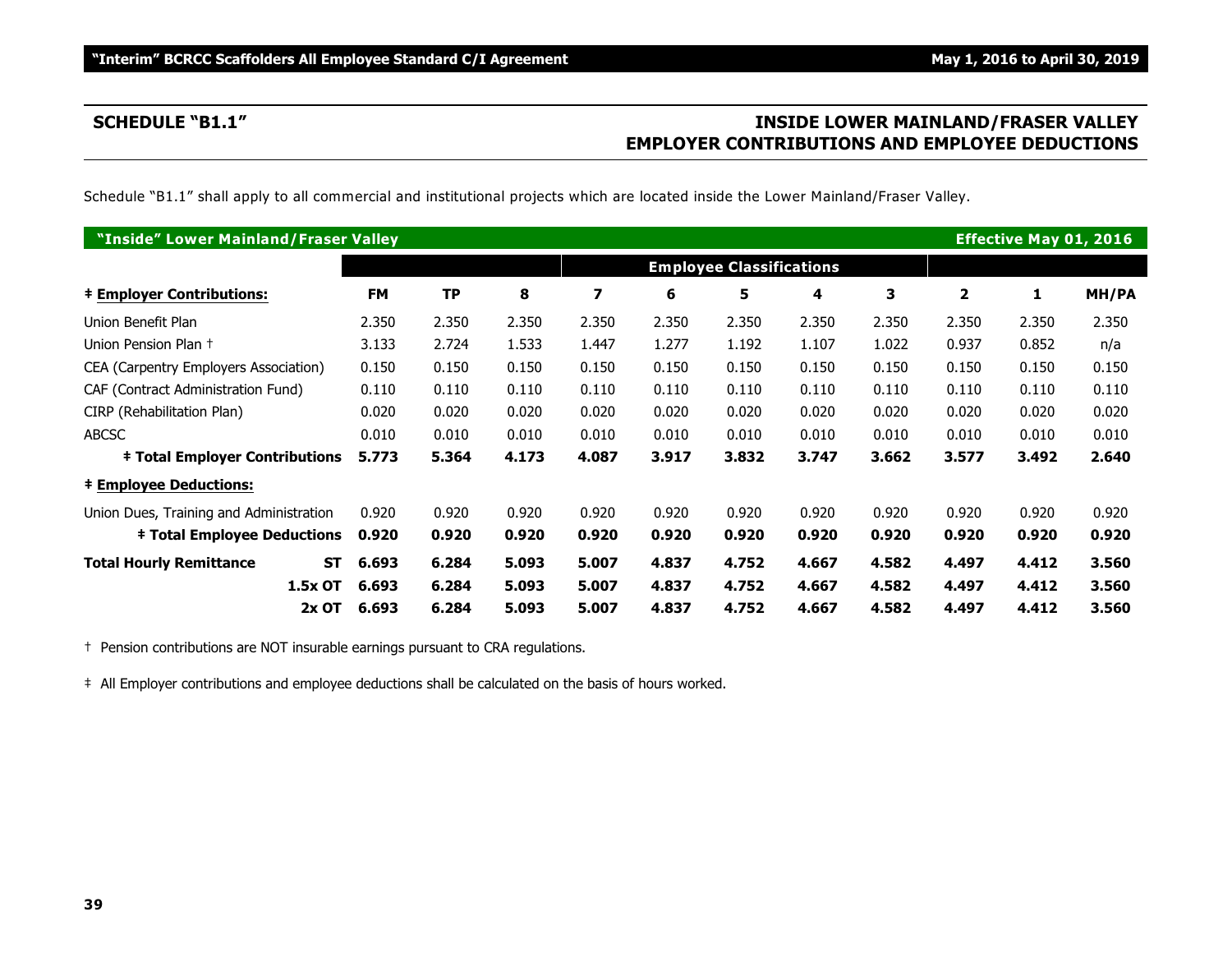## SCHEDULE "B1.1"

## INSIDE LOWER MAINLAND/FRASER VALLEY EMPLOYER CONTRIBUTIONS AND EMPLOYEE DEDUCTIONS

Schedule "B1.1" shall apply to all commercial and institutional projects which are located inside the Lower Mainland/Fraser Valley.

| "Inside" Lower Mainland/Fraser Valley | | | | | | | | | | | Effective May 01, 2016 |
|---|---|---|---|---|---|---|---|---|---|---|---|
| | | | | Employee Classifications | | | | | | | |
| **‡ Employer Contributions:** | **FM** | **TP** | **8** | **7** | **6** | **5** | **4** | **3** | **2** | **1** | **MH/PA** |
| Union Benefit Plan | 2.350 | 2.350 | 2.350 | 2.350 | 2.350 | 2.350 | 2.350 | 2.350 | 2.350 | 2.350 | 2.350 |
| Union Pension Plan † | 3.133 | 2.724 | 1.533 | 1.447 | 1.277 | 1.192 | 1.107 | 1.022 | 0.937 | 0.852 | n/a |
| CEA (Carpentry Employers Association) | 0.150 | 0.150 | 0.150 | 0.150 | 0.150 | 0.150 | 0.150 | 0.150 | 0.150 | 0.150 | 0.150 |
| CAF (Contract Administration Fund) | 0.110 | 0.110 | 0.110 | 0.110 | 0.110 | 0.110 | 0.110 | 0.110 | 0.110 | 0.110 | 0.110 |
| CIRP (Rehabilitation Plan) | 0.020 | 0.020 | 0.020 | 0.020 | 0.020 | 0.020 | 0.020 | 0.020 | 0.020 | 0.020 | 0.020 |
| ABCSC | 0.010 | 0.010 | 0.010 | 0.010 | 0.010 | 0.010 | 0.010 | 0.010 | 0.010 | 0.010 | 0.010 |
| **‡ Total Employer Contributions** | **5.773** | **5.364** | **4.173** | **4.087** | **3.917** | **3.832** | **3.747** | **3.662** | **3.577** | **3.492** | **2.640** |
| **‡ Employee Deductions:** | | | | | | | | | | | |
| Union Dues, Training and Administration | 0.920 | 0.920 | 0.920 | 0.920 | 0.920 | 0.920 | 0.920 | 0.920 | 0.920 | 0.920 | 0.920 |
| **‡ Total Employee Deductions** | **0.920** | **0.920** | **0.920** | **0.920** | **0.920** | **0.920** | **0.920** | **0.920** | **0.920** | **0.920** | **0.920** |
| **Total Hourly Remittance ST** | **6.693** | **6.284** | **5.093** | **5.007** | **4.837** | **4.752** | **4.667** | **4.582** | **4.497** | **4.412** | **3.560** |
| **1.5x OT** | **6.693** | **6.284** | **5.093** | **5.007** | **4.837** | **4.752** | **4.667** | **4.582** | **4.497** | **4.412** | **3.560** |
| **2x OT** | **6.693** | **6.284** | **5.093** | **5.007** | **4.837** | **4.752** | **4.667** | **4.582** | **4.497** | **4.412** | **3.560** |

† Pension contributions are NOT insurable earnings pursuant to CRA regulations.

‡ All Employer contributions and employee deductions shall be calculated on the basis of hours worked.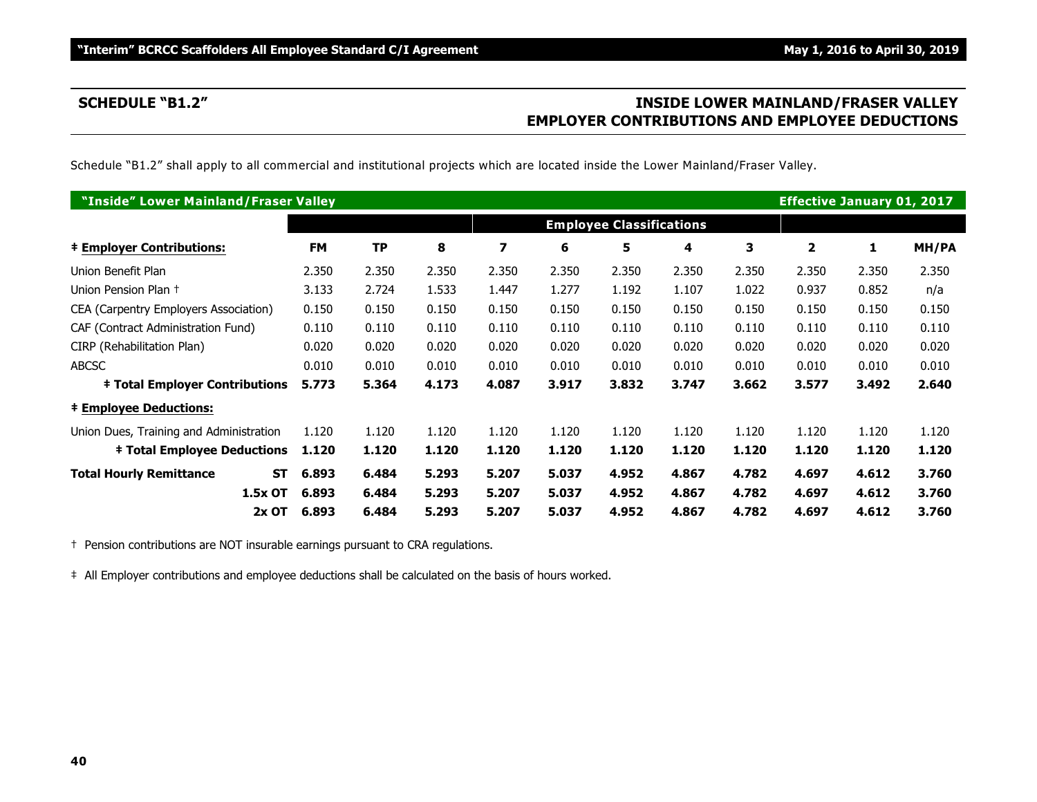## SCHEDULE "B1.2"

## INSIDE LOWER MAINLAND/FRASER VALLEY EMPLOYER CONTRIBUTIONS AND EMPLOYEE DEDUCTIONS

Schedule "B1.2" shall apply to all commercial and institutional projects which are located inside the Lower Mainland/Fraser Valley.

| "Inside" Lower Mainland/Fraser Valley | | | | | | | | | | | Effective January 01, 2017 |
|---|---|---|---|---|---|---|---|---|---|---|---|
| | | | | Employee Classifications | | | | | | | |
| **‡ Employer Contributions:** | **FM** | **TP** | **8** | **7** | **6** | **5** | **4** | **3** | **2** | **1** | **MH/PA** |
| Union Benefit Plan | 2.350 | 2.350 | 2.350 | 2.350 | 2.350 | 2.350 | 2.350 | 2.350 | 2.350 | 2.350 | 2.350 |
| Union Pension Plan † | 3.133 | 2.724 | 1.533 | 1.447 | 1.277 | 1.192 | 1.107 | 1.022 | 0.937 | 0.852 | n/a |
| CEA (Carpentry Employers Association) | 0.150 | 0.150 | 0.150 | 0.150 | 0.150 | 0.150 | 0.150 | 0.150 | 0.150 | 0.150 | 0.150 |
| CAF (Contract Administration Fund) | 0.110 | 0.110 | 0.110 | 0.110 | 0.110 | 0.110 | 0.110 | 0.110 | 0.110 | 0.110 | 0.110 |
| CIRP (Rehabilitation Plan) | 0.020 | 0.020 | 0.020 | 0.020 | 0.020 | 0.020 | 0.020 | 0.020 | 0.020 | 0.020 | 0.020 |
| ABCSC | 0.010 | 0.010 | 0.010 | 0.010 | 0.010 | 0.010 | 0.010 | 0.010 | 0.010 | 0.010 | 0.010 |
| **‡ Total Employer Contributions** | **5.773** | **5.364** | **4.173** | **4.087** | **3.917** | **3.832** | **3.747** | **3.662** | **3.577** | **3.492** | **2.640** |
| **‡ Employee Deductions:** | | | | | | | | | | | |
| Union Dues, Training and Administration | 1.120 | 1.120 | 1.120 | 1.120 | 1.120 | 1.120 | 1.120 | 1.120 | 1.120 | 1.120 | 1.120 |
| **‡ Total Employee Deductions** | **1.120** | **1.120** | **1.120** | **1.120** | **1.120** | **1.120** | **1.120** | **1.120** | **1.120** | **1.120** | **1.120** |
| **Total Hourly Remittance ST** | **6.893** | **6.484** | **5.293** | **5.207** | **5.037** | **4.952** | **4.867** | **4.782** | **4.697** | **4.612** | **3.760** |
| **1.5x OT** | **6.893** | **6.484** | **5.293** | **5.207** | **5.037** | **4.952** | **4.867** | **4.782** | **4.697** | **4.612** | **3.760** |
| **2x OT** | **6.893** | **6.484** | **5.293** | **5.207** | **5.037** | **4.952** | **4.867** | **4.782** | **4.697** | **4.612** | **3.760** |

† Pension contributions are NOT insurable earnings pursuant to CRA regulations.

‡ All Employer contributions and employee deductions shall be calculated on the basis of hours worked.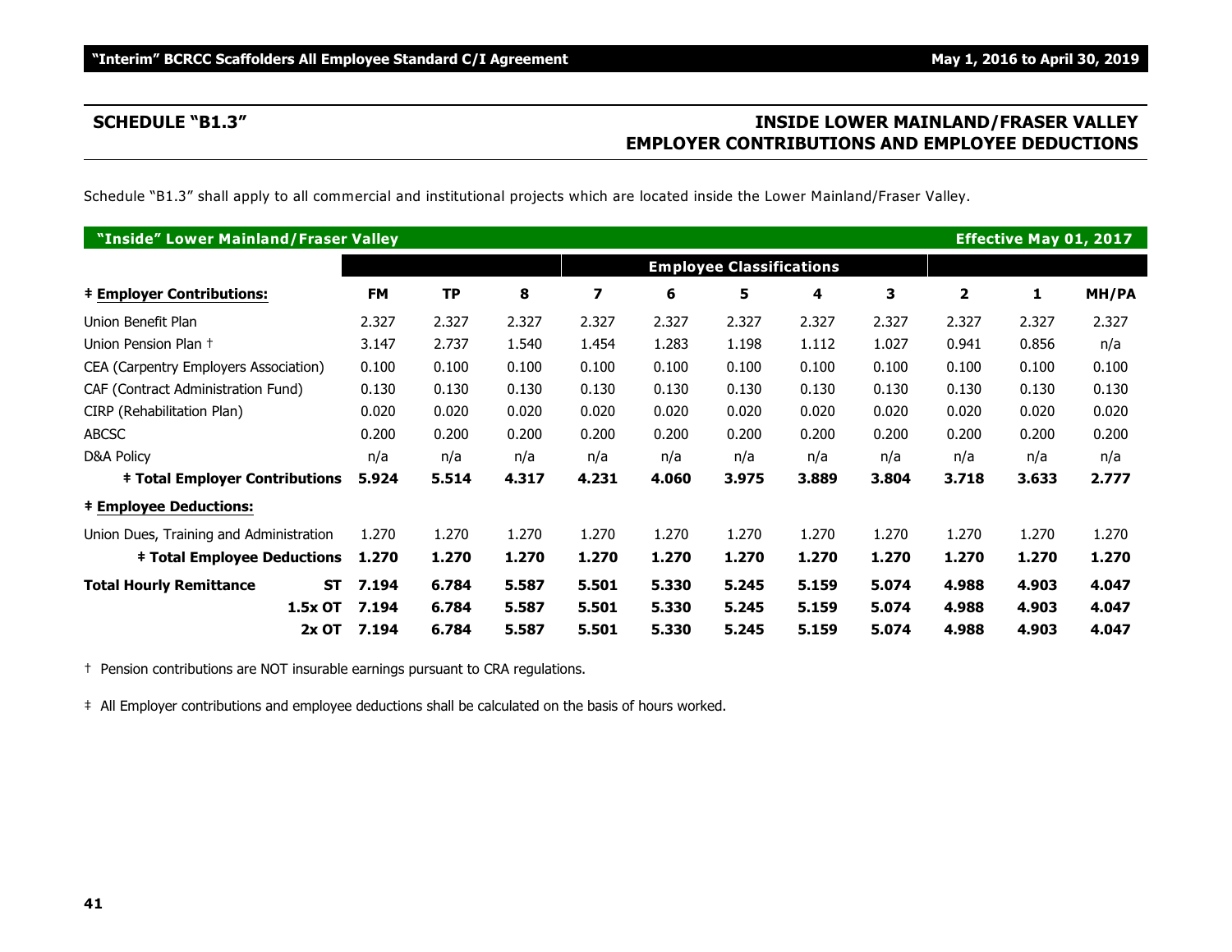## SCHEDULE "B1.3"

## INSIDE LOWER MAINLAND/FRASER VALLEY EMPLOYER CONTRIBUTIONS AND EMPLOYEE DEDUCTIONS

Schedule "B1.3" shall apply to all commercial and institutional projects which are located inside the Lower Mainland/Fraser Valley.

| "Inside" Lower Mainland/Fraser Valley | | | | | | | | | | | Effective May 01, 2017 |
|---|---|---|---|---|---|---|---|---|---|---|---|
| | | | | Employee Classifications | | | | | | | |
| **‡ Employer Contributions:** | **FM** | **TP** | **8** | **7** | **6** | **5** | **4** | **3** | **2** | **1** | **MH/PA** |
| Union Benefit Plan | 2.327 | 2.327 | 2.327 | 2.327 | 2.327 | 2.327 | 2.327 | 2.327 | 2.327 | 2.327 | 2.327 |
| Union Pension Plan † | 3.147 | 2.737 | 1.540 | 1.454 | 1.283 | 1.198 | 1.112 | 1.027 | 0.941 | 0.856 | n/a |
| CEA (Carpentry Employers Association) | 0.100 | 0.100 | 0.100 | 0.100 | 0.100 | 0.100 | 0.100 | 0.100 | 0.100 | 0.100 | 0.100 |
| CAF (Contract Administration Fund) | 0.130 | 0.130 | 0.130 | 0.130 | 0.130 | 0.130 | 0.130 | 0.130 | 0.130 | 0.130 | 0.130 |
| CIRP (Rehabilitation Plan) | 0.020 | 0.020 | 0.020 | 0.020 | 0.020 | 0.020 | 0.020 | 0.020 | 0.020 | 0.020 | 0.020 |
| ABCSC | 0.200 | 0.200 | 0.200 | 0.200 | 0.200 | 0.200 | 0.200 | 0.200 | 0.200 | 0.200 | 0.200 |
| D&A Policy | n/a | n/a | n/a | n/a | n/a | n/a | n/a | n/a | n/a | n/a | n/a |
| **‡ Total Employer Contributions** | **5.924** | **5.514** | **4.317** | **4.231** | **4.060** | **3.975** | **3.889** | **3.804** | **3.718** | **3.633** | **2.777** |
| **‡ Employee Deductions:** | | | | | | | | | | | |
| Union Dues, Training and Administration | 1.270 | 1.270 | 1.270 | 1.270 | 1.270 | 1.270 | 1.270 | 1.270 | 1.270 | 1.270 | 1.270 |
| **‡ Total Employee Deductions** | **1.270** | **1.270** | **1.270** | **1.270** | **1.270** | **1.270** | **1.270** | **1.270** | **1.270** | **1.270** | **1.270** |
| **Total Hourly Remittance ST** | **7.194** | **6.784** | **5.587** | **5.501** | **5.330** | **5.245** | **5.159** | **5.074** | **4.988** | **4.903** | **4.047** |
| **1.5x OT** | **7.194** | **6.784** | **5.587** | **5.501** | **5.330** | **5.245** | **5.159** | **5.074** | **4.988** | **4.903** | **4.047** |
| **2x OT** | **7.194** | **6.784** | **5.587** | **5.501** | **5.330** | **5.245** | **5.159** | **5.074** | **4.988** | **4.903** | **4.047** |

† Pension contributions are NOT insurable earnings pursuant to CRA regulations.

‡ All Employer contributions and employee deductions shall be calculated on the basis of hours worked.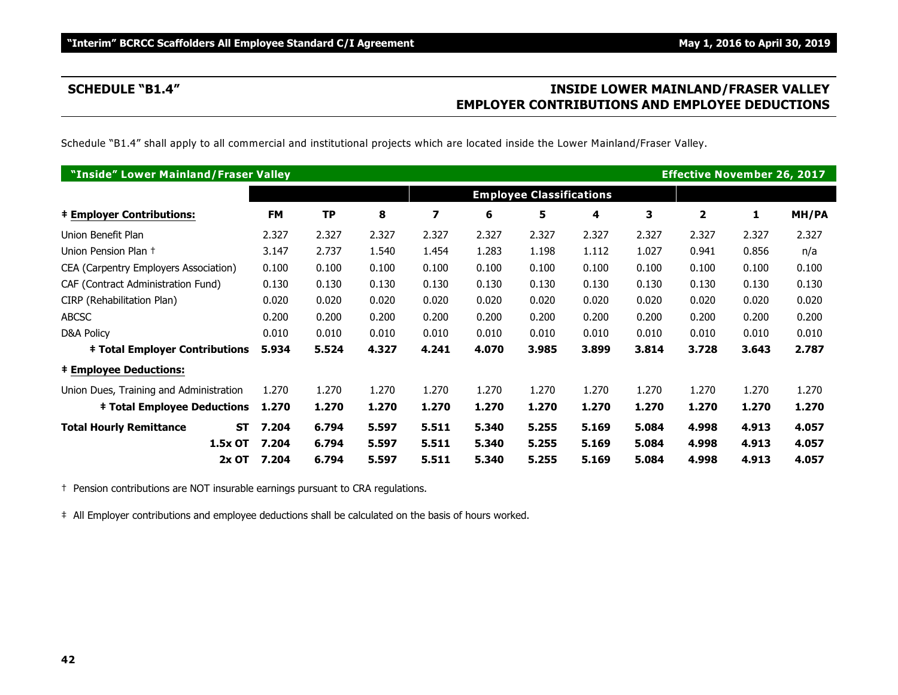## SCHEDULE "B1.4"

## INSIDE LOWER MAINLAND/FRASER VALLEY EMPLOYER CONTRIBUTIONS AND EMPLOYEE DEDUCTIONS

Schedule "B1.4" shall apply to all commercial and institutional projects which are located inside the Lower Mainland/Fraser Valley.

| "Inside" Lower Mainland/Fraser Valley | | | | | | | | | | | Effective November 26, 2017 |
|---|---|---|---|---|---|---|---|---|---|---|---|
| | | | | Employee Classifications | | | | | | | |
| **‡ Employer Contributions:** | **FM** | **TP** | **8** | **7** | **6** | **5** | **4** | **3** | **2** | **1** | **MH/PA** |
| Union Benefit Plan | 2.327 | 2.327 | 2.327 | 2.327 | 2.327 | 2.327 | 2.327 | 2.327 | 2.327 | 2.327 | 2.327 |
| Union Pension Plan † | 3.147 | 2.737 | 1.540 | 1.454 | 1.283 | 1.198 | 1.112 | 1.027 | 0.941 | 0.856 | n/a |
| CEA (Carpentry Employers Association) | 0.100 | 0.100 | 0.100 | 0.100 | 0.100 | 0.100 | 0.100 | 0.100 | 0.100 | 0.100 | 0.100 |
| CAF (Contract Administration Fund) | 0.130 | 0.130 | 0.130 | 0.130 | 0.130 | 0.130 | 0.130 | 0.130 | 0.130 | 0.130 | 0.130 |
| CIRP (Rehabilitation Plan) | 0.020 | 0.020 | 0.020 | 0.020 | 0.020 | 0.020 | 0.020 | 0.020 | 0.020 | 0.020 | 0.020 |
| ABCSC | 0.200 | 0.200 | 0.200 | 0.200 | 0.200 | 0.200 | 0.200 | 0.200 | 0.200 | 0.200 | 0.200 |
| D&A Policy | 0.010 | 0.010 | 0.010 | 0.010 | 0.010 | 0.010 | 0.010 | 0.010 | 0.010 | 0.010 | 0.010 |
| **‡ Total Employer Contributions** | **5.934** | **5.524** | **4.327** | **4.241** | **4.070** | **3.985** | **3.899** | **3.814** | **3.728** | **3.643** | **2.787** |
| **‡ Employee Deductions:** | | | | | | | | | | | |
| Union Dues, Training and Administration | 1.270 | 1.270 | 1.270 | 1.270 | 1.270 | 1.270 | 1.270 | 1.270 | 1.270 | 1.270 | 1.270 |
| **‡ Total Employee Deductions** | **1.270** | **1.270** | **1.270** | **1.270** | **1.270** | **1.270** | **1.270** | **1.270** | **1.270** | **1.270** | **1.270** |
| **Total Hourly Remittance ST** | **7.204** | **6.794** | **5.597** | **5.511** | **5.340** | **5.255** | **5.169** | **5.084** | **4.998** | **4.913** | **4.057** |
| **1.5x OT** | **7.204** | **6.794** | **5.597** | **5.511** | **5.340** | **5.255** | **5.169** | **5.084** | **4.998** | **4.913** | **4.057** |
| **2x OT** | **7.204** | **6.794** | **5.597** | **5.511** | **5.340** | **5.255** | **5.169** | **5.084** | **4.998** | **4.913** | **4.057** |

† Pension contributions are NOT insurable earnings pursuant to CRA regulations.

‡ All Employer contributions and employee deductions shall be calculated on the basis of hours worked.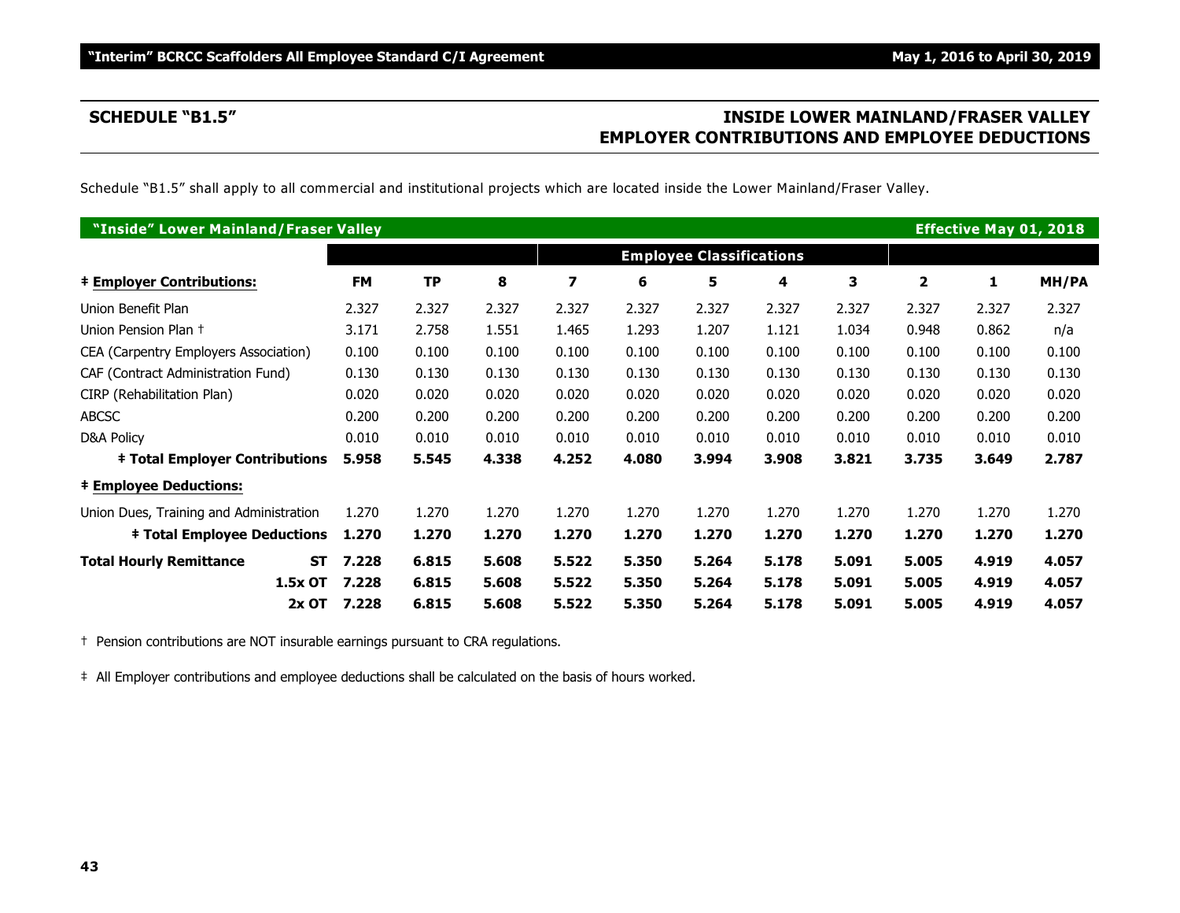## SCHEDULE "B1.5"

## INSIDE LOWER MAINLAND/FRASER VALLEY EMPLOYER CONTRIBUTIONS AND EMPLOYEE DEDUCTIONS

Schedule "B1.5" shall apply to all commercial and institutional projects which are located inside the Lower Mainland/Fraser Valley.

| "Inside" Lower Mainland/Fraser Valley | | | | | | | | | | | Effective May 01, 2018 |
|---|---|---|---|---|---|---|---|---|---|---|---|
| | | | | Employee Classifications | | | | | | | |
| **‡ Employer Contributions:** | **FM** | **TP** | **8** | **7** | **6** | **5** | **4** | **3** | **2** | **1** | **MH/PA** |
| Union Benefit Plan | 2.327 | 2.327 | 2.327 | 2.327 | 2.327 | 2.327 | 2.327 | 2.327 | 2.327 | 2.327 | 2.327 |
| Union Pension Plan † | 3.171 | 2.758 | 1.551 | 1.465 | 1.293 | 1.207 | 1.121 | 1.034 | 0.948 | 0.862 | n/a |
| CEA (Carpentry Employers Association) | 0.100 | 0.100 | 0.100 | 0.100 | 0.100 | 0.100 | 0.100 | 0.100 | 0.100 | 0.100 | 0.100 |
| CAF (Contract Administration Fund) | 0.130 | 0.130 | 0.130 | 0.130 | 0.130 | 0.130 | 0.130 | 0.130 | 0.130 | 0.130 | 0.130 |
| CIRP (Rehabilitation Plan) | 0.020 | 0.020 | 0.020 | 0.020 | 0.020 | 0.020 | 0.020 | 0.020 | 0.020 | 0.020 | 0.020 |
| ABCSC | 0.200 | 0.200 | 0.200 | 0.200 | 0.200 | 0.200 | 0.200 | 0.200 | 0.200 | 0.200 | 0.200 |
| D&A Policy | 0.010 | 0.010 | 0.010 | 0.010 | 0.010 | 0.010 | 0.010 | 0.010 | 0.010 | 0.010 | 0.010 |
| **‡ Total Employer Contributions** | **5.958** | **5.545** | **4.338** | **4.252** | **4.080** | **3.994** | **3.908** | **3.821** | **3.735** | **3.649** | **2.787** |
| **‡ Employee Deductions:** | | | | | | | | | | | |
| Union Dues, Training and Administration | 1.270 | 1.270 | 1.270 | 1.270 | 1.270 | 1.270 | 1.270 | 1.270 | 1.270 | 1.270 | 1.270 |
| **‡ Total Employee Deductions** | **1.270** | **1.270** | **1.270** | **1.270** | **1.270** | **1.270** | **1.270** | **1.270** | **1.270** | **1.270** | **1.270** |
| **Total Hourly Remittance ST** | **7.228** | **6.815** | **5.608** | **5.522** | **5.350** | **5.264** | **5.178** | **5.091** | **5.005** | **4.919** | **4.057** |
| **1.5x OT** | **7.228** | **6.815** | **5.608** | **5.522** | **5.350** | **5.264** | **5.178** | **5.091** | **5.005** | **4.919** | **4.057** |
| **2x OT** | **7.228** | **6.815** | **5.608** | **5.522** | **5.350** | **5.264** | **5.178** | **5.091** | **5.005** | **4.919** | **4.057** |

† Pension contributions are NOT insurable earnings pursuant to CRA regulations.

‡ All Employer contributions and employee deductions shall be calculated on the basis of hours worked.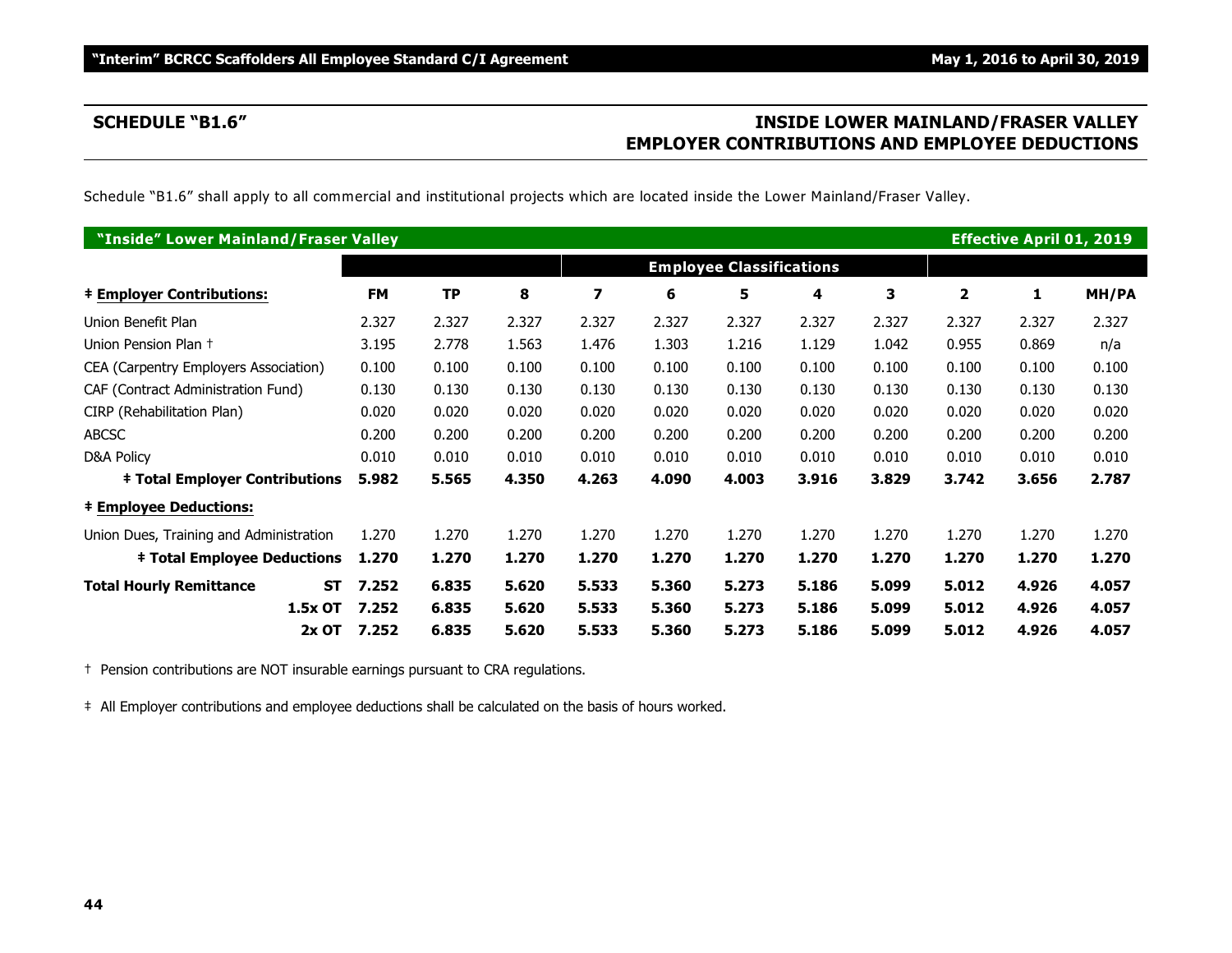## SCHEDULE "B1.6"

## INSIDE LOWER MAINLAND/FRASER VALLEY EMPLOYER CONTRIBUTIONS AND EMPLOYEE DEDUCTIONS

Schedule "B1.6" shall apply to all commercial and institutional projects which are located inside the Lower Mainland/Fraser Valley.

| "Inside" Lower Mainland/Fraser Valley | | | | | | | | | | | Effective April 01, 2019 |
|---|---|---|---|---|---|---|---|---|---|---|---|
| | | | | Employee Classifications | | | | | | | |
| **‡ Employer Contributions:** | **FM** | **TP** | **8** | **7** | **6** | **5** | **4** | **3** | **2** | **1** | **MH/PA** |
| Union Benefit Plan | 2.327 | 2.327 | 2.327 | 2.327 | 2.327 | 2.327 | 2.327 | 2.327 | 2.327 | 2.327 | 2.327 |
| Union Pension Plan † | 3.195 | 2.778 | 1.563 | 1.476 | 1.303 | 1.216 | 1.129 | 1.042 | 0.955 | 0.869 | n/a |
| CEA (Carpentry Employers Association) | 0.100 | 0.100 | 0.100 | 0.100 | 0.100 | 0.100 | 0.100 | 0.100 | 0.100 | 0.100 | 0.100 |
| CAF (Contract Administration Fund) | 0.130 | 0.130 | 0.130 | 0.130 | 0.130 | 0.130 | 0.130 | 0.130 | 0.130 | 0.130 | 0.130 |
| CIRP (Rehabilitation Plan) | 0.020 | 0.020 | 0.020 | 0.020 | 0.020 | 0.020 | 0.020 | 0.020 | 0.020 | 0.020 | 0.020 |
| ABCSC | 0.200 | 0.200 | 0.200 | 0.200 | 0.200 | 0.200 | 0.200 | 0.200 | 0.200 | 0.200 | 0.200 |
| D&A Policy | 0.010 | 0.010 | 0.010 | 0.010 | 0.010 | 0.010 | 0.010 | 0.010 | 0.010 | 0.010 | 0.010 |
| **‡ Total Employer Contributions** | **5.982** | **5.565** | **4.350** | **4.263** | **4.090** | **4.003** | **3.916** | **3.829** | **3.742** | **3.656** | **2.787** |
| **‡ Employee Deductions:** | | | | | | | | | | | |
| Union Dues, Training and Administration | 1.270 | 1.270 | 1.270 | 1.270 | 1.270 | 1.270 | 1.270 | 1.270 | 1.270 | 1.270 | 1.270 |
| **‡ Total Employee Deductions** | **1.270** | **1.270** | **1.270** | **1.270** | **1.270** | **1.270** | **1.270** | **1.270** | **1.270** | **1.270** | **1.270** |
| **Total Hourly Remittance ST** | **7.252** | **6.835** | **5.620** | **5.533** | **5.360** | **5.273** | **5.186** | **5.099** | **5.012** | **4.926** | **4.057** |
| **1.5x OT** | **7.252** | **6.835** | **5.620** | **5.533** | **5.360** | **5.273** | **5.186** | **5.099** | **5.012** | **4.926** | **4.057** |
| **2x OT** | **7.252** | **6.835** | **5.620** | **5.533** | **5.360** | **5.273** | **5.186** | **5.099** | **5.012** | **4.926** | **4.057** |

† Pension contributions are NOT insurable earnings pursuant to CRA regulations.

‡ All Employer contributions and employee deductions shall be calculated on the basis of hours worked.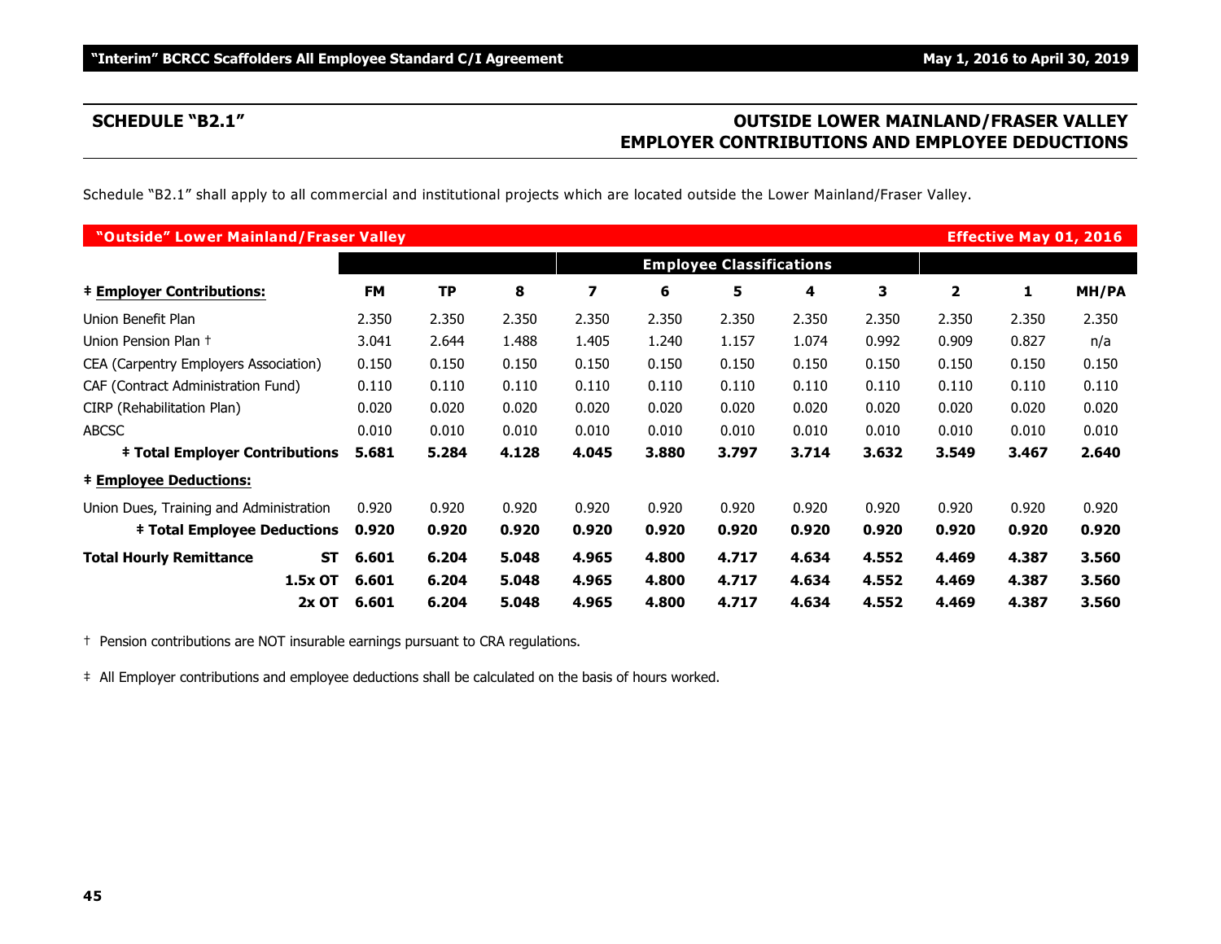## SCHEDULE "B2.1"

## OUTSIDE LOWER MAINLAND/FRASER VALLEY EMPLOYER CONTRIBUTIONS AND EMPLOYEE DEDUCTIONS

Schedule "B2.1" shall apply to all commercial and institutional projects which are located outside the Lower Mainland/Fraser Valley.

**"Outside" Lower Mainland/Fraser Valley** — **Effective May 01, 2016**

| | | | | | Employee Classifications | | | | | | |
|---|---|---|---|---|---|---|---|---|---|---|---|
| **‡ Employer Contributions:** | **FM** | **TP** | **8** | **7** | **6** | **5** | **4** | **3** | **2** | **1** | **MH/PA** |
| Union Benefit Plan | 2.350 | 2.350 | 2.350 | 2.350 | 2.350 | 2.350 | 2.350 | 2.350 | 2.350 | 2.350 | 2.350 |
| Union Pension Plan † | 3.041 | 2.644 | 1.488 | 1.405 | 1.240 | 1.157 | 1.074 | 0.992 | 0.909 | 0.827 | n/a |
| CEA (Carpentry Employers Association) | 0.150 | 0.150 | 0.150 | 0.150 | 0.150 | 0.150 | 0.150 | 0.150 | 0.150 | 0.150 | 0.150 |
| CAF (Contract Administration Fund) | 0.110 | 0.110 | 0.110 | 0.110 | 0.110 | 0.110 | 0.110 | 0.110 | 0.110 | 0.110 | 0.110 |
| CIRP (Rehabilitation Plan) | 0.020 | 0.020 | 0.020 | 0.020 | 0.020 | 0.020 | 0.020 | 0.020 | 0.020 | 0.020 | 0.020 |
| ABCSC | 0.010 | 0.010 | 0.010 | 0.010 | 0.010 | 0.010 | 0.010 | 0.010 | 0.010 | 0.010 | 0.010 |
| **‡ Total Employer Contributions** | **5.681** | **5.284** | **4.128** | **4.045** | **3.880** | **3.797** | **3.714** | **3.632** | **3.549** | **3.467** | **2.640** |
| **‡ Employee Deductions:** | | | | | | | | | | | |
| Union Dues, Training and Administration | 0.920 | 0.920 | 0.920 | 0.920 | 0.920 | 0.920 | 0.920 | 0.920 | 0.920 | 0.920 | 0.920 |
| **‡ Total Employee Deductions** | **0.920** | **0.920** | **0.920** | **0.920** | **0.920** | **0.920** | **0.920** | **0.920** | **0.920** | **0.920** | **0.920** |
| **Total Hourly Remittance ST** | **6.601** | **6.204** | **5.048** | **4.965** | **4.800** | **4.717** | **4.634** | **4.552** | **4.469** | **4.387** | **3.560** |
| **1.5x OT** | **6.601** | **6.204** | **5.048** | **4.965** | **4.800** | **4.717** | **4.634** | **4.552** | **4.469** | **4.387** | **3.560** |
| **2x OT** | **6.601** | **6.204** | **5.048** | **4.965** | **4.800** | **4.717** | **4.634** | **4.552** | **4.469** | **4.387** | **3.560** |

† Pension contributions are NOT insurable earnings pursuant to CRA regulations.

‡ All Employer contributions and employee deductions shall be calculated on the basis of hours worked.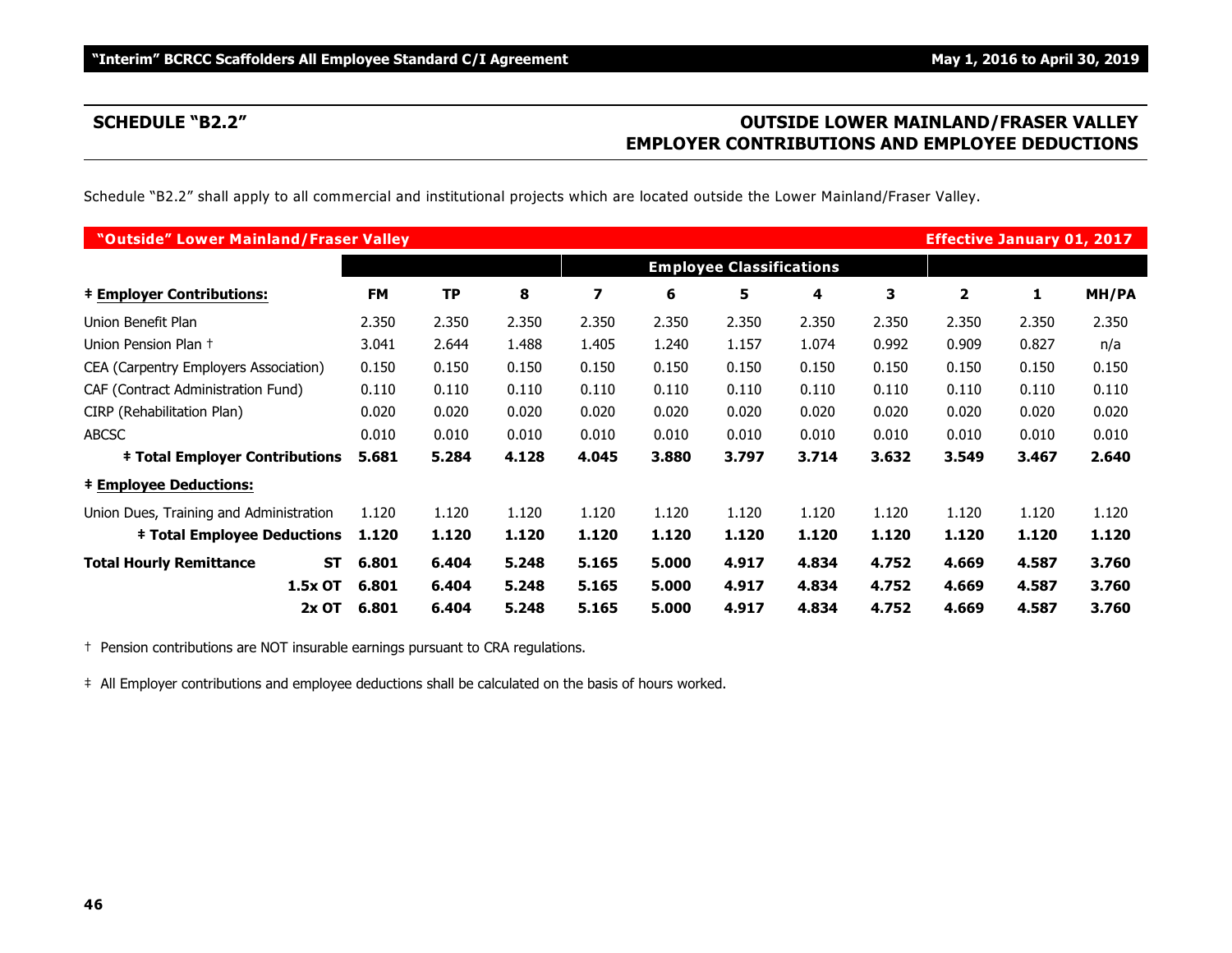## SCHEDULE "B2.2"

## OUTSIDE LOWER MAINLAND/FRASER VALLEY EMPLOYER CONTRIBUTIONS AND EMPLOYEE DEDUCTIONS

Schedule "B2.2" shall apply to all commercial and institutional projects which are located outside the Lower Mainland/Fraser Valley.

| **"Outside" Lower Mainland/Fraser Valley** | | | | | | | | | | | **Effective January 01, 2017** |
|---|---|---|---|---|---|---|---|---|---|---|---|
| | | | | **Employee Classifications** | | | | | | | |
| **‡ Employer Contributions:** | **FM** | **TP** | **8** | **7** | **6** | **5** | **4** | **3** | **2** | **1** | **MH/PA** |
| Union Benefit Plan | 2.350 | 2.350 | 2.350 | 2.350 | 2.350 | 2.350 | 2.350 | 2.350 | 2.350 | 2.350 | 2.350 |
| Union Pension Plan † | 3.041 | 2.644 | 1.488 | 1.405 | 1.240 | 1.157 | 1.074 | 0.992 | 0.909 | 0.827 | n/a |
| CEA (Carpentry Employers Association) | 0.150 | 0.150 | 0.150 | 0.150 | 0.150 | 0.150 | 0.150 | 0.150 | 0.150 | 0.150 | 0.150 |
| CAF (Contract Administration Fund) | 0.110 | 0.110 | 0.110 | 0.110 | 0.110 | 0.110 | 0.110 | 0.110 | 0.110 | 0.110 | 0.110 |
| CIRP (Rehabilitation Plan) | 0.020 | 0.020 | 0.020 | 0.020 | 0.020 | 0.020 | 0.020 | 0.020 | 0.020 | 0.020 | 0.020 |
| ABCSC | 0.010 | 0.010 | 0.010 | 0.010 | 0.010 | 0.010 | 0.010 | 0.010 | 0.010 | 0.010 | 0.010 |
| **‡ Total Employer Contributions** | **5.681** | **5.284** | **4.128** | **4.045** | **3.880** | **3.797** | **3.714** | **3.632** | **3.549** | **3.467** | **2.640** |
| **‡ Employee Deductions:** | | | | | | | | | | | |
| Union Dues, Training and Administration | 1.120 | 1.120 | 1.120 | 1.120 | 1.120 | 1.120 | 1.120 | 1.120 | 1.120 | 1.120 | 1.120 |
| **‡ Total Employee Deductions** | **1.120** | **1.120** | **1.120** | **1.120** | **1.120** | **1.120** | **1.120** | **1.120** | **1.120** | **1.120** | **1.120** |
| **Total Hourly Remittance ST** | **6.801** | **6.404** | **5.248** | **5.165** | **5.000** | **4.917** | **4.834** | **4.752** | **4.669** | **4.587** | **3.760** |
| **1.5x OT** | **6.801** | **6.404** | **5.248** | **5.165** | **5.000** | **4.917** | **4.834** | **4.752** | **4.669** | **4.587** | **3.760** |
| **2x OT** | **6.801** | **6.404** | **5.248** | **5.165** | **5.000** | **4.917** | **4.834** | **4.752** | **4.669** | **4.587** | **3.760** |

† Pension contributions are NOT insurable earnings pursuant to CRA regulations.

‡ All Employer contributions and employee deductions shall be calculated on the basis of hours worked.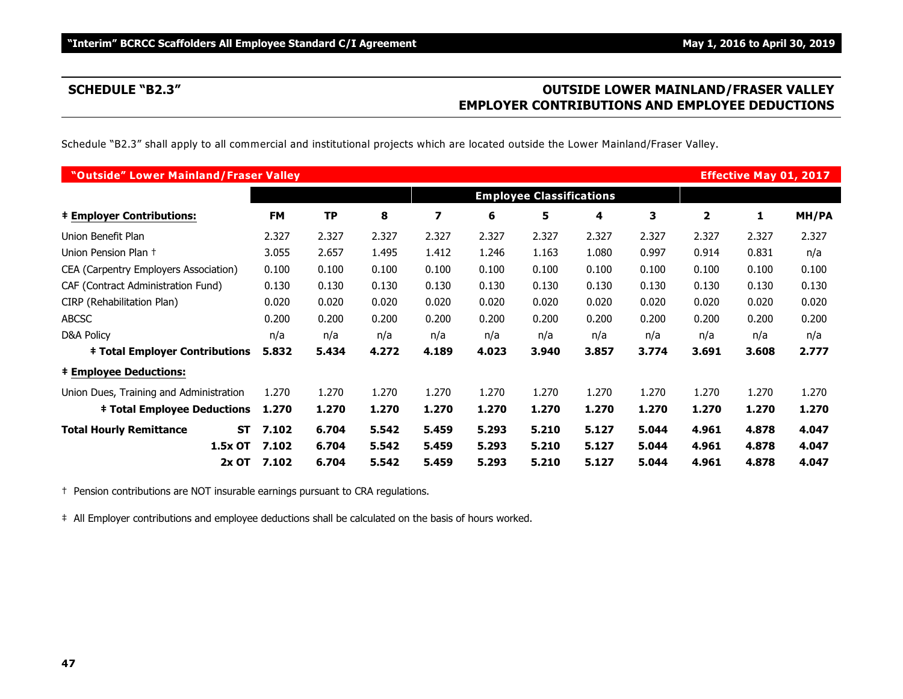## SCHEDULE "B2.3"

## OUTSIDE LOWER MAINLAND/FRASER VALLEY EMPLOYER CONTRIBUTIONS AND EMPLOYEE DEDUCTIONS

Schedule "B2.3" shall apply to all commercial and institutional projects which are located outside the Lower Mainland/Fraser Valley.

| "Outside" Lower Mainland/Fraser Valley | | | | | | | | | | | Effective May 01, 2017 |
|---|---|---|---|---|---|---|---|---|---|---|---|
| | | | | | | Employee Classifications | | | | | |
| **‡ Employer Contributions:** | **FM** | **TP** | **8** | **7** | **6** | **5** | **4** | **3** | **2** | **1** | **MH/PA** |
| Union Benefit Plan | 2.327 | 2.327 | 2.327 | 2.327 | 2.327 | 2.327 | 2.327 | 2.327 | 2.327 | 2.327 | 2.327 |
| Union Pension Plan † | 3.055 | 2.657 | 1.495 | 1.412 | 1.246 | 1.163 | 1.080 | 0.997 | 0.914 | 0.831 | n/a |
| CEA (Carpentry Employers Association) | 0.100 | 0.100 | 0.100 | 0.100 | 0.100 | 0.100 | 0.100 | 0.100 | 0.100 | 0.100 | 0.100 |
| CAF (Contract Administration Fund) | 0.130 | 0.130 | 0.130 | 0.130 | 0.130 | 0.130 | 0.130 | 0.130 | 0.130 | 0.130 | 0.130 |
| CIRP (Rehabilitation Plan) | 0.020 | 0.020 | 0.020 | 0.020 | 0.020 | 0.020 | 0.020 | 0.020 | 0.020 | 0.020 | 0.020 |
| ABCSC | 0.200 | 0.200 | 0.200 | 0.200 | 0.200 | 0.200 | 0.200 | 0.200 | 0.200 | 0.200 | 0.200 |
| D&A Policy | n/a | n/a | n/a | n/a | n/a | n/a | n/a | n/a | n/a | n/a | n/a |
| **‡ Total Employer Contributions** | **5.832** | **5.434** | **4.272** | **4.189** | **4.023** | **3.940** | **3.857** | **3.774** | **3.691** | **3.608** | **2.777** |
| **‡ Employee Deductions:** | | | | | | | | | | | |
| Union Dues, Training and Administration | 1.270 | 1.270 | 1.270 | 1.270 | 1.270 | 1.270 | 1.270 | 1.270 | 1.270 | 1.270 | 1.270 |
| **‡ Total Employee Deductions** | **1.270** | **1.270** | **1.270** | **1.270** | **1.270** | **1.270** | **1.270** | **1.270** | **1.270** | **1.270** | **1.270** |
| **Total Hourly Remittance ST** | **7.102** | **6.704** | **5.542** | **5.459** | **5.293** | **5.210** | **5.127** | **5.044** | **4.961** | **4.878** | **4.047** |
| **1.5x OT** | **7.102** | **6.704** | **5.542** | **5.459** | **5.293** | **5.210** | **5.127** | **5.044** | **4.961** | **4.878** | **4.047** |
| **2x OT** | **7.102** | **6.704** | **5.542** | **5.459** | **5.293** | **5.210** | **5.127** | **5.044** | **4.961** | **4.878** | **4.047** |

† Pension contributions are NOT insurable earnings pursuant to CRA regulations.

‡ All Employer contributions and employee deductions shall be calculated on the basis of hours worked.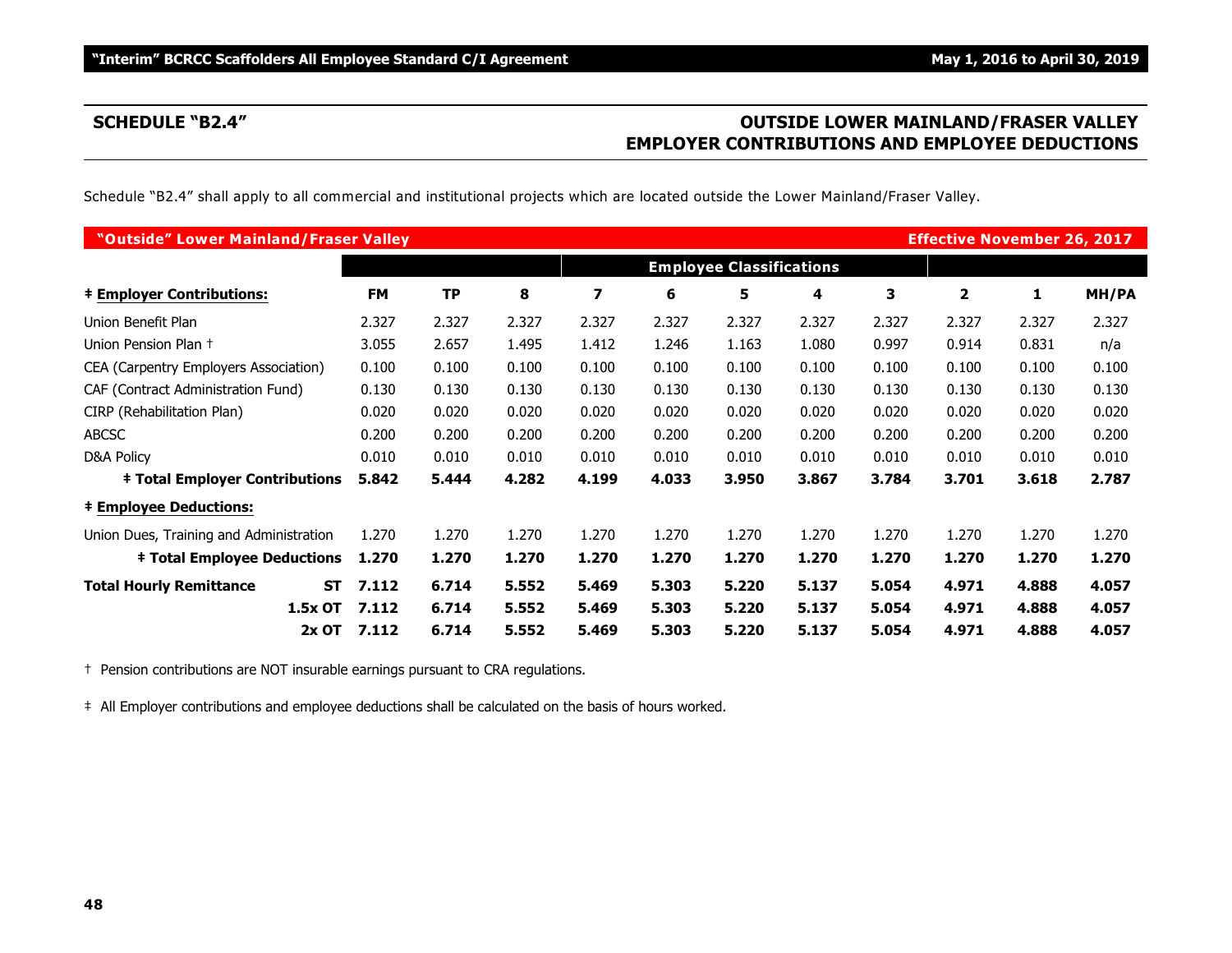## SCHEDULE "B2.4"

## OUTSIDE LOWER MAINLAND/FRASER VALLEY EMPLOYER CONTRIBUTIONS AND EMPLOYEE DEDUCTIONS

Schedule "B2.4" shall apply to all commercial and institutional projects which are located outside the Lower Mainland/Fraser Valley.

**"Outside" Lower Mainland/Fraser Valley** — **Effective November 26, 2017**

| | | | | | | **Employee Classifications** | | | | | |
|---|---|---|---|---|---|---|---|---|---|---|---|
| **‡ Employer Contributions:** | **FM** | **TP** | **8** | **7** | **6** | **5** | **4** | **3** | **2** | **1** | **MH/PA** |
| Union Benefit Plan | 2.327 | 2.327 | 2.327 | 2.327 | 2.327 | 2.327 | 2.327 | 2.327 | 2.327 | 2.327 | 2.327 |
| Union Pension Plan † | 3.055 | 2.657 | 1.495 | 1.412 | 1.246 | 1.163 | 1.080 | 0.997 | 0.914 | 0.831 | n/a |
| CEA (Carpentry Employers Association) | 0.100 | 0.100 | 0.100 | 0.100 | 0.100 | 0.100 | 0.100 | 0.100 | 0.100 | 0.100 | 0.100 |
| CAF (Contract Administration Fund) | 0.130 | 0.130 | 0.130 | 0.130 | 0.130 | 0.130 | 0.130 | 0.130 | 0.130 | 0.130 | 0.130 |
| CIRP (Rehabilitation Plan) | 0.020 | 0.020 | 0.020 | 0.020 | 0.020 | 0.020 | 0.020 | 0.020 | 0.020 | 0.020 | 0.020 |
| ABCSC | 0.200 | 0.200 | 0.200 | 0.200 | 0.200 | 0.200 | 0.200 | 0.200 | 0.200 | 0.200 | 0.200 |
| D&A Policy | 0.010 | 0.010 | 0.010 | 0.010 | 0.010 | 0.010 | 0.010 | 0.010 | 0.010 | 0.010 | 0.010 |
| **‡ Total Employer Contributions** | **5.842** | **5.444** | **4.282** | **4.199** | **4.033** | **3.950** | **3.867** | **3.784** | **3.701** | **3.618** | **2.787** |
| **‡ Employee Deductions:** | | | | | | | | | | | |
| Union Dues, Training and Administration | 1.270 | 1.270 | 1.270 | 1.270 | 1.270 | 1.270 | 1.270 | 1.270 | 1.270 | 1.270 | 1.270 |
| **‡ Total Employee Deductions** | **1.270** | **1.270** | **1.270** | **1.270** | **1.270** | **1.270** | **1.270** | **1.270** | **1.270** | **1.270** | **1.270** |
| **Total Hourly Remittance ST** | **7.112** | **6.714** | **5.552** | **5.469** | **5.303** | **5.220** | **5.137** | **5.054** | **4.971** | **4.888** | **4.057** |
| **1.5x OT** | **7.112** | **6.714** | **5.552** | **5.469** | **5.303** | **5.220** | **5.137** | **5.054** | **4.971** | **4.888** | **4.057** |
| **2x OT** | **7.112** | **6.714** | **5.552** | **5.469** | **5.303** | **5.220** | **5.137** | **5.054** | **4.971** | **4.888** | **4.057** |

† Pension contributions are NOT insurable earnings pursuant to CRA regulations.

‡ All Employer contributions and employee deductions shall be calculated on the basis of hours worked.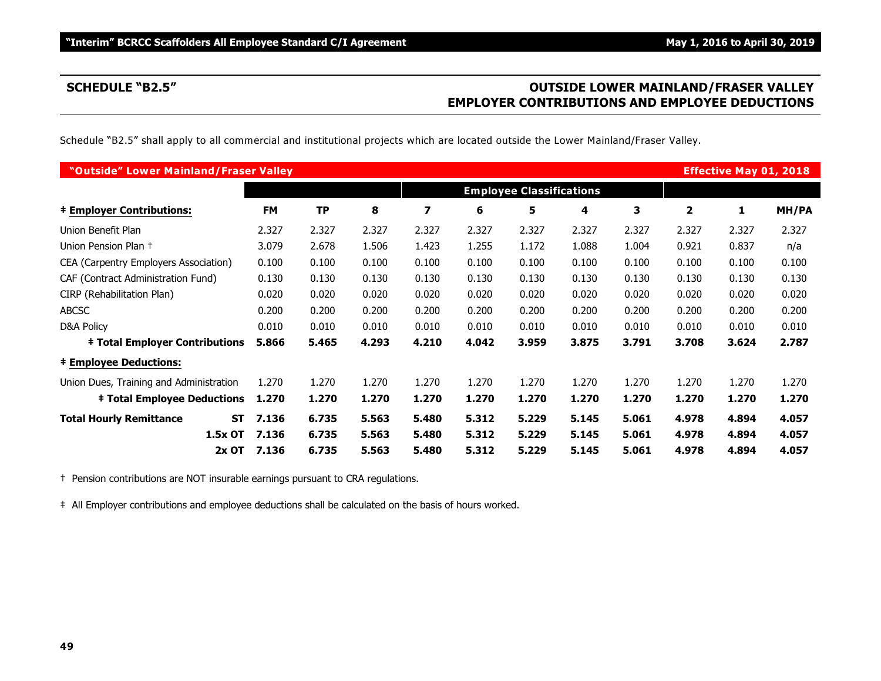## SCHEDULE "B2.5"

## OUTSIDE LOWER MAINLAND/FRASER VALLEY EMPLOYER CONTRIBUTIONS AND EMPLOYEE DEDUCTIONS

Schedule "B2.5" shall apply to all commercial and institutional projects which are located outside the Lower Mainland/Fraser Valley.

**"Outside" Lower Mainland/Fraser Valley** — **Effective May 01, 2018**

| | | | | | | Employee Classifications | | | | | |
|---|---|---|---|---|---|---|---|---|---|---|---|
| **‡ Employer Contributions:** | **FM** | **TP** | **8** | **7** | **6** | **5** | **4** | **3** | **2** | **1** | **MH/PA** |
| Union Benefit Plan | 2.327 | 2.327 | 2.327 | 2.327 | 2.327 | 2.327 | 2.327 | 2.327 | 2.327 | 2.327 | 2.327 |
| Union Pension Plan † | 3.079 | 2.678 | 1.506 | 1.423 | 1.255 | 1.172 | 1.088 | 1.004 | 0.921 | 0.837 | n/a |
| CEA (Carpentry Employers Association) | 0.100 | 0.100 | 0.100 | 0.100 | 0.100 | 0.100 | 0.100 | 0.100 | 0.100 | 0.100 | 0.100 |
| CAF (Contract Administration Fund) | 0.130 | 0.130 | 0.130 | 0.130 | 0.130 | 0.130 | 0.130 | 0.130 | 0.130 | 0.130 | 0.130 |
| CIRP (Rehabilitation Plan) | 0.020 | 0.020 | 0.020 | 0.020 | 0.020 | 0.020 | 0.020 | 0.020 | 0.020 | 0.020 | 0.020 |
| ABCSC | 0.200 | 0.200 | 0.200 | 0.200 | 0.200 | 0.200 | 0.200 | 0.200 | 0.200 | 0.200 | 0.200 |
| D&A Policy | 0.010 | 0.010 | 0.010 | 0.010 | 0.010 | 0.010 | 0.010 | 0.010 | 0.010 | 0.010 | 0.010 |
| **‡ Total Employer Contributions** | **5.866** | **5.465** | **4.293** | **4.210** | **4.042** | **3.959** | **3.875** | **3.791** | **3.708** | **3.624** | **2.787** |
| **‡ Employee Deductions:** | | | | | | | | | | | |
| Union Dues, Training and Administration | 1.270 | 1.270 | 1.270 | 1.270 | 1.270 | 1.270 | 1.270 | 1.270 | 1.270 | 1.270 | 1.270 |
| **‡ Total Employee Deductions** | **1.270** | **1.270** | **1.270** | **1.270** | **1.270** | **1.270** | **1.270** | **1.270** | **1.270** | **1.270** | **1.270** |
| **Total Hourly Remittance ST** | **7.136** | **6.735** | **5.563** | **5.480** | **5.312** | **5.229** | **5.145** | **5.061** | **4.978** | **4.894** | **4.057** |
| **1.5x OT** | **7.136** | **6.735** | **5.563** | **5.480** | **5.312** | **5.229** | **5.145** | **5.061** | **4.978** | **4.894** | **4.057** |
| **2x OT** | **7.136** | **6.735** | **5.563** | **5.480** | **5.312** | **5.229** | **5.145** | **5.061** | **4.978** | **4.894** | **4.057** |

† Pension contributions are NOT insurable earnings pursuant to CRA regulations.

‡ All Employer contributions and employee deductions shall be calculated on the basis of hours worked.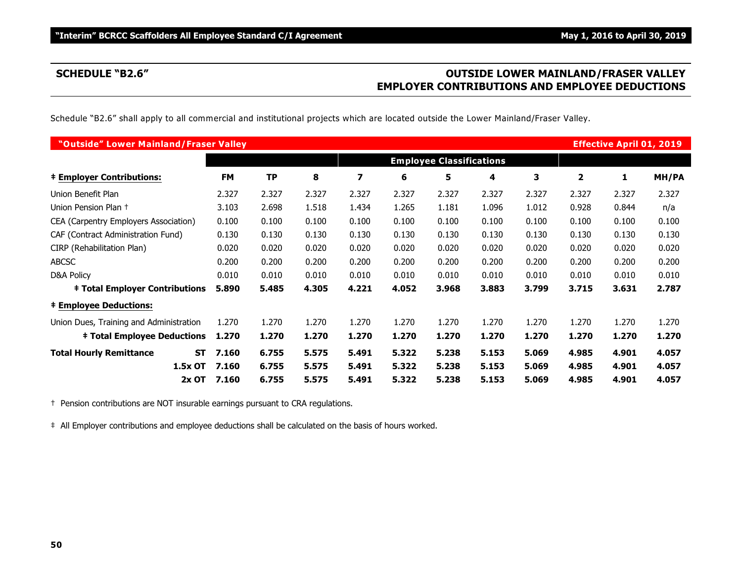## SCHEDULE "B2.6"

## OUTSIDE LOWER MAINLAND/FRASER VALLEY EMPLOYER CONTRIBUTIONS AND EMPLOYEE DEDUCTIONS

Schedule "B2.6" shall apply to all commercial and institutional projects which are located outside the Lower Mainland/Fraser Valley.

**"Outside" Lower Mainland/Fraser Valley** — **Effective April 01, 2019**

| | | | | Employee Classifications | | | | | | | |
|---|---|---|---|---|---|---|---|---|---|---|---|
| **‡ Employer Contributions:** | **FM** | **TP** | **8** | **7** | **6** | **5** | **4** | **3** | **2** | **1** | **MH/PA** |
| Union Benefit Plan | 2.327 | 2.327 | 2.327 | 2.327 | 2.327 | 2.327 | 2.327 | 2.327 | 2.327 | 2.327 | 2.327 |
| Union Pension Plan † | 3.103 | 2.698 | 1.518 | 1.434 | 1.265 | 1.181 | 1.096 | 1.012 | 0.928 | 0.844 | n/a |
| CEA (Carpentry Employers Association) | 0.100 | 0.100 | 0.100 | 0.100 | 0.100 | 0.100 | 0.100 | 0.100 | 0.100 | 0.100 | 0.100 |
| CAF (Contract Administration Fund) | 0.130 | 0.130 | 0.130 | 0.130 | 0.130 | 0.130 | 0.130 | 0.130 | 0.130 | 0.130 | 0.130 |
| CIRP (Rehabilitation Plan) | 0.020 | 0.020 | 0.020 | 0.020 | 0.020 | 0.020 | 0.020 | 0.020 | 0.020 | 0.020 | 0.020 |
| ABCSC | 0.200 | 0.200 | 0.200 | 0.200 | 0.200 | 0.200 | 0.200 | 0.200 | 0.200 | 0.200 | 0.200 |
| D&A Policy | 0.010 | 0.010 | 0.010 | 0.010 | 0.010 | 0.010 | 0.010 | 0.010 | 0.010 | 0.010 | 0.010 |
| **‡ Total Employer Contributions** | **5.890** | **5.485** | **4.305** | **4.221** | **4.052** | **3.968** | **3.883** | **3.799** | **3.715** | **3.631** | **2.787** |
| **‡ Employee Deductions:** | | | | | | | | | | | |
| Union Dues, Training and Administration | 1.270 | 1.270 | 1.270 | 1.270 | 1.270 | 1.270 | 1.270 | 1.270 | 1.270 | 1.270 | 1.270 |
| **‡ Total Employee Deductions** | **1.270** | **1.270** | **1.270** | **1.270** | **1.270** | **1.270** | **1.270** | **1.270** | **1.270** | **1.270** | **1.270** |
| **Total Hourly Remittance ST** | **7.160** | **6.755** | **5.575** | **5.491** | **5.322** | **5.238** | **5.153** | **5.069** | **4.985** | **4.901** | **4.057** |
| **1.5x OT** | **7.160** | **6.755** | **5.575** | **5.491** | **5.322** | **5.238** | **5.153** | **5.069** | **4.985** | **4.901** | **4.057** |
| **2x OT** | **7.160** | **6.755** | **5.575** | **5.491** | **5.322** | **5.238** | **5.153** | **5.069** | **4.985** | **4.901** | **4.057** |

† Pension contributions are NOT insurable earnings pursuant to CRA regulations.

‡ All Employer contributions and employee deductions shall be calculated on the basis of hours worked.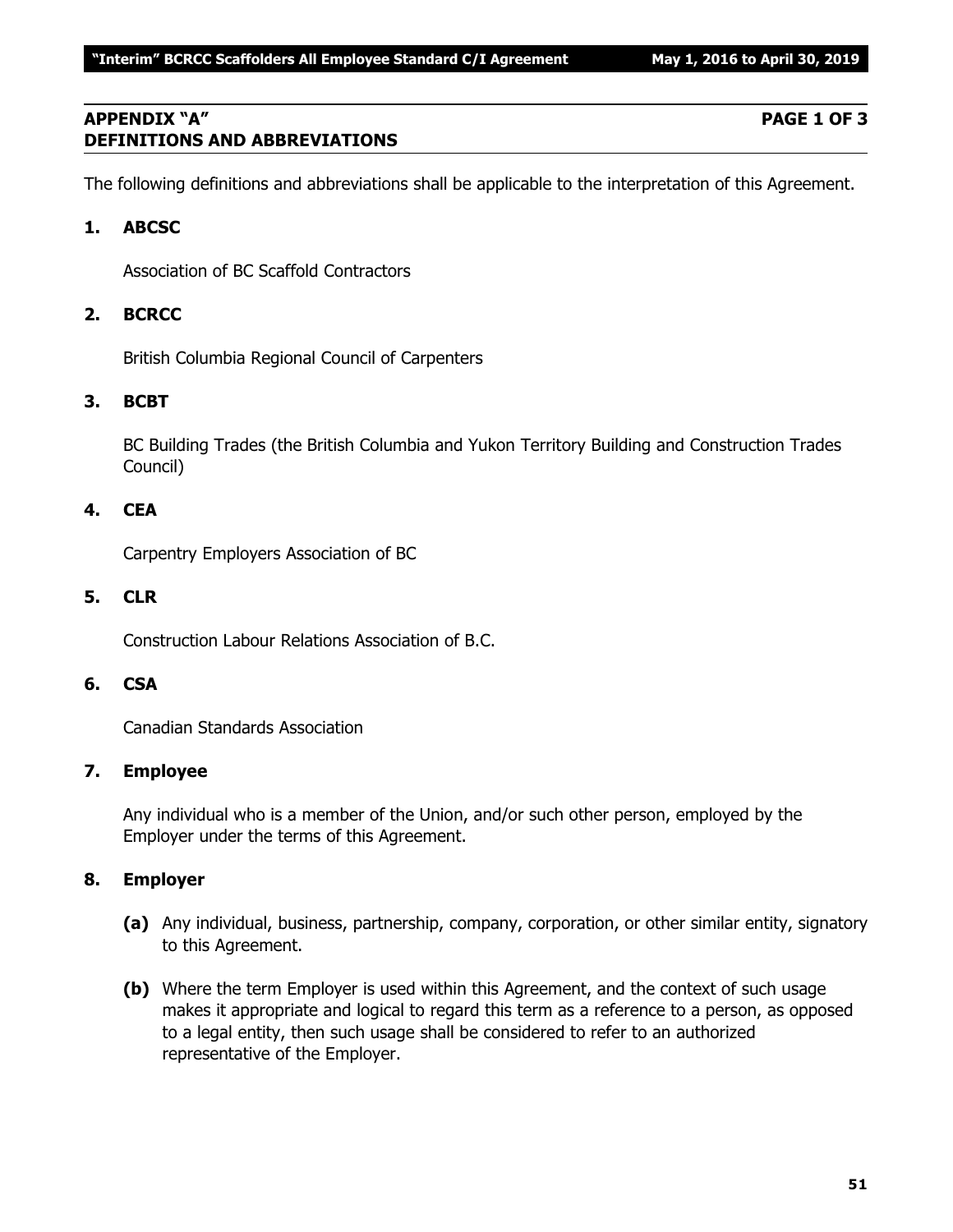## APPENDIX "A" — PAGE 1 OF 3
## DEFINITIONS AND ABBREVIATIONS

The following definitions and abbreviations shall be applicable to the interpretation of this Agreement.

**1. ABCSC**

Association of BC Scaffold Contractors

**2. BCRCC**

British Columbia Regional Council of Carpenters

**3. BCBT**

BC Building Trades (the British Columbia and Yukon Territory Building and Construction Trades Council)

**4. CEA**

Carpentry Employers Association of BC

**5. CLR**

Construction Labour Relations Association of B.C.

**6. CSA**

Canadian Standards Association

**7. Employee**

Any individual who is a member of the Union, and/or such other person, employed by the Employer under the terms of this Agreement.

**8. Employer**

**(a)** Any individual, business, partnership, company, corporation, or other similar entity, signatory to this Agreement.

**(b)** Where the term Employer is used within this Agreement, and the context of such usage makes it appropriate and logical to regard this term as a reference to a person, as opposed to a legal entity, then such usage shall be considered to refer to an authorized representative of the Employer.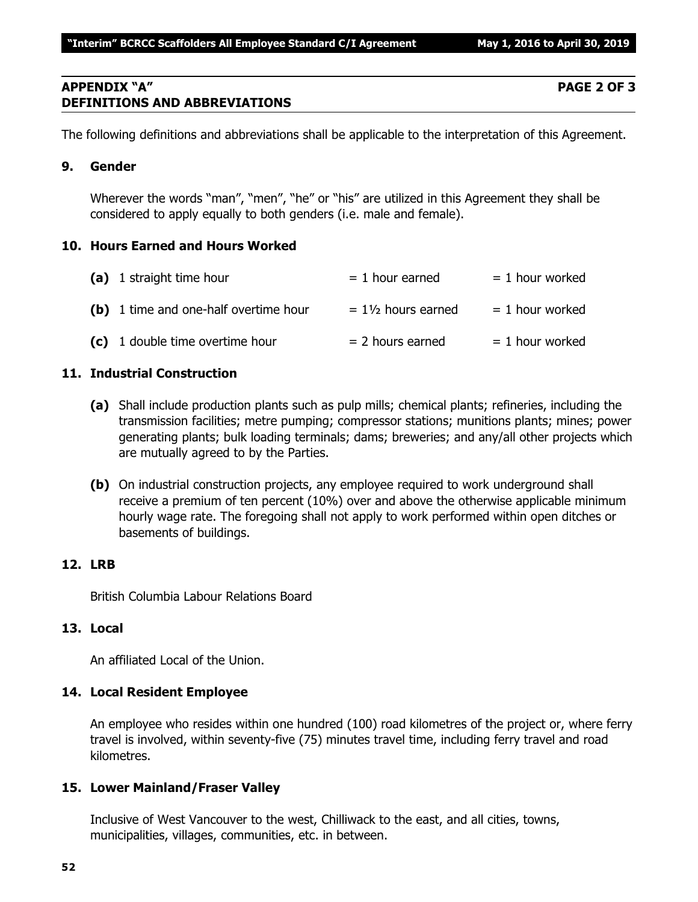## APPENDIX "A" PAGE 2 OF 3
## DEFINITIONS AND ABBREVIATIONS

The following definitions and abbreviations shall be applicable to the interpretation of this Agreement.

### 9. Gender

Wherever the words "man", "men", "he" or "his" are utilized in this Agreement they shall be considered to apply equally to both genders (i.e. male and female).

### 10. Hours Earned and Hours Worked

| | | |
|---|---|---|
| **(a)** 1 straight time hour | = 1 hour earned | = 1 hour worked |
| **(b)** 1 time and one-half overtime hour | = 1½ hours earned | = 1 hour worked |
| **(c)** 1 double time overtime hour | = 2 hours earned | = 1 hour worked |

### 11. Industrial Construction

**(a)** Shall include production plants such as pulp mills; chemical plants; refineries, including the transmission facilities; metre pumping; compressor stations; munitions plants; mines; power generating plants; bulk loading terminals; dams; breweries; and any/all other projects which are mutually agreed to by the Parties.

**(b)** On industrial construction projects, any employee required to work underground shall receive a premium of ten percent (10%) over and above the otherwise applicable minimum hourly wage rate. The foregoing shall not apply to work performed within open ditches or basements of buildings.

### 12. LRB

British Columbia Labour Relations Board

### 13. Local

An affiliated Local of the Union.

### 14. Local Resident Employee

An employee who resides within one hundred (100) road kilometres of the project or, where ferry travel is involved, within seventy-five (75) minutes travel time, including ferry travel and road kilometres.

### 15. Lower Mainland/Fraser Valley

Inclusive of West Vancouver to the west, Chilliwack to the east, and all cities, towns, municipalities, villages, communities, etc. in between.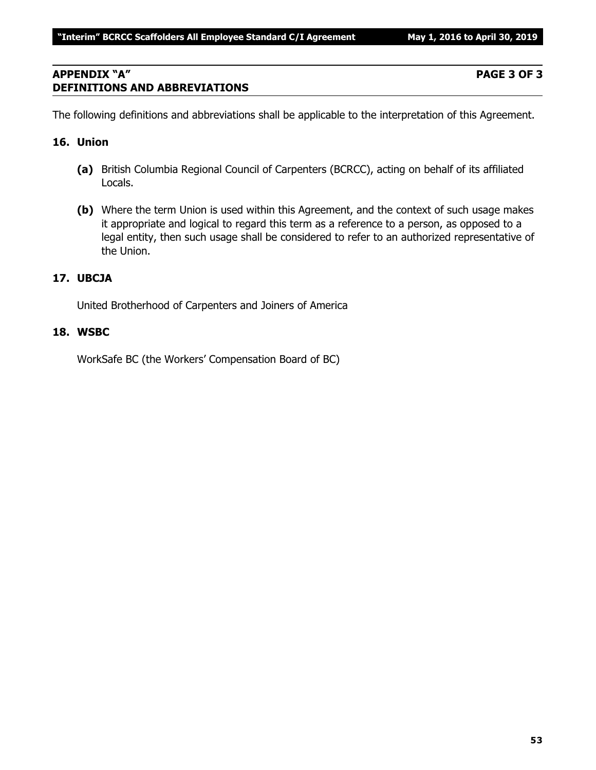## APPENDIX "A" PAGE 3 OF 3
## DEFINITIONS AND ABBREVIATIONS

The following definitions and abbreviations shall be applicable to the interpretation of this Agreement.

### 16. Union

**(a)** British Columbia Regional Council of Carpenters (BCRCC), acting on behalf of its affiliated Locals.

**(b)** Where the term Union is used within this Agreement, and the context of such usage makes it appropriate and logical to regard this term as a reference to a person, as opposed to a legal entity, then such usage shall be considered to refer to an authorized representative of the Union.

### 17. UBCJA

United Brotherhood of Carpenters and Joiners of America

### 18. WSBC

WorkSafe BC (the Workers' Compensation Board of BC)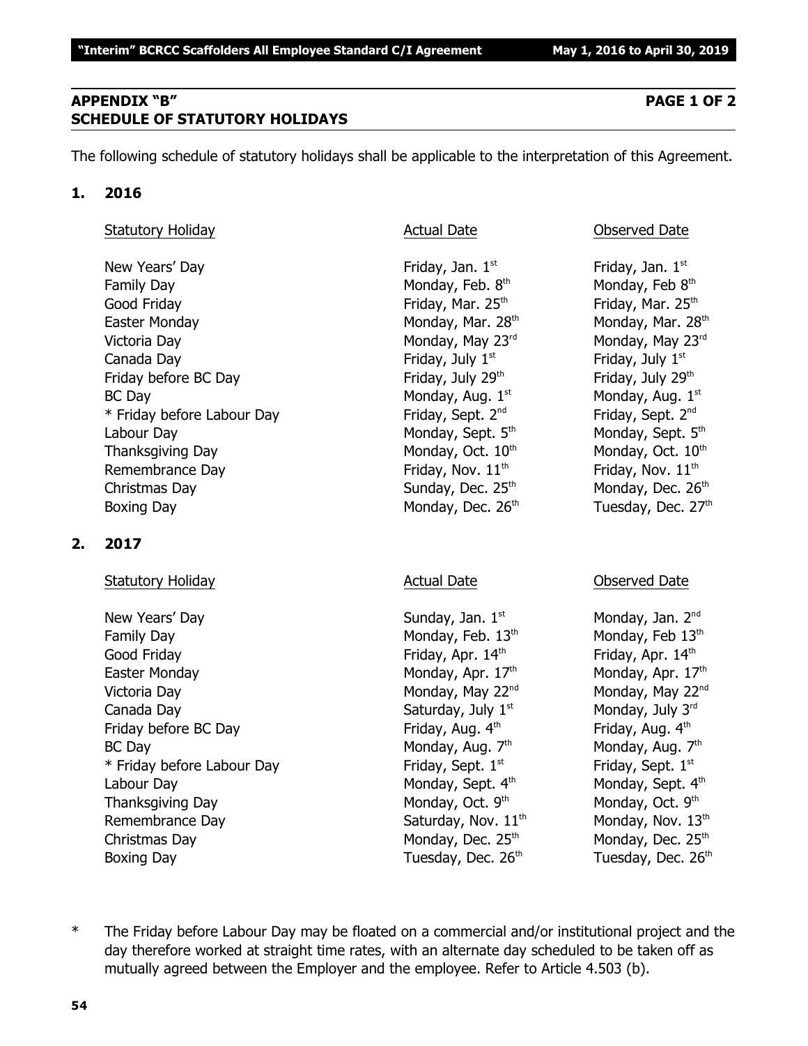## APPENDIX "B" PAGE 1 OF 2
## SCHEDULE OF STATUTORY HOLIDAYS

The following schedule of statutory holidays shall be applicable to the interpretation of this Agreement.

### 1. 2016

| Statutory Holiday | Actual Date | Observed Date |
|---|---|---|
| New Years' Day | Friday, Jan. 1st | Friday, Jan. 1st |
| Family Day | Monday, Feb. 8th | Monday, Feb 8th |
| Good Friday | Friday, Mar. 25th | Friday, Mar. 25th |
| Easter Monday | Monday, Mar. 28th | Monday, Mar. 28th |
| Victoria Day | Monday, May 23rd | Monday, May 23rd |
| Canada Day | Friday, July 1st | Friday, July 1st |
| Friday before BC Day | Friday, July 29th | Friday, July 29th |
| BC Day | Monday, Aug. 1st | Monday, Aug. 1st |
| * Friday before Labour Day | Friday, Sept. 2nd | Friday, Sept. 2nd |
| Labour Day | Monday, Sept. 5th | Monday, Sept. 5th |
| Thanksgiving Day | Monday, Oct. 10th | Monday, Oct. 10th |
| Remembrance Day | Friday, Nov. 11th | Friday, Nov. 11th |
| Christmas Day | Sunday, Dec. 25th | Monday, Dec. 26th |
| Boxing Day | Monday, Dec. 26th | Tuesday, Dec. 27th |

### 2. 2017

| Statutory Holiday | Actual Date | Observed Date |
|---|---|---|
| New Years' Day | Sunday, Jan. 1st | Monday, Jan. 2nd |
| Family Day | Monday, Feb. 13th | Monday, Feb 13th |
| Good Friday | Friday, Apr. 14th | Friday, Apr. 14th |
| Easter Monday | Monday, Apr. 17th | Monday, Apr. 17th |
| Victoria Day | Monday, May 22nd | Monday, May 22nd |
| Canada Day | Saturday, July 1st | Monday, July 3rd |
| Friday before BC Day | Friday, Aug. 4th | Friday, Aug. 4th |
| BC Day | Monday, Aug. 7th | Monday, Aug. 7th |
| * Friday before Labour Day | Friday, Sept. 1st | Friday, Sept. 1st |
| Labour Day | Monday, Sept. 4th | Monday, Sept. 4th |
| Thanksgiving Day | Monday, Oct. 9th | Monday, Oct. 9th |
| Remembrance Day | Saturday, Nov. 11th | Monday, Nov. 13th |
| Christmas Day | Monday, Dec. 25th | Monday, Dec. 25th |
| Boxing Day | Tuesday, Dec. 26th | Tuesday, Dec. 26th |

\* The Friday before Labour Day may be floated on a commercial and/or institutional project and the day therefore worked at straight time rates, with an alternate day scheduled to be taken off as mutually agreed between the Employer and the employee. Refer to Article 4.503 (b).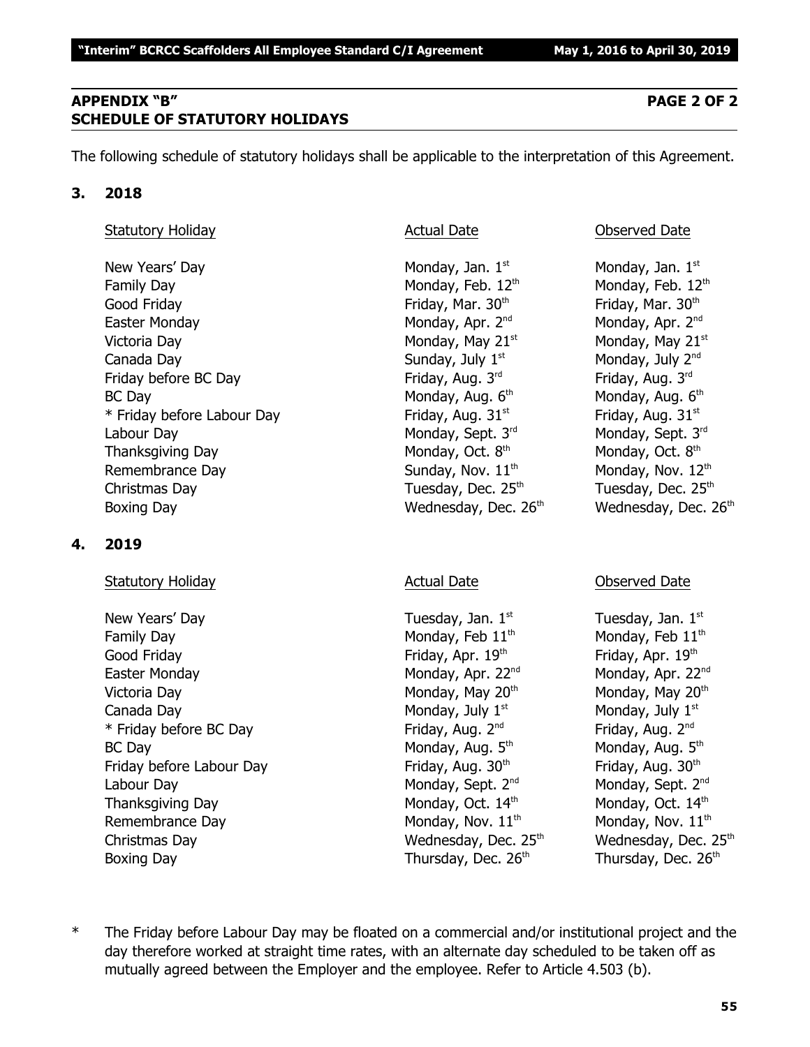## APPENDIX "B" PAGE 2 OF 2
## SCHEDULE OF STATUTORY HOLIDAYS

The following schedule of statutory holidays shall be applicable to the interpretation of this Agreement.

### 3. 2018

| Statutory Holiday | Actual Date | Observed Date |
|---|---|---|
| New Years' Day | Monday, Jan. 1st | Monday, Jan. 1st |
| Family Day | Monday, Feb. 12th | Monday, Feb. 12th |
| Good Friday | Friday, Mar. 30th | Friday, Mar. 30th |
| Easter Monday | Monday, Apr. 2nd | Monday, Apr. 2nd |
| Victoria Day | Monday, May 21st | Monday, May 21st |
| Canada Day | Sunday, July 1st | Monday, July 2nd |
| Friday before BC Day | Friday, Aug. 3rd | Friday, Aug. 3rd |
| BC Day | Monday, Aug. 6th | Monday, Aug. 6th |
| * Friday before Labour Day | Friday, Aug. 31st | Friday, Aug. 31st |
| Labour Day | Monday, Sept. 3rd | Monday, Sept. 3rd |
| Thanksgiving Day | Monday, Oct. 8th | Monday, Oct. 8th |
| Remembrance Day | Sunday, Nov. 11th | Monday, Nov. 12th |
| Christmas Day | Tuesday, Dec. 25th | Tuesday, Dec. 25th |
| Boxing Day | Wednesday, Dec. 26th | Wednesday, Dec. 26th |

### 4. 2019

| Statutory Holiday | Actual Date | Observed Date |
|---|---|---|
| New Years' Day | Tuesday, Jan. 1st | Tuesday, Jan. 1st |
| Family Day | Monday, Feb 11th | Monday, Feb 11th |
| Good Friday | Friday, Apr. 19th | Friday, Apr. 19th |
| Easter Monday | Monday, Apr. 22nd | Monday, Apr. 22nd |
| Victoria Day | Monday, May 20th | Monday, May 20th |
| Canada Day | Monday, July 1st | Monday, July 1st |
| * Friday before BC Day | Friday, Aug. 2nd | Friday, Aug. 2nd |
| BC Day | Monday, Aug. 5th | Monday, Aug. 5th |
| Friday before Labour Day | Friday, Aug. 30th | Friday, Aug. 30th |
| Labour Day | Monday, Sept. 2nd | Monday, Sept. 2nd |
| Thanksgiving Day | Monday, Oct. 14th | Monday, Oct. 14th |
| Remembrance Day | Monday, Nov. 11th | Monday, Nov. 11th |
| Christmas Day | Wednesday, Dec. 25th | Wednesday, Dec. 25th |
| Boxing Day | Thursday, Dec. 26th | Thursday, Dec. 26th |

\* The Friday before Labour Day may be floated on a commercial and/or institutional project and the day therefore worked at straight time rates, with an alternate day scheduled to be taken off as mutually agreed between the Employer and the employee. Refer to Article 4.503 (b).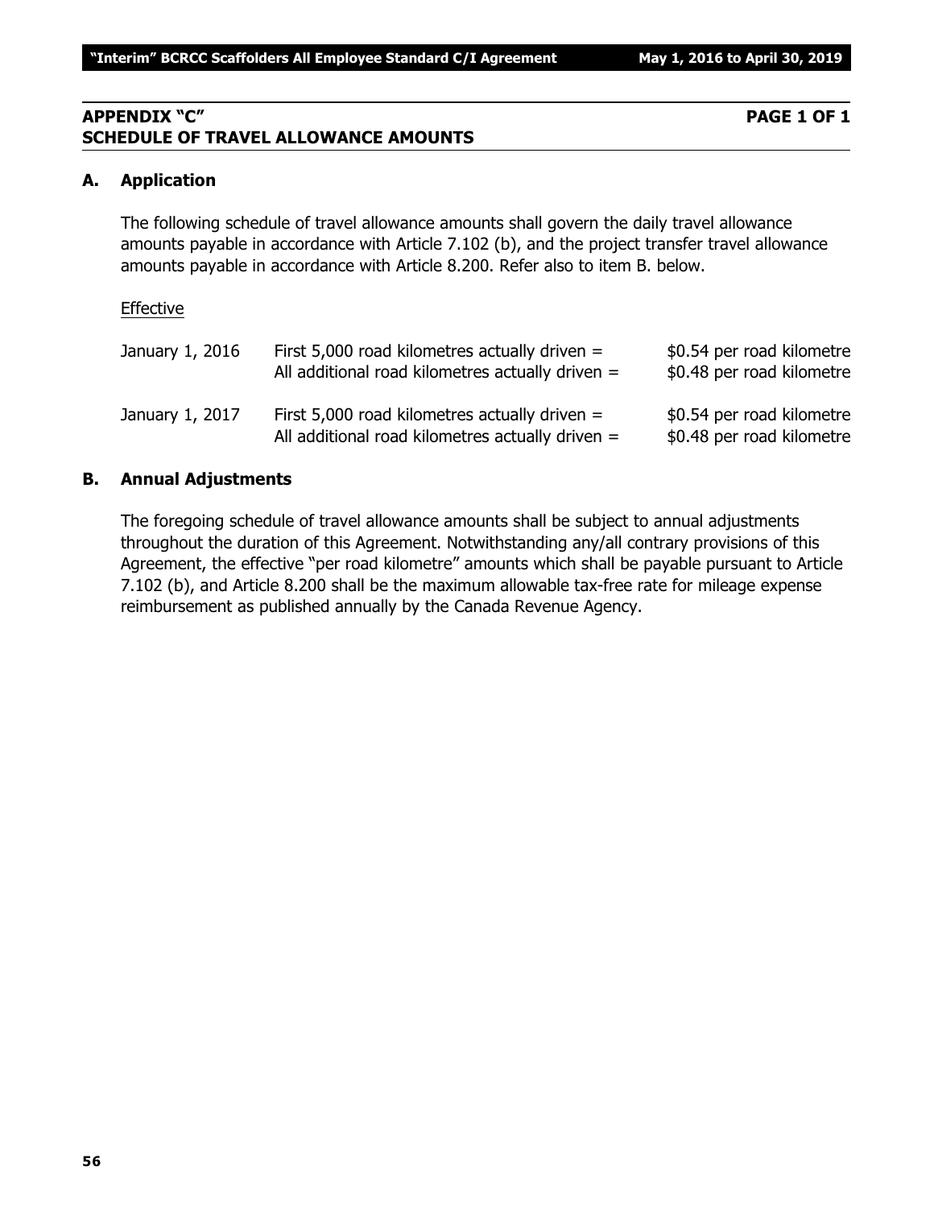## APPENDIX "C" PAGE 1 OF 1
## SCHEDULE OF TRAVEL ALLOWANCE AMOUNTS

### A. Application

The following schedule of travel allowance amounts shall govern the daily travel allowance amounts payable in accordance with Article 7.102 (b), and the project transfer travel allowance amounts payable in accordance with Article 8.200. Refer also to item B. below.

Effective

| | | |
|---|---|---|
| January 1, 2016 | First 5,000 road kilometres actually driven = | $0.54 per road kilometre |
| | All additional road kilometres actually driven = | $0.48 per road kilometre |
| January 1, 2017 | First 5,000 road kilometres actually driven = | $0.54 per road kilometre |
| | All additional road kilometres actually driven = | $0.48 per road kilometre |

### B. Annual Adjustments

The foregoing schedule of travel allowance amounts shall be subject to annual adjustments throughout the duration of this Agreement. Notwithstanding any/all contrary provisions of this Agreement, the effective "per road kilometre" amounts which shall be payable pursuant to Article 7.102 (b), and Article 8.200 shall be the maximum allowable tax-free rate for mileage expense reimbursement as published annually by the Canada Revenue Agency.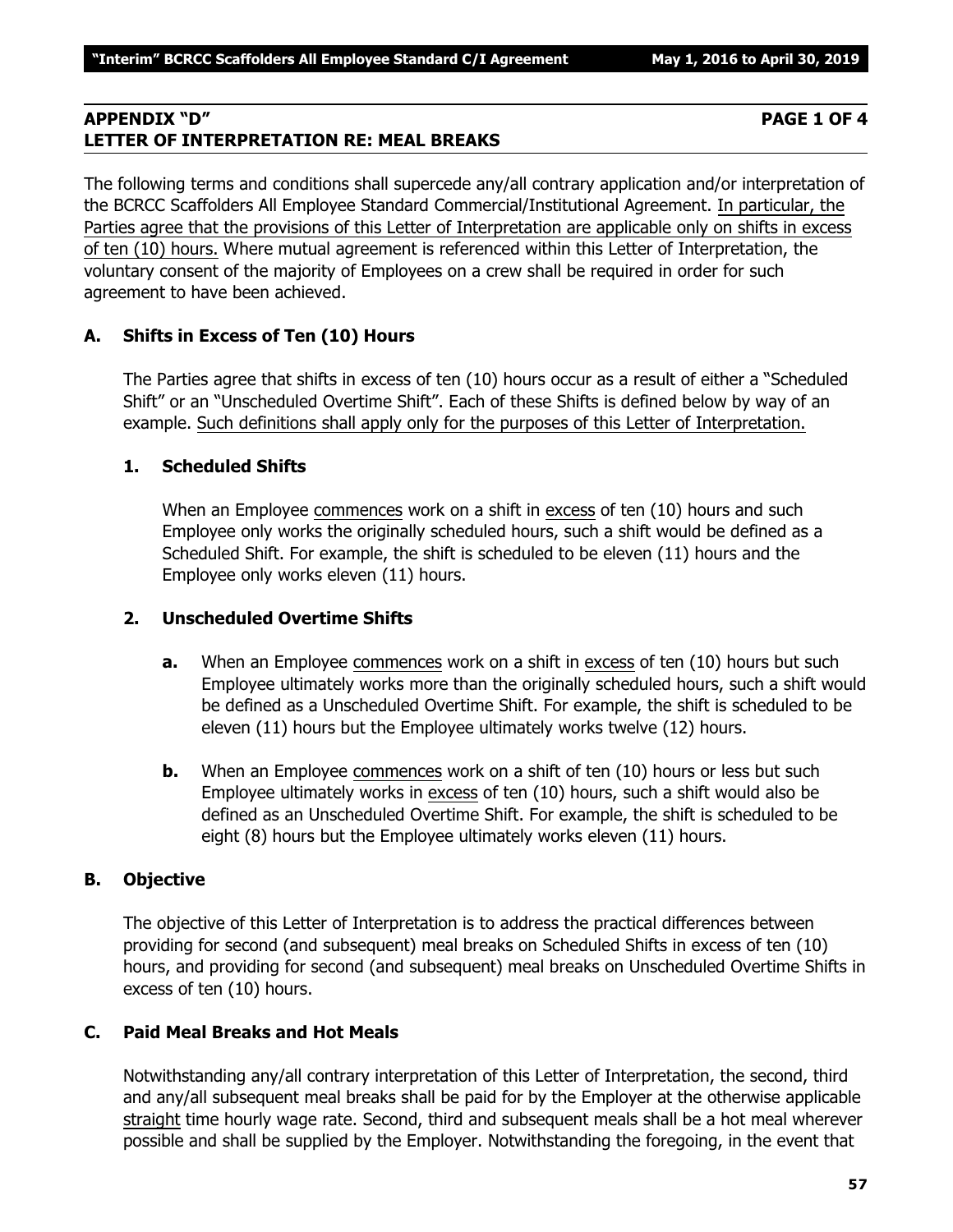## APPENDIX "D" PAGE 1 OF 4
## LETTER OF INTERPRETATION RE: MEAL BREAKS

The following terms and conditions shall supercede any/all contrary application and/or interpretation of the BCRCC Scaffolders All Employee Standard Commercial/Institutional Agreement. <u>In particular, the Parties agree that the provisions of this Letter of Interpretation are applicable only on shifts in excess of ten (10) hours.</u> Where mutual agreement is referenced within this Letter of Interpretation, the voluntary consent of the majority of Employees on a crew shall be required in order for such agreement to have been achieved.

### A. Shifts in Excess of Ten (10) Hours

The Parties agree that shifts in excess of ten (10) hours occur as a result of either a "Scheduled Shift" or an "Unscheduled Overtime Shift". Each of these Shifts is defined below by way of an example. <u>Such definitions shall apply only for the purposes of this Letter of Interpretation.</u>

#### 1. Scheduled Shifts

When an Employee <u>commences</u> work on a shift in <u>excess</u> of ten (10) hours and such Employee only works the originally scheduled hours, such a shift would be defined as a Scheduled Shift. For example, the shift is scheduled to be eleven (11) hours and the Employee only works eleven (11) hours.

#### 2. Unscheduled Overtime Shifts

**a.** When an Employee <u>commences</u> work on a shift in <u>excess</u> of ten (10) hours but such Employee ultimately works more than the originally scheduled hours, such a shift would be defined as a Unscheduled Overtime Shift. For example, the shift is scheduled to be eleven (11) hours but the Employee ultimately works twelve (12) hours.

**b.** When an Employee <u>commences</u> work on a shift of ten (10) hours or less but such Employee ultimately works in <u>excess</u> of ten (10) hours, such a shift would also be defined as an Unscheduled Overtime Shift. For example, the shift is scheduled to be eight (8) hours but the Employee ultimately works eleven (11) hours.

### B. Objective

The objective of this Letter of Interpretation is to address the practical differences between providing for second (and subsequent) meal breaks on Scheduled Shifts in excess of ten (10) hours, and providing for second (and subsequent) meal breaks on Unscheduled Overtime Shifts in excess of ten (10) hours.

### C. Paid Meal Breaks and Hot Meals

Notwithstanding any/all contrary interpretation of this Letter of Interpretation, the second, third and any/all subsequent meal breaks shall be paid for by the Employer at the otherwise applicable <u>straight</u> time hourly wage rate. Second, third and subsequent meals shall be a hot meal wherever possible and shall be supplied by the Employer. Notwithstanding the foregoing, in the event that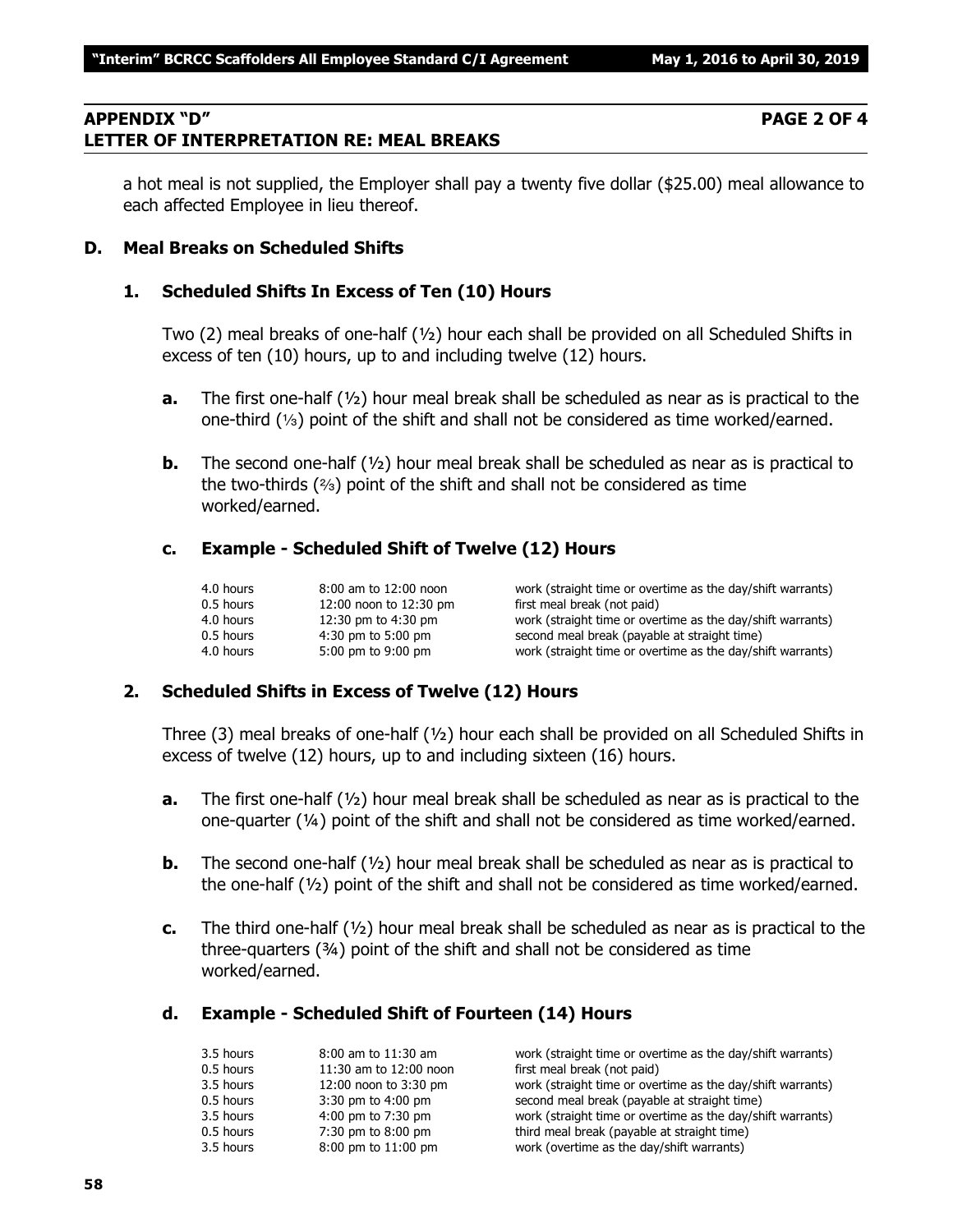## APPENDIX "D" PAGE 2 OF 4
## LETTER OF INTERPRETATION RE: MEAL BREAKS

a hot meal is not supplied, the Employer shall pay a twenty five dollar ($25.00) meal allowance to each affected Employee in lieu thereof.

### D. Meal Breaks on Scheduled Shifts

#### 1. Scheduled Shifts In Excess of Ten (10) Hours

Two (2) meal breaks of one-half (½) hour each shall be provided on all Scheduled Shifts in excess of ten (10) hours, up to and including twelve (12) hours.

**a.** The first one-half (½) hour meal break shall be scheduled as near as is practical to the one-third (⅓) point of the shift and shall not be considered as time worked/earned.

**b.** The second one-half (½) hour meal break shall be scheduled as near as is practical to the two-thirds (⅔) point of the shift and shall not be considered as time worked/earned.

**c. Example - Scheduled Shift of Twelve (12) Hours**

| | | |
|---|---|---|
| 4.0 hours | 8:00 am to 12:00 noon | work (straight time or overtime as the day/shift warrants) |
| 0.5 hours | 12:00 noon to 12:30 pm | first meal break (not paid) |
| 4.0 hours | 12:30 pm to 4:30 pm | work (straight time or overtime as the day/shift warrants) |
| 0.5 hours | 4:30 pm to 5:00 pm | second meal break (payable at straight time) |
| 4.0 hours | 5:00 pm to 9:00 pm | work (straight time or overtime as the day/shift warrants) |

#### 2. Scheduled Shifts in Excess of Twelve (12) Hours

Three (3) meal breaks of one-half (½) hour each shall be provided on all Scheduled Shifts in excess of twelve (12) hours, up to and including sixteen (16) hours.

**a.** The first one-half (½) hour meal break shall be scheduled as near as is practical to the one-quarter (¼) point of the shift and shall not be considered as time worked/earned.

**b.** The second one-half (½) hour meal break shall be scheduled as near as is practical to the one-half (½) point of the shift and shall not be considered as time worked/earned.

**c.** The third one-half (½) hour meal break shall be scheduled as near as is practical to the three-quarters (¾) point of the shift and shall not be considered as time worked/earned.

**d. Example - Scheduled Shift of Fourteen (14) Hours**

| | | |
|---|---|---|
| 3.5 hours | 8:00 am to 11:30 am | work (straight time or overtime as the day/shift warrants) |
| 0.5 hours | 11:30 am to 12:00 noon | first meal break (not paid) |
| 3.5 hours | 12:00 noon to 3:30 pm | work (straight time or overtime as the day/shift warrants) |
| 0.5 hours | 3:30 pm to 4:00 pm | second meal break (payable at straight time) |
| 3.5 hours | 4:00 pm to 7:30 pm | work (straight time or overtime as the day/shift warrants) |
| 0.5 hours | 7:30 pm to 8:00 pm | third meal break (payable at straight time) |
| 3.5 hours | 8:00 pm to 11:00 pm | work (overtime as the day/shift warrants) |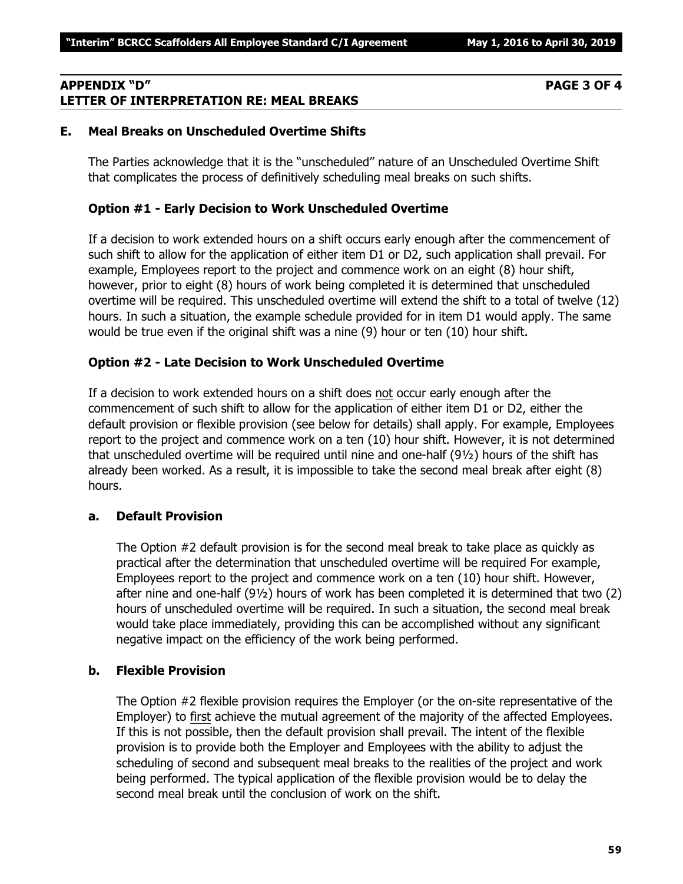## APPENDIX "D" PAGE 3 OF 4
## LETTER OF INTERPRETATION RE: MEAL BREAKS

### E. Meal Breaks on Unscheduled Overtime Shifts

The Parties acknowledge that it is the "unscheduled" nature of an Unscheduled Overtime Shift that complicates the process of definitively scheduling meal breaks on such shifts.

#### Option #1 - Early Decision to Work Unscheduled Overtime

If a decision to work extended hours on a shift occurs early enough after the commencement of such shift to allow for the application of either item D1 or D2, such application shall prevail. For example, Employees report to the project and commence work on an eight (8) hour shift, however, prior to eight (8) hours of work being completed it is determined that unscheduled overtime will be required. This unscheduled overtime will extend the shift to a total of twelve (12) hours. In such a situation, the example schedule provided for in item D1 would apply. The same would be true even if the original shift was a nine (9) hour or ten (10) hour shift.

#### Option #2 - Late Decision to Work Unscheduled Overtime

If a decision to work extended hours on a shift does not occur early enough after the commencement of such shift to allow for the application of either item D1 or D2, either the default provision or flexible provision (see below for details) shall apply. For example, Employees report to the project and commence work on a ten (10) hour shift. However, it is not determined that unscheduled overtime will be required until nine and one-half (9½) hours of the shift has already been worked. As a result, it is impossible to take the second meal break after eight (8) hours.

#### a. Default Provision

The Option #2 default provision is for the second meal break to take place as quickly as practical after the determination that unscheduled overtime will be required For example, Employees report to the project and commence work on a ten (10) hour shift. However, after nine and one-half (9½) hours of work has been completed it is determined that two (2) hours of unscheduled overtime will be required. In such a situation, the second meal break would take place immediately, providing this can be accomplished without any significant negative impact on the efficiency of the work being performed.

#### b. Flexible Provision

The Option #2 flexible provision requires the Employer (or the on-site representative of the Employer) to first achieve the mutual agreement of the majority of the affected Employees. If this is not possible, then the default provision shall prevail. The intent of the flexible provision is to provide both the Employer and Employees with the ability to adjust the scheduling of second and subsequent meal breaks to the realities of the project and work being performed. The typical application of the flexible provision would be to delay the second meal break until the conclusion of work on the shift.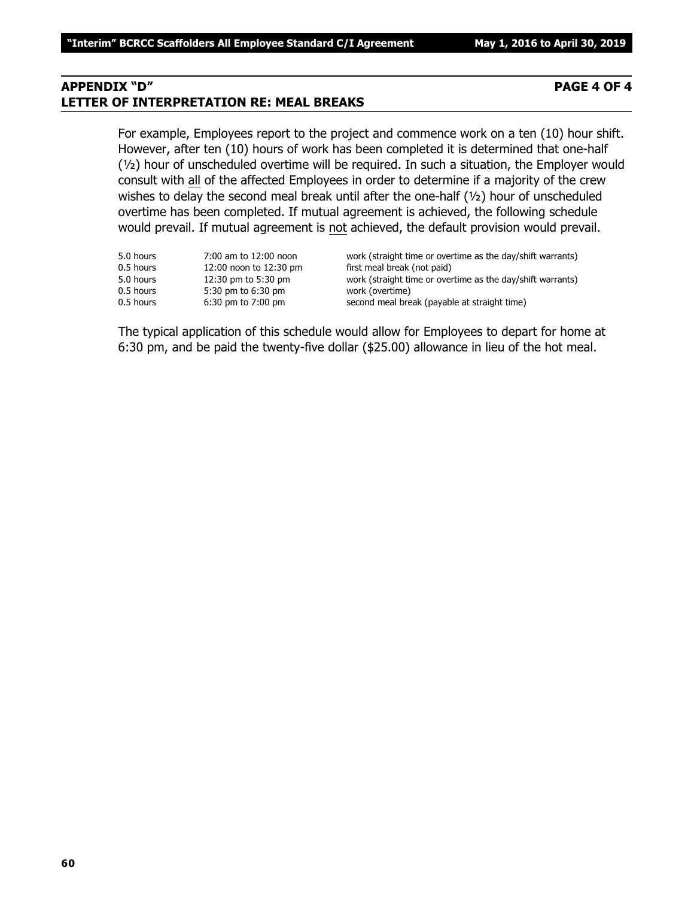## APPENDIX "D" PAGE 4 OF 4
## LETTER OF INTERPRETATION RE: MEAL BREAKS

For example, Employees report to the project and commence work on a ten (10) hour shift. However, after ten (10) hours of work has been completed it is determined that one-half (½) hour of unscheduled overtime will be required. In such a situation, the Employer would consult with all of the affected Employees in order to determine if a majority of the crew wishes to delay the second meal break until after the one-half (½) hour of unscheduled overtime has been completed. If mutual agreement is achieved, the following schedule would prevail. If mutual agreement is not achieved, the default provision would prevail.

| | | |
|---|---|---|
| 5.0 hours | 7:00 am to 12:00 noon | work (straight time or overtime as the day/shift warrants) |
| 0.5 hours | 12:00 noon to 12:30 pm | first meal break (not paid) |
| 5.0 hours | 12:30 pm to 5:30 pm | work (straight time or overtime as the day/shift warrants) |
| 0.5 hours | 5:30 pm to 6:30 pm | work (overtime) |
| 0.5 hours | 6:30 pm to 7:00 pm | second meal break (payable at straight time) |

The typical application of this schedule would allow for Employees to depart for home at 6:30 pm, and be paid the twenty-five dollar ($25.00) allowance in lieu of the hot meal.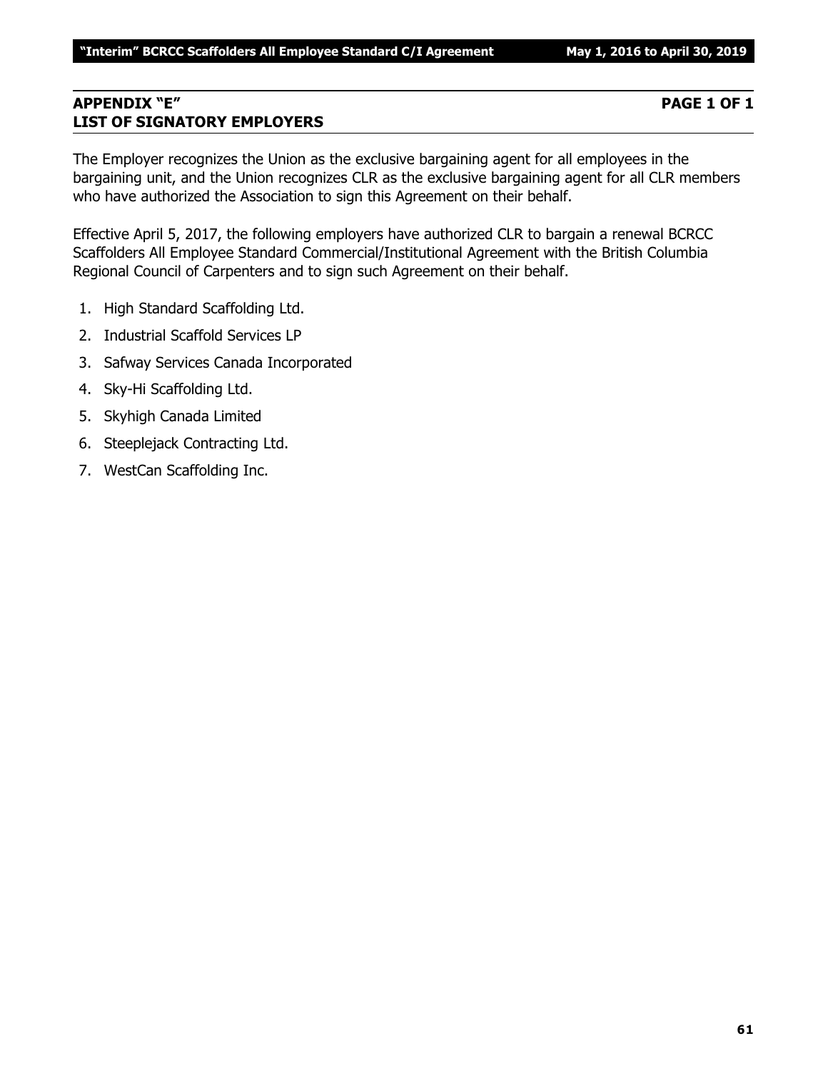## APPENDIX "E" PAGE 1 OF 1
## LIST OF SIGNATORY EMPLOYERS

The Employer recognizes the Union as the exclusive bargaining agent for all employees in the bargaining unit, and the Union recognizes CLR as the exclusive bargaining agent for all CLR members who have authorized the Association to sign this Agreement on their behalf.

Effective April 5, 2017, the following employers have authorized CLR to bargain a renewal BCRCC Scaffolders All Employee Standard Commercial/Institutional Agreement with the British Columbia Regional Council of Carpenters and to sign such Agreement on their behalf.

1. High Standard Scaffolding Ltd.
2. Industrial Scaffold Services LP
3. Safway Services Canada Incorporated
4. Sky-Hi Scaffolding Ltd.
5. Skyhigh Canada Limited
6. Steeplejack Contracting Ltd.
7. WestCan Scaffolding Inc.